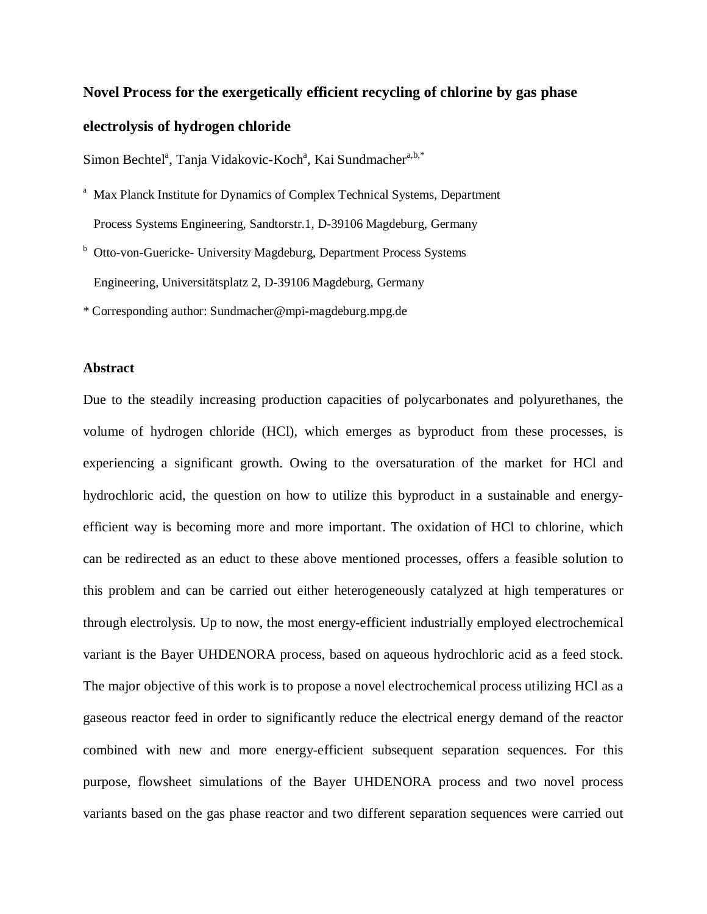# Novel Process for the exergetically efficient recycling of chlorine by gas phase electrolysis of hydrogen chloride

Simon Bechtel[a], Tanja Vidakovic-Koch[a], Kai Sundmacher[a,b,*]

[a] Max Planck Institute for Dynamics of Complex Technical Systems, Department Process Systems Engineering, Sandtorstr.1, D-39106 Magdeburg, Germany

[b] Otto-von-Guericke- University Magdeburg, Department Process Systems Engineering, Universitätsplatz 2, D-39106 Magdeburg, Germany

\* Corresponding author: Sundmacher@mpi-magdeburg.mpg.de

## Abstract

Due to the steadily increasing production capacities of polycarbonates and polyurethanes, the volume of hydrogen chloride (HCl), which emerges as byproduct from these processes, is experiencing a significant growth. Owing to the oversaturation of the market for HCl and hydrochloric acid, the question on how to utilize this byproduct in a sustainable and energy-efficient way is becoming more and more important. The oxidation of HCl to chlorine, which can be redirected as an educt to these above mentioned processes, offers a feasible solution to this problem and can be carried out either heterogeneously catalyzed at high temperatures or through electrolysis. Up to now, the most energy-efficient industrially employed electrochemical variant is the Bayer UHDENORA process, based on aqueous hydrochloric acid as a feed stock. The major objective of this work is to propose a novel electrochemical process utilizing HCl as a gaseous reactor feed in order to significantly reduce the electrical energy demand of the reactor combined with new and more energy-efficient subsequent separation sequences. For this purpose, flowsheet simulations of the Bayer UHDENORA process and two novel process variants based on the gas phase reactor and two different separation sequences were carried out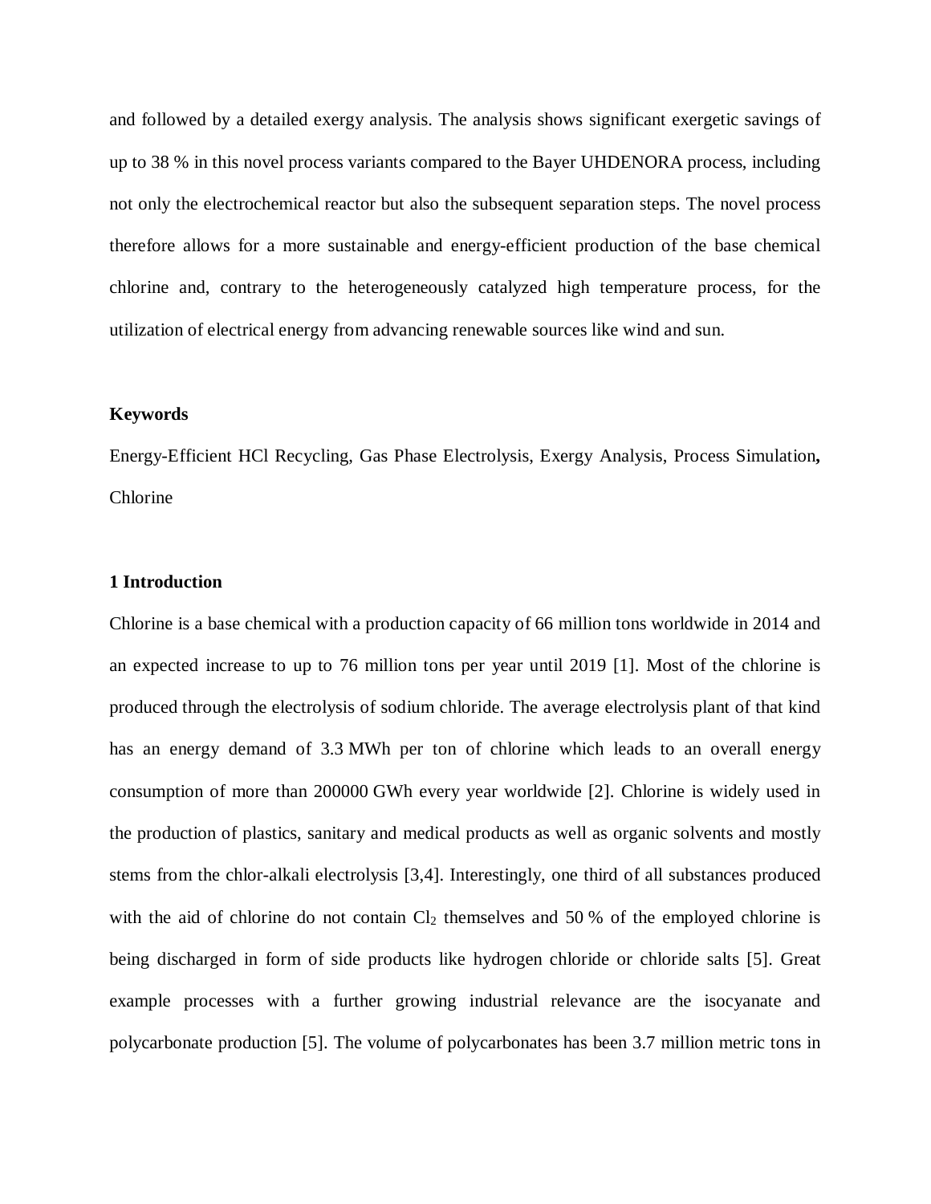and followed by a detailed exergy analysis. The analysis shows significant exergetic savings of up to 38 % in this novel process variants compared to the Bayer UHDENORA process, including not only the electrochemical reactor but also the subsequent separation steps. The novel process therefore allows for a more sustainable and energy-efficient production of the base chemical chlorine and, contrary to the heterogeneously catalyzed high temperature process, for the utilization of electrical energy from advancing renewable sources like wind and sun.

**Keywords**

Energy-Efficient HCl Recycling, Gas Phase Electrolysis, Exergy Analysis, Process Simulation**,** Chlorine

## 1 Introduction

Chlorine is a base chemical with a production capacity of 66 million tons worldwide in 2014 and an expected increase to up to 76 million tons per year until 2019 [1]. Most of the chlorine is produced through the electrolysis of sodium chloride. The average electrolysis plant of that kind has an energy demand of 3.3 MWh per ton of chlorine which leads to an overall energy consumption of more than 200000 GWh every year worldwide [2]. Chlorine is widely used in the production of plastics, sanitary and medical products as well as organic solvents and mostly stems from the chlor-alkali electrolysis [3,4]. Interestingly, one third of all substances produced with the aid of chlorine do not contain $Cl_2$ themselves and 50 % of the employed chlorine is being discharged in form of side products like hydrogen chloride or chloride salts [5]. Great example processes with a further growing industrial relevance are the isocyanate and polycarbonate production [5]. The volume of polycarbonates has been 3.7 million metric tons in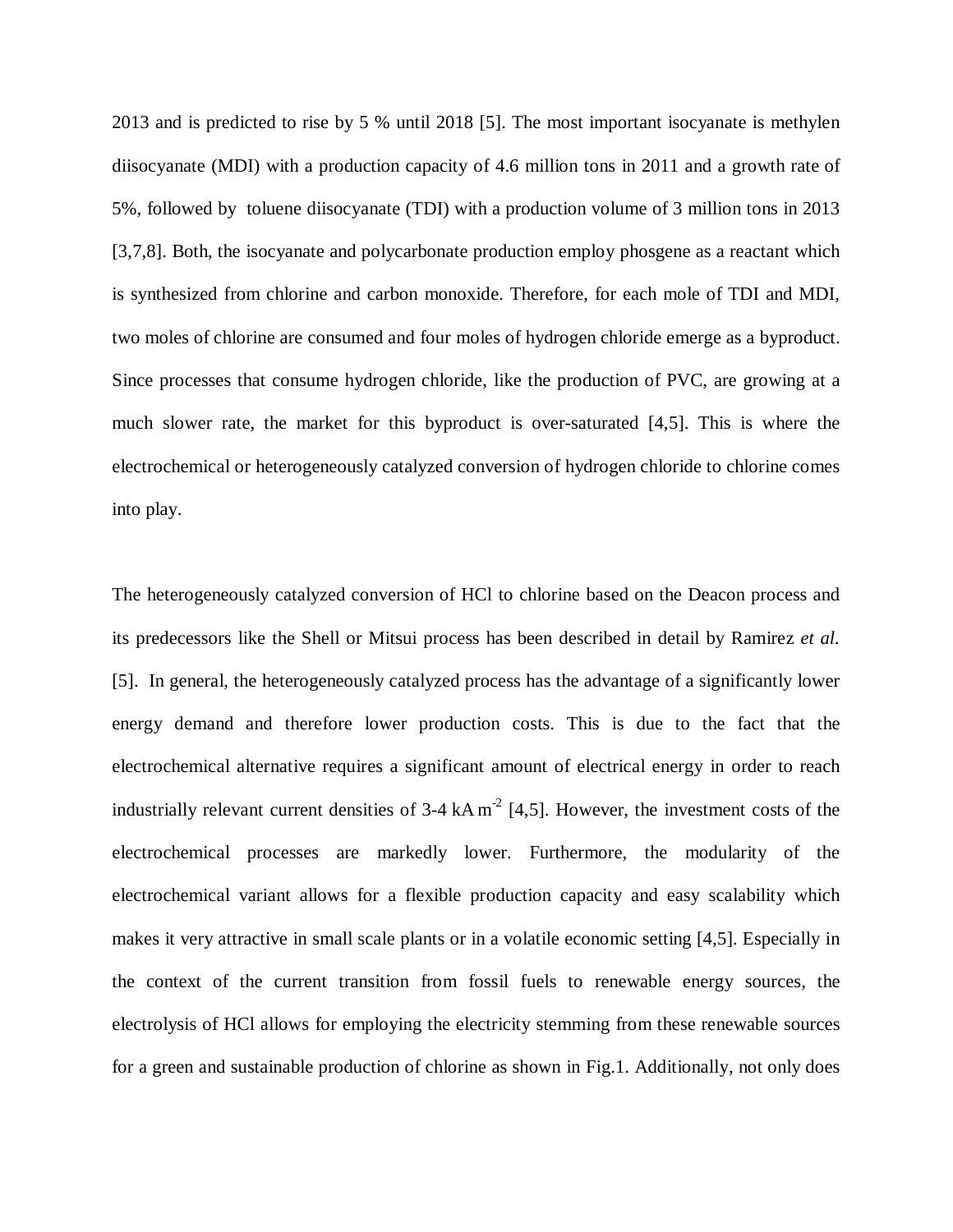2013 and is predicted to rise by 5 % until 2018 [5]. The most important isocyanate is methylen diisocyanate (MDI) with a production capacity of 4.6 million tons in 2011 and a growth rate of 5%, followed by toluene diisocyanate (TDI) with a production volume of 3 million tons in 2013 [3,7,8]. Both, the isocyanate and polycarbonate production employ phosgene as a reactant which is synthesized from chlorine and carbon monoxide. Therefore, for each mole of TDI and MDI, two moles of chlorine are consumed and four moles of hydrogen chloride emerge as a byproduct. Since processes that consume hydrogen chloride, like the production of PVC, are growing at a much slower rate, the market for this byproduct is over-saturated [4,5]. This is where the electrochemical or heterogeneously catalyzed conversion of hydrogen chloride to chlorine comes into play.

The heterogeneously catalyzed conversion of HCl to chlorine based on the Deacon process and its predecessors like the Shell or Mitsui process has been described in detail by Ramirez *et al.* [5]. In general, the heterogeneously catalyzed process has the advantage of a significantly lower energy demand and therefore lower production costs. This is due to the fact that the electrochemical alternative requires a significant amount of electrical energy in order to reach industrially relevant current densities of 3-4 $kA\,m^{-2}$ [4,5]. However, the investment costs of the electrochemical processes are markedly lower. Furthermore, the modularity of the electrochemical variant allows for a flexible production capacity and easy scalability which makes it very attractive in small scale plants or in a volatile economic setting [4,5]. Especially in the context of the current transition from fossil fuels to renewable energy sources, the electrolysis of HCl allows for employing the electricity stemming from these renewable sources for a green and sustainable production of chlorine as shown in Fig.1. Additionally, not only does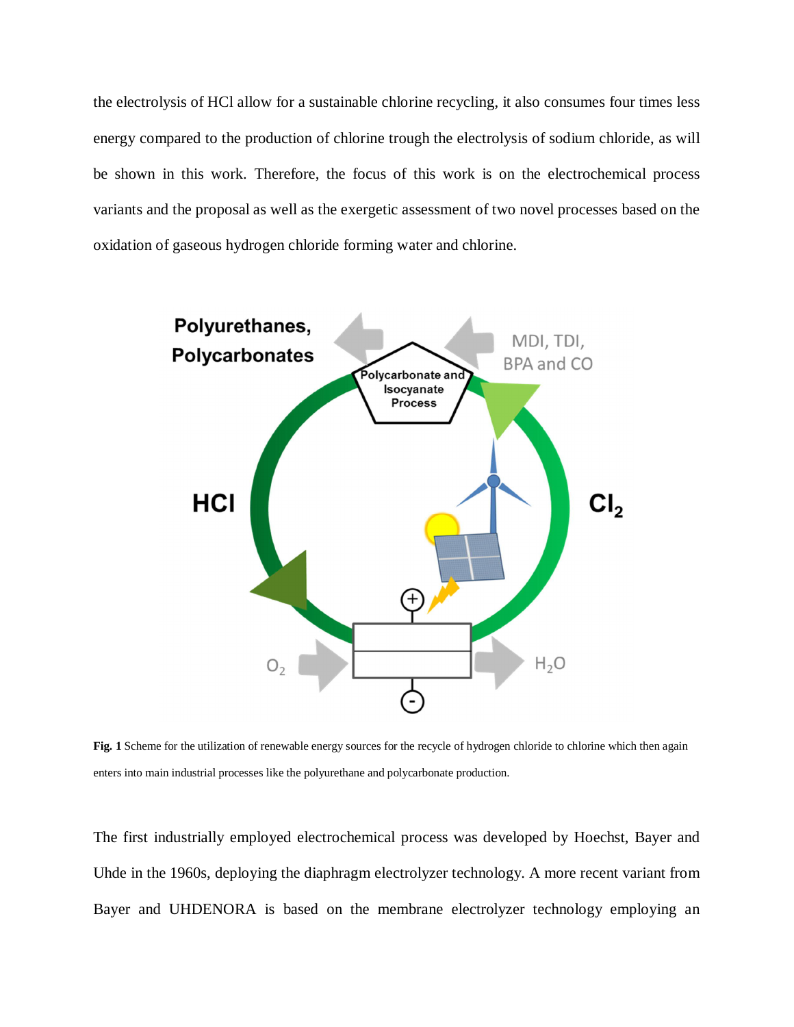the electrolysis of HCl allow for a sustainable chlorine recycling, it also consumes four times less energy compared to the production of chlorine trough the electrolysis of sodium chloride, as will be shown in this work. Therefore, the focus of this work is on the electrochemical process variants and the proposal as well as the exergetic assessment of two novel processes based on the oxidation of gaseous hydrogen chloride forming water and chlorine.

**Fig. 1** Scheme for the utilization of renewable energy sources for the recycle of hydrogen chloride to chlorine which then again enters into main industrial processes like the polyurethane and polycarbonate production.

The first industrially employed electrochemical process was developed by Hoechst, Bayer and Uhde in the 1960s, deploying the diaphragm electrolyzer technology. A more recent variant from Bayer and UHDENORA is based on the membrane electrolyzer technology employing an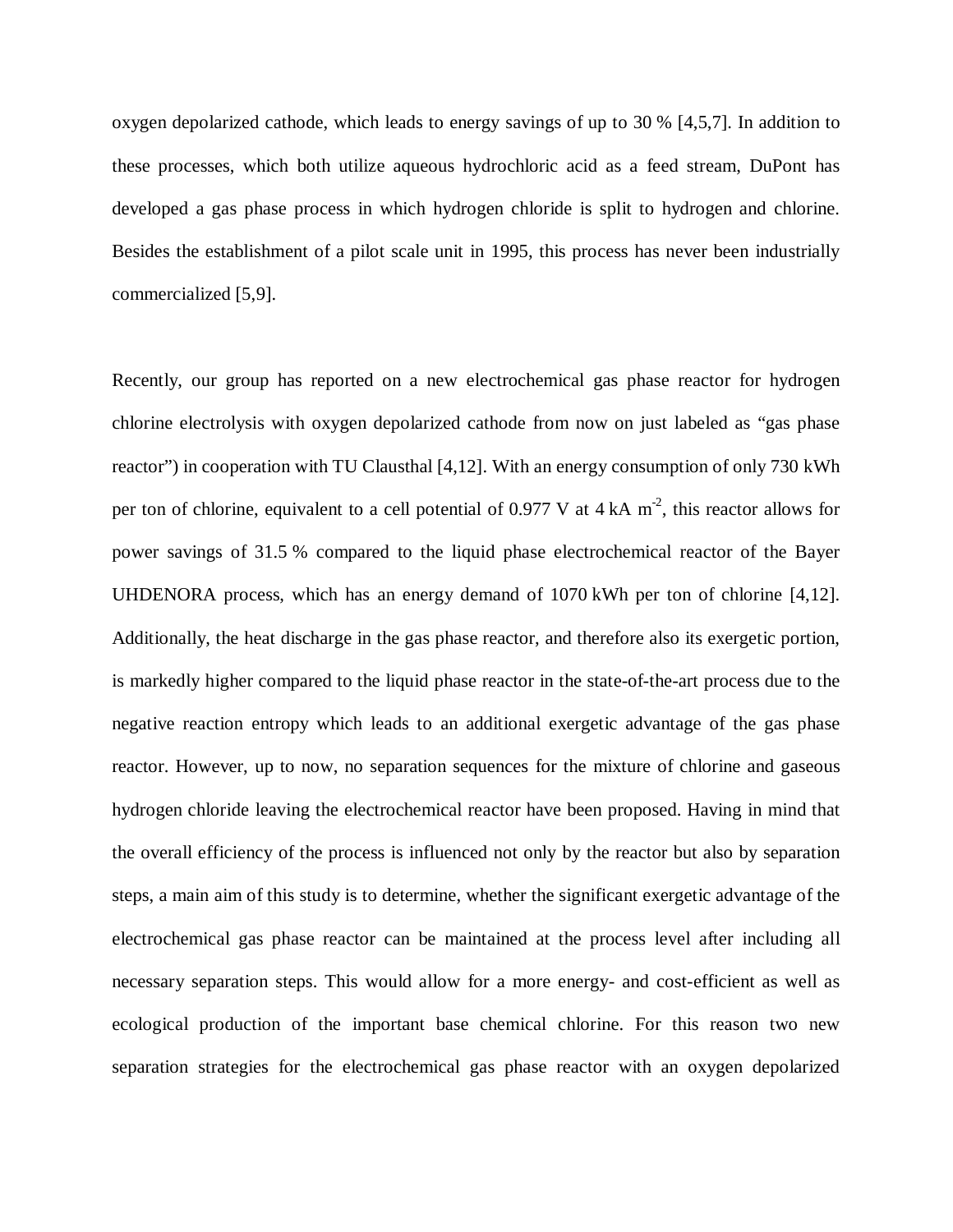oxygen depolarized cathode, which leads to energy savings of up to 30 % [4,5,7]. In addition to these processes, which both utilize aqueous hydrochloric acid as a feed stream, DuPont has developed a gas phase process in which hydrogen chloride is split to hydrogen and chlorine. Besides the establishment of a pilot scale unit in 1995, this process has never been industrially commercialized [5,9].

Recently, our group has reported on a new electrochemical gas phase reactor for hydrogen chlorine electrolysis with oxygen depolarized cathode from now on just labeled as "gas phase reactor") in cooperation with TU Clausthal [4,12]. With an energy consumption of only 730 kWh per ton of chlorine, equivalent to a cell potential of 0.977 V at 4 kA $m^{-2}$, this reactor allows for power savings of 31.5 % compared to the liquid phase electrochemical reactor of the Bayer UHDENORA process, which has an energy demand of 1070 kWh per ton of chlorine [4,12]. Additionally, the heat discharge in the gas phase reactor, and therefore also its exergetic portion, is markedly higher compared to the liquid phase reactor in the state-of-the-art process due to the negative reaction entropy which leads to an additional exergetic advantage of the gas phase reactor. However, up to now, no separation sequences for the mixture of chlorine and gaseous hydrogen chloride leaving the electrochemical reactor have been proposed. Having in mind that the overall efficiency of the process is influenced not only by the reactor but also by separation steps, a main aim of this study is to determine, whether the significant exergetic advantage of the electrochemical gas phase reactor can be maintained at the process level after including all necessary separation steps. This would allow for a more energy- and cost-efficient as well as ecological production of the important base chemical chlorine. For this reason two new separation strategies for the electrochemical gas phase reactor with an oxygen depolarized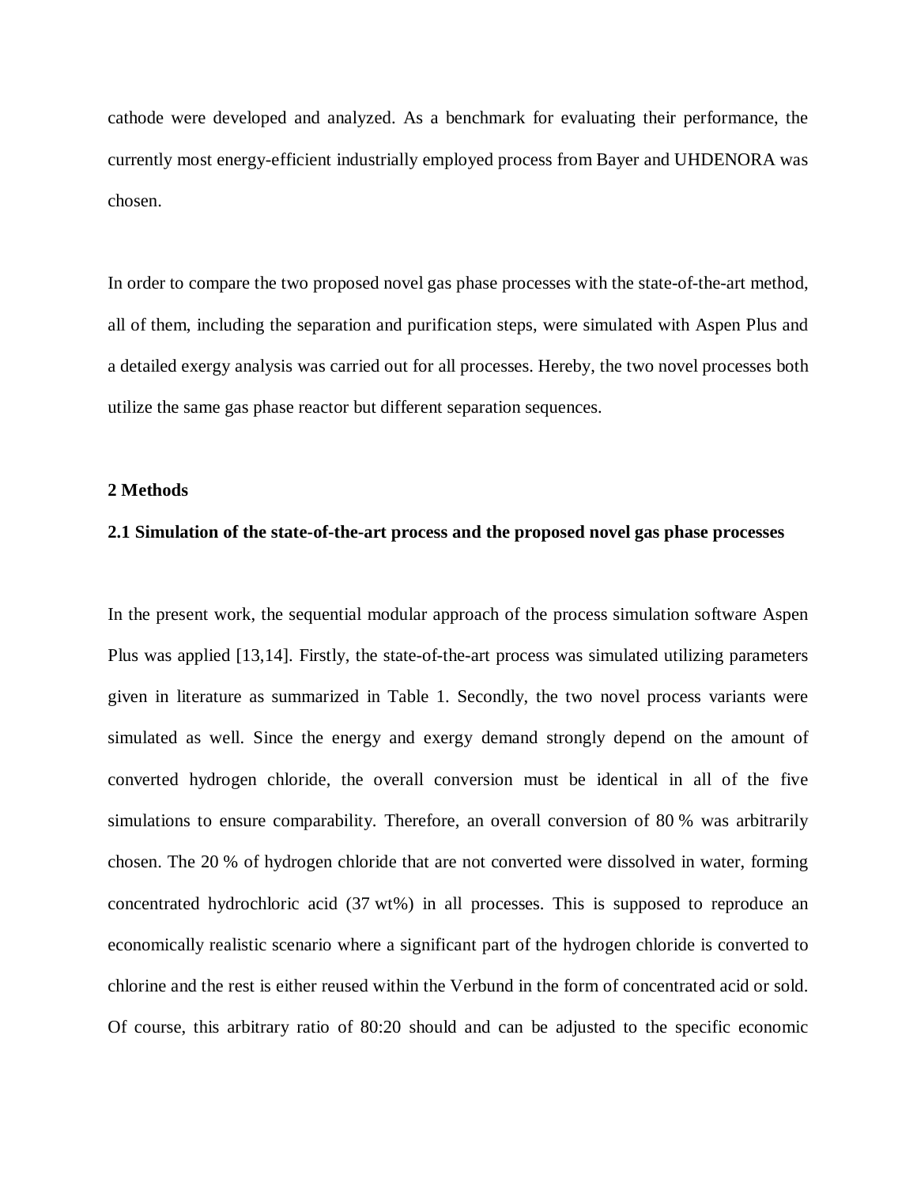cathode were developed and analyzed. As a benchmark for evaluating their performance, the currently most energy-efficient industrially employed process from Bayer and UHDENORA was chosen.

In order to compare the two proposed novel gas phase processes with the state-of-the-art method, all of them, including the separation and purification steps, were simulated with Aspen Plus and a detailed exergy analysis was carried out for all processes. Hereby, the two novel processes both utilize the same gas phase reactor but different separation sequences.

## 2 Methods

### 2.1 Simulation of the state-of-the-art process and the proposed novel gas phase processes

In the present work, the sequential modular approach of the process simulation software Aspen Plus was applied [13,14]. Firstly, the state-of-the-art process was simulated utilizing parameters given in literature as summarized in Table 1. Secondly, the two novel process variants were simulated as well. Since the energy and exergy demand strongly depend on the amount of converted hydrogen chloride, the overall conversion must be identical in all of the five simulations to ensure comparability. Therefore, an overall conversion of 80 % was arbitrarily chosen. The 20 % of hydrogen chloride that are not converted were dissolved in water, forming concentrated hydrochloric acid (37 wt%) in all processes. This is supposed to reproduce an economically realistic scenario where a significant part of the hydrogen chloride is converted to chlorine and the rest is either reused within the Verbund in the form of concentrated acid or sold. Of course, this arbitrary ratio of 80:20 should and can be adjusted to the specific economic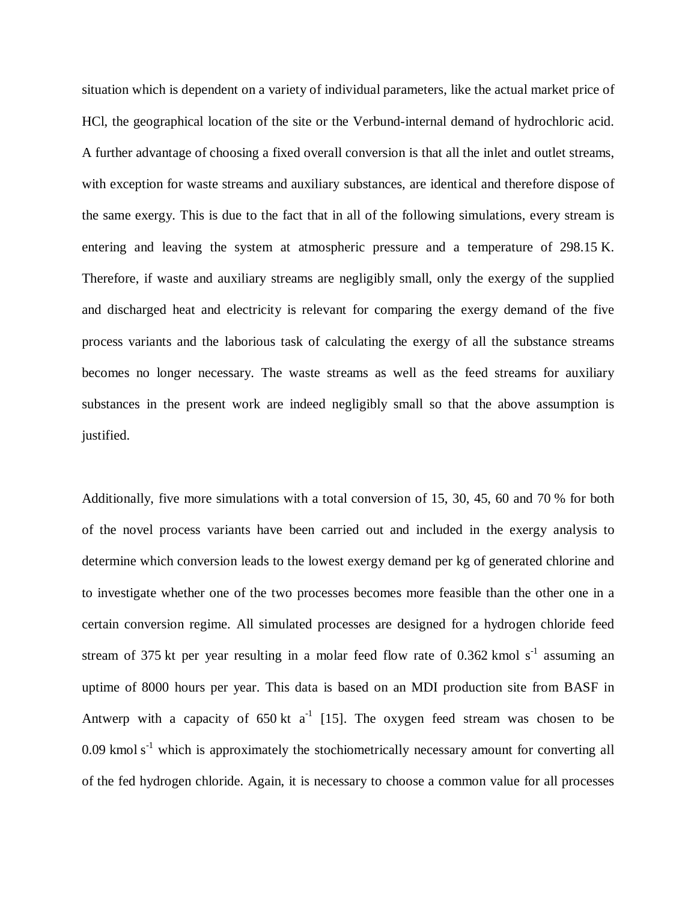situation which is dependent on a variety of individual parameters, like the actual market price of HCl, the geographical location of the site or the Verbund-internal demand of hydrochloric acid. A further advantage of choosing a fixed overall conversion is that all the inlet and outlet streams, with exception for waste streams and auxiliary substances, are identical and therefore dispose of the same exergy. This is due to the fact that in all of the following simulations, every stream is entering and leaving the system at atmospheric pressure and a temperature of 298.15 K. Therefore, if waste and auxiliary streams are negligibly small, only the exergy of the supplied and discharged heat and electricity is relevant for comparing the exergy demand of the five process variants and the laborious task of calculating the exergy of all the substance streams becomes no longer necessary. The waste streams as well as the feed streams for auxiliary substances in the present work are indeed negligibly small so that the above assumption is justified.

Additionally, five more simulations with a total conversion of 15, 30, 45, 60 and 70 % for both of the novel process variants have been carried out and included in the exergy analysis to determine which conversion leads to the lowest exergy demand per kg of generated chlorine and to investigate whether one of the two processes becomes more feasible than the other one in a certain conversion regime. All simulated processes are designed for a hydrogen chloride feed stream of 375 kt per year resulting in a molar feed flow rate of 0.362 kmol $s^{-1}$ assuming an uptime of 8000 hours per year. This data is based on an MDI production site from BASF in Antwerp with a capacity of 650 kt $a^{-1}$ [15]. The oxygen feed stream was chosen to be 0.09 kmol $s^{-1}$ which is approximately the stochiometrically necessary amount for converting all of the fed hydrogen chloride. Again, it is necessary to choose a common value for all processes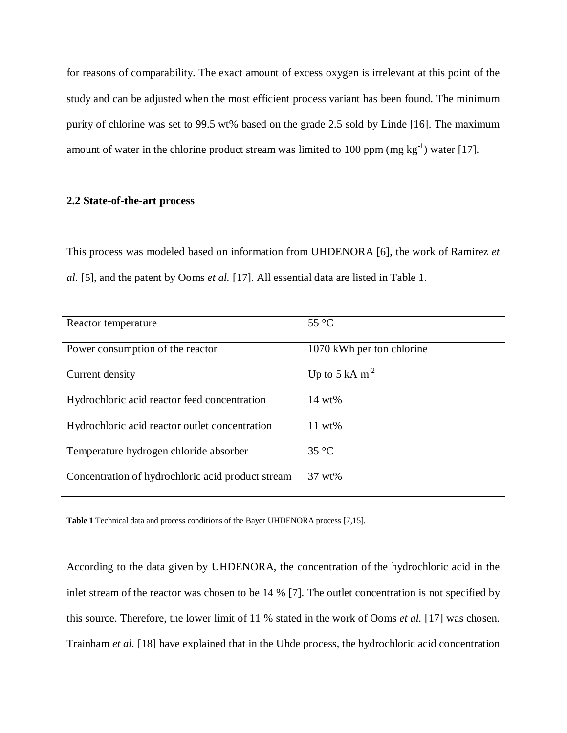for reasons of comparability. The exact amount of excess oxygen is irrelevant at this point of the study and can be adjusted when the most efficient process variant has been found. The minimum purity of chlorine was set to 99.5 wt% based on the grade 2.5 sold by Linde [16]. The maximum amount of water in the chlorine product stream was limited to 100 ppm (mg $kg^{-1}$) water [17].

## 2.2 State-of-the-art process

This process was modeled based on information from UHDENORA [6], the work of Ramirez *et al.* [5], and the patent by Ooms *et al.* [17]. All essential data are listed in Table 1.

| Reactor temperature | 55 °C |
|---|---|
| Power consumption of the reactor | 1070 kWh per ton chlorine |
| Current density | Up to 5 kA $m^{-2}$ |
| Hydrochloric acid reactor feed concentration | 14 wt% |
| Hydrochloric acid reactor outlet concentration | 11 wt% |
| Temperature hydrogen chloride absorber | 35 °C |
| Concentration of hydrochloric acid product stream | 37 wt% |

**Table 1** Technical data and process conditions of the Bayer UHDENORA process [7,15].

According to the data given by UHDENORA, the concentration of the hydrochloric acid in the inlet stream of the reactor was chosen to be 14 % [7]. The outlet concentration is not specified by this source. Therefore, the lower limit of 11 % stated in the work of Ooms *et al.* [17] was chosen. Trainham *et al.* [18] have explained that in the Uhde process, the hydrochloric acid concentration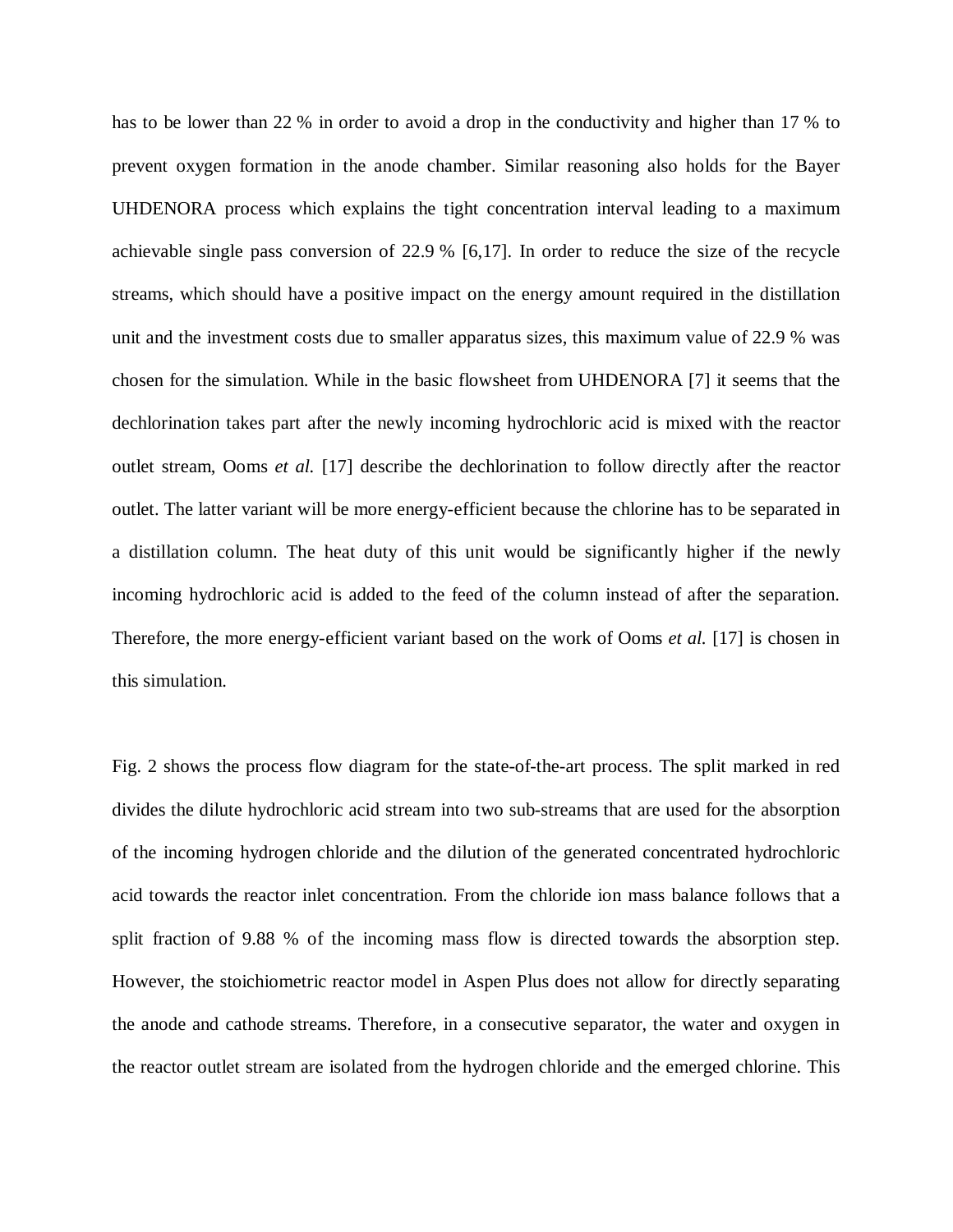has to be lower than 22 % in order to avoid a drop in the conductivity and higher than 17 % to prevent oxygen formation in the anode chamber. Similar reasoning also holds for the Bayer UHDENORA process which explains the tight concentration interval leading to a maximum achievable single pass conversion of 22.9 % [6,17]. In order to reduce the size of the recycle streams, which should have a positive impact on the energy amount required in the distillation unit and the investment costs due to smaller apparatus sizes, this maximum value of 22.9 % was chosen for the simulation. While in the basic flowsheet from UHDENORA [7] it seems that the dechlorination takes part after the newly incoming hydrochloric acid is mixed with the reactor outlet stream, Ooms *et al.* [17] describe the dechlorination to follow directly after the reactor outlet. The latter variant will be more energy-efficient because the chlorine has to be separated in a distillation column. The heat duty of this unit would be significantly higher if the newly incoming hydrochloric acid is added to the feed of the column instead of after the separation. Therefore, the more energy-efficient variant based on the work of Ooms *et al.* [17] is chosen in this simulation.

Fig. 2 shows the process flow diagram for the state-of-the-art process. The split marked in red divides the dilute hydrochloric acid stream into two sub-streams that are used for the absorption of the incoming hydrogen chloride and the dilution of the generated concentrated hydrochloric acid towards the reactor inlet concentration. From the chloride ion mass balance follows that a split fraction of 9.88 % of the incoming mass flow is directed towards the absorption step. However, the stoichiometric reactor model in Aspen Plus does not allow for directly separating the anode and cathode streams. Therefore, in a consecutive separator, the water and oxygen in the reactor outlet stream are isolated from the hydrogen chloride and the emerged chlorine. This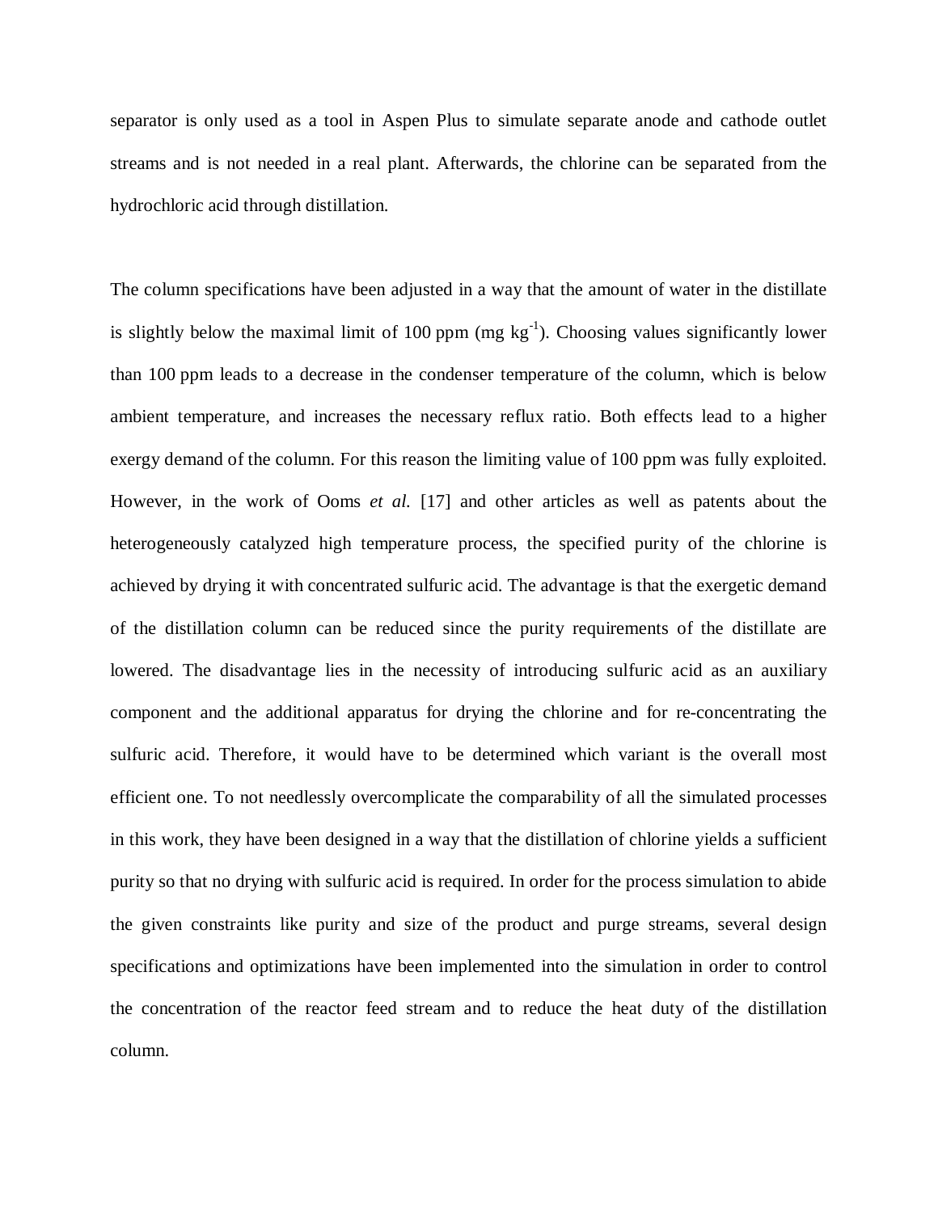separator is only used as a tool in Aspen Plus to simulate separate anode and cathode outlet streams and is not needed in a real plant. Afterwards, the chlorine can be separated from the hydrochloric acid through distillation.

The column specifications have been adjusted in a way that the amount of water in the distillate is slightly below the maximal limit of 100 ppm (mg $kg^{-1}$). Choosing values significantly lower than 100 ppm leads to a decrease in the condenser temperature of the column, which is below ambient temperature, and increases the necessary reflux ratio. Both effects lead to a higher exergy demand of the column. For this reason the limiting value of 100 ppm was fully exploited. However, in the work of Ooms *et al.* [17] and other articles as well as patents about the heterogeneously catalyzed high temperature process, the specified purity of the chlorine is achieved by drying it with concentrated sulfuric acid. The advantage is that the exergetic demand of the distillation column can be reduced since the purity requirements of the distillate are lowered. The disadvantage lies in the necessity of introducing sulfuric acid as an auxiliary component and the additional apparatus for drying the chlorine and for re-concentrating the sulfuric acid. Therefore, it would have to be determined which variant is the overall most efficient one. To not needlessly overcomplicate the comparability of all the simulated processes in this work, they have been designed in a way that the distillation of chlorine yields a sufficient purity so that no drying with sulfuric acid is required. In order for the process simulation to abide the given constraints like purity and size of the product and purge streams, several design specifications and optimizations have been implemented into the simulation in order to control the concentration of the reactor feed stream and to reduce the heat duty of the distillation column.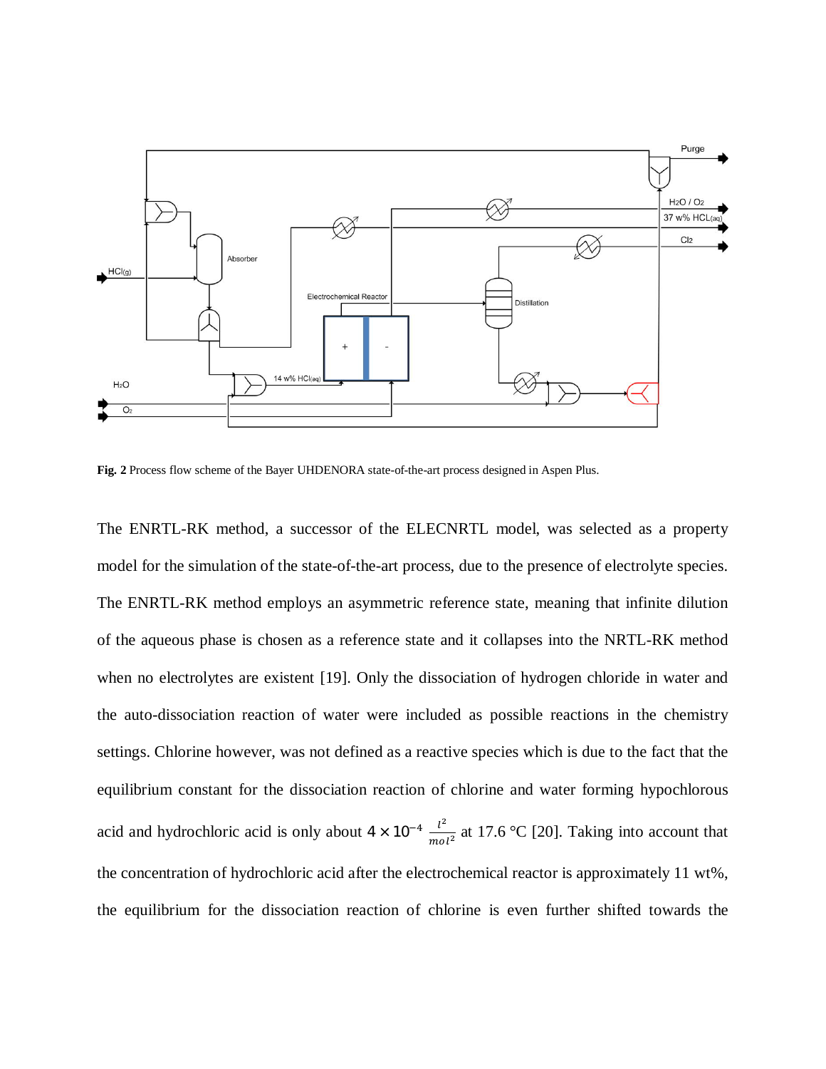**Fig. 2** Process flow scheme of the Bayer UHDENORA state-of-the-art process designed in Aspen Plus.

The ENRTL-RK method, a successor of the ELECNRTL model, was selected as a property model for the simulation of the state-of-the-art process, due to the presence of electrolyte species. The ENRTL-RK method employs an asymmetric reference state, meaning that infinite dilution of the aqueous phase is chosen as a reference state and it collapses into the NRTL-RK method when no electrolytes are existent [19]. Only the dissociation of hydrogen chloride in water and the auto-dissociation reaction of water were included as possible reactions in the chemistry settings. Chlorine however, was not defined as a reactive species which is due to the fact that the equilibrium constant for the dissociation reaction of chlorine and water forming hypochlorous acid and hydrochloric acid is only about $4 \times 10^{-4}\ \frac{l^2}{mol^2}$ at 17.6 °C [20]. Taking into account that the concentration of hydrochloric acid after the electrochemical reactor is approximately 11 wt%, the equilibrium for the dissociation reaction of chlorine is even further shifted towards the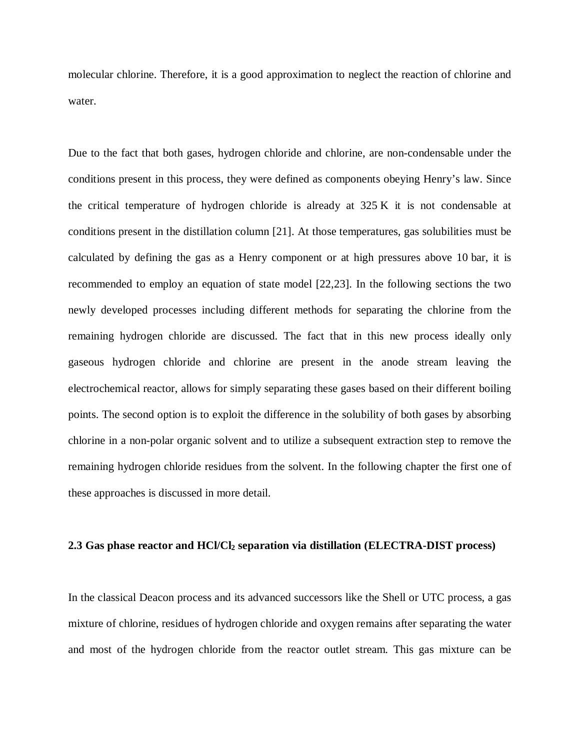molecular chlorine. Therefore, it is a good approximation to neglect the reaction of chlorine and water.

Due to the fact that both gases, hydrogen chloride and chlorine, are non-condensable under the conditions present in this process, they were defined as components obeying Henry's law. Since the critical temperature of hydrogen chloride is already at 325 K it is not condensable at conditions present in the distillation column [21]. At those temperatures, gas solubilities must be calculated by defining the gas as a Henry component or at high pressures above 10 bar, it is recommended to employ an equation of state model [22,23]. In the following sections the two newly developed processes including different methods for separating the chlorine from the remaining hydrogen chloride are discussed. The fact that in this new process ideally only gaseous hydrogen chloride and chlorine are present in the anode stream leaving the electrochemical reactor, allows for simply separating these gases based on their different boiling points. The second option is to exploit the difference in the solubility of both gases by absorbing chlorine in a non-polar organic solvent and to utilize a subsequent extraction step to remove the remaining hydrogen chloride residues from the solvent. In the following chapter the first one of these approaches is discussed in more detail.

### 2.3 Gas phase reactor and $HCl/Cl_2$ separation via distillation (ELECTRA-DIST process)

In the classical Deacon process and its advanced successors like the Shell or UTC process, a gas mixture of chlorine, residues of hydrogen chloride and oxygen remains after separating the water and most of the hydrogen chloride from the reactor outlet stream. This gas mixture can be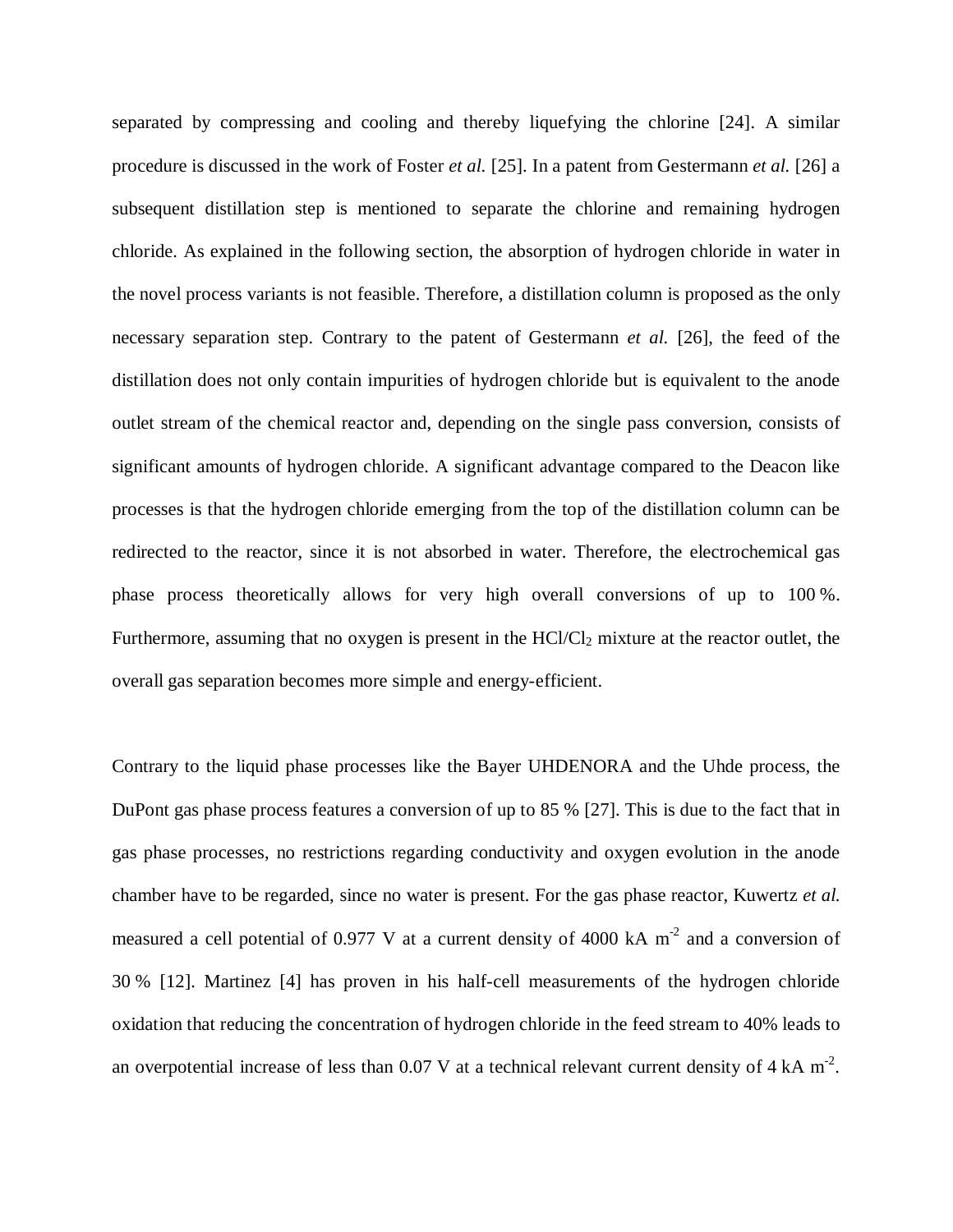separated by compressing and cooling and thereby liquefying the chlorine [24]. A similar procedure is discussed in the work of Foster *et al.* [25]. In a patent from Gestermann *et al.* [26] a subsequent distillation step is mentioned to separate the chlorine and remaining hydrogen chloride. As explained in the following section, the absorption of hydrogen chloride in water in the novel process variants is not feasible. Therefore, a distillation column is proposed as the only necessary separation step. Contrary to the patent of Gestermann *et al.* [26], the feed of the distillation does not only contain impurities of hydrogen chloride but is equivalent to the anode outlet stream of the chemical reactor and, depending on the single pass conversion, consists of significant amounts of hydrogen chloride. A significant advantage compared to the Deacon like processes is that the hydrogen chloride emerging from the top of the distillation column can be redirected to the reactor, since it is not absorbed in water. Therefore, the electrochemical gas phase process theoretically allows for very high overall conversions of up to 100 %. Furthermore, assuming that no oxygen is present in the $HCl/Cl_2$ mixture at the reactor outlet, the overall gas separation becomes more simple and energy-efficient.

Contrary to the liquid phase processes like the Bayer UHDENORA and the Uhde process, the DuPont gas phase process features a conversion of up to 85 % [27]. This is due to the fact that in gas phase processes, no restrictions regarding conductivity and oxygen evolution in the anode chamber have to be regarded, since no water is present. For the gas phase reactor, Kuwertz *et al.* measured a cell potential of 0.977 V at a current density of 4000 kA $m^{-2}$ and a conversion of 30 % [12]. Martinez [4] has proven in his half-cell measurements of the hydrogen chloride oxidation that reducing the concentration of hydrogen chloride in the feed stream to 40% leads to an overpotential increase of less than 0.07 V at a technical relevant current density of 4 kA $m^{-2}$.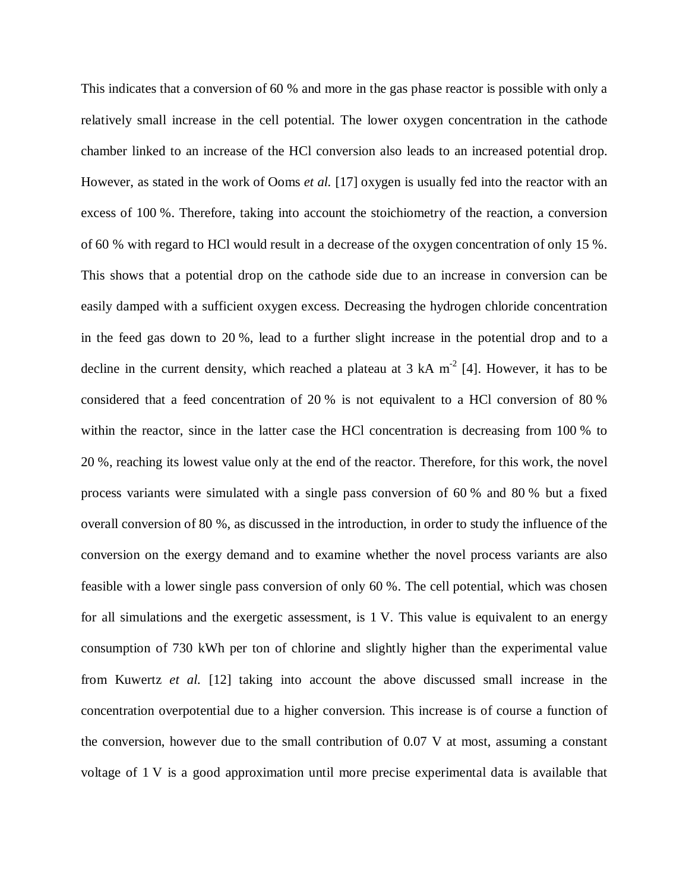This indicates that a conversion of 60 % and more in the gas phase reactor is possible with only a relatively small increase in the cell potential. The lower oxygen concentration in the cathode chamber linked to an increase of the HCl conversion also leads to an increased potential drop. However, as stated in the work of Ooms *et al.* [17] oxygen is usually fed into the reactor with an excess of 100 %. Therefore, taking into account the stoichiometry of the reaction, a conversion of 60 % with regard to HCl would result in a decrease of the oxygen concentration of only 15 %. This shows that a potential drop on the cathode side due to an increase in conversion can be easily damped with a sufficient oxygen excess. Decreasing the hydrogen chloride concentration in the feed gas down to 20 %, lead to a further slight increase in the potential drop and to a decline in the current density, which reached a plateau at 3 kA $m^{-2}$ [4]. However, it has to be considered that a feed concentration of 20 % is not equivalent to a HCl conversion of 80 % within the reactor, since in the latter case the HCl concentration is decreasing from 100 % to 20 %, reaching its lowest value only at the end of the reactor. Therefore, for this work, the novel process variants were simulated with a single pass conversion of 60 % and 80 % but a fixed overall conversion of 80 %, as discussed in the introduction, in order to study the influence of the conversion on the exergy demand and to examine whether the novel process variants are also feasible with a lower single pass conversion of only 60 %. The cell potential, which was chosen for all simulations and the exergetic assessment, is 1 V. This value is equivalent to an energy consumption of 730 kWh per ton of chlorine and slightly higher than the experimental value from Kuwertz *et al.* [12] taking into account the above discussed small increase in the concentration overpotential due to a higher conversion. This increase is of course a function of the conversion, however due to the small contribution of 0.07 V at most, assuming a constant voltage of 1 V is a good approximation until more precise experimental data is available that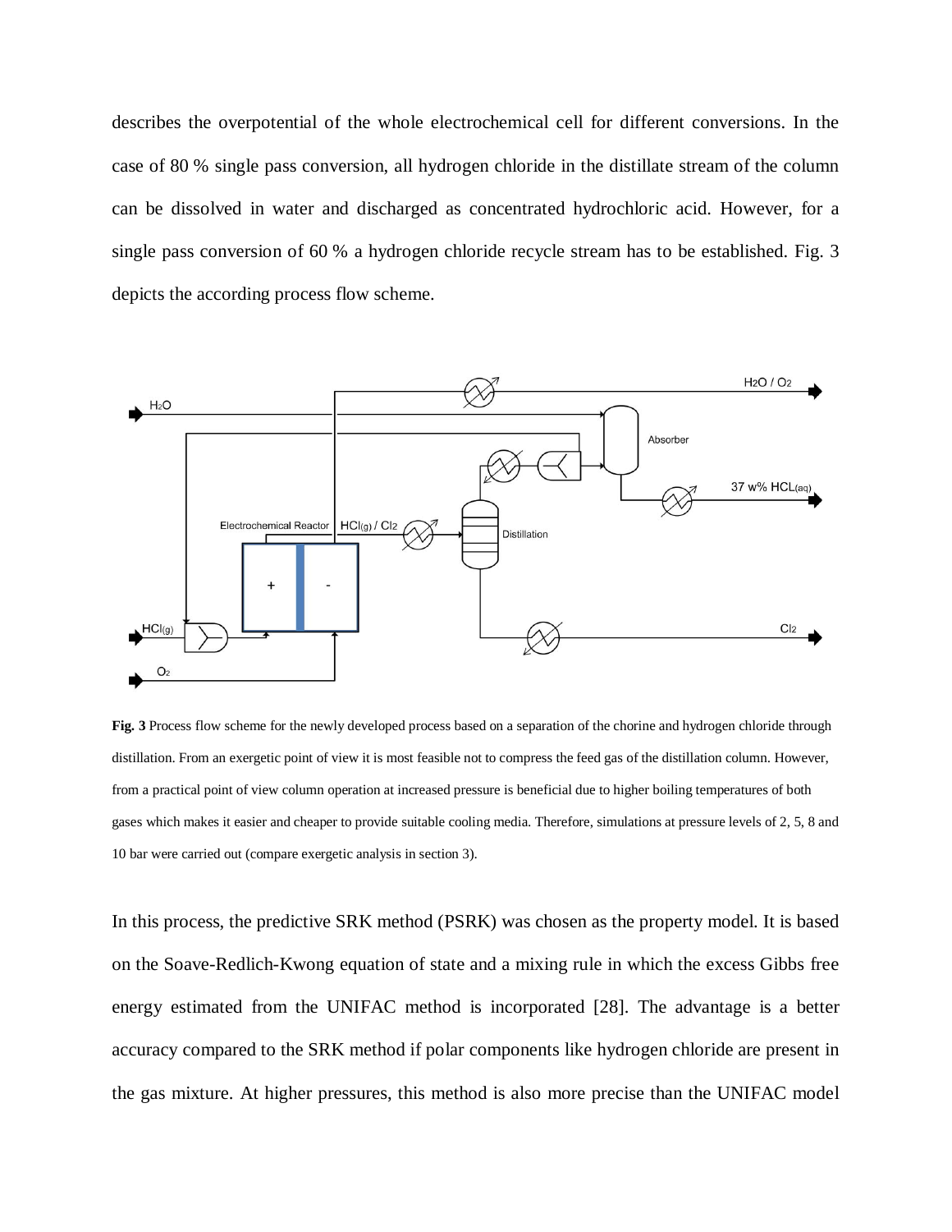describes the overpotential of the whole electrochemical cell for different conversions. In the case of 80 % single pass conversion, all hydrogen chloride in the distillate stream of the column can be dissolved in water and discharged as concentrated hydrochloric acid. However, for a single pass conversion of 60 % a hydrogen chloride recycle stream has to be established. Fig. 3 depicts the according process flow scheme.

**Fig. 3** Process flow scheme for the newly developed process based on a separation of the chorine and hydrogen chloride through distillation. From an exergetic point of view it is most feasible not to compress the feed gas of the distillation column. However, from a practical point of view column operation at increased pressure is beneficial due to higher boiling temperatures of both gases which makes it easier and cheaper to provide suitable cooling media. Therefore, simulations at pressure levels of 2, 5, 8 and 10 bar were carried out (compare exergetic analysis in section 3).

In this process, the predictive SRK method (PSRK) was chosen as the property model. It is based on the Soave-Redlich-Kwong equation of state and a mixing rule in which the excess Gibbs free energy estimated from the UNIFAC method is incorporated [28]. The advantage is a better accuracy compared to the SRK method if polar components like hydrogen chloride are present in the gas mixture. At higher pressures, this method is also more precise than the UNIFAC model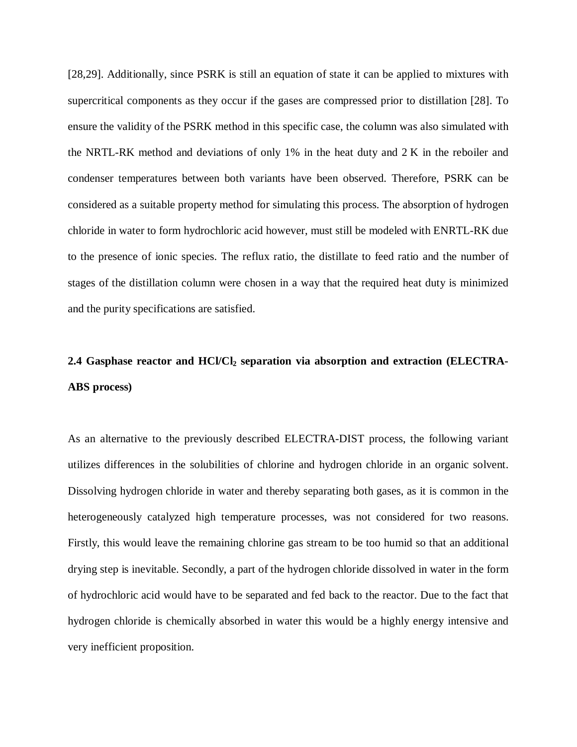[28,29]. Additionally, since PSRK is still an equation of state it can be applied to mixtures with supercritical components as they occur if the gases are compressed prior to distillation [28]. To ensure the validity of the PSRK method in this specific case, the column was also simulated with the NRTL-RK method and deviations of only 1% in the heat duty and 2 K in the reboiler and condenser temperatures between both variants have been observed. Therefore, PSRK can be considered as a suitable property method for simulating this process. The absorption of hydrogen chloride in water to form hydrochloric acid however, must still be modeled with ENRTL-RK due to the presence of ionic species. The reflux ratio, the distillate to feed ratio and the number of stages of the distillation column were chosen in a way that the required heat duty is minimized and the purity specifications are satisfied.

### 2.4 Gasphase reactor and $HCl/Cl_2$ separation via absorption and extraction (ELECTRA-ABS process)

As an alternative to the previously described ELECTRA-DIST process, the following variant utilizes differences in the solubilities of chlorine and hydrogen chloride in an organic solvent. Dissolving hydrogen chloride in water and thereby separating both gases, as it is common in the heterogeneously catalyzed high temperature processes, was not considered for two reasons. Firstly, this would leave the remaining chlorine gas stream to be too humid so that an additional drying step is inevitable. Secondly, a part of the hydrogen chloride dissolved in water in the form of hydrochloric acid would have to be separated and fed back to the reactor. Due to the fact that hydrogen chloride is chemically absorbed in water this would be a highly energy intensive and very inefficient proposition.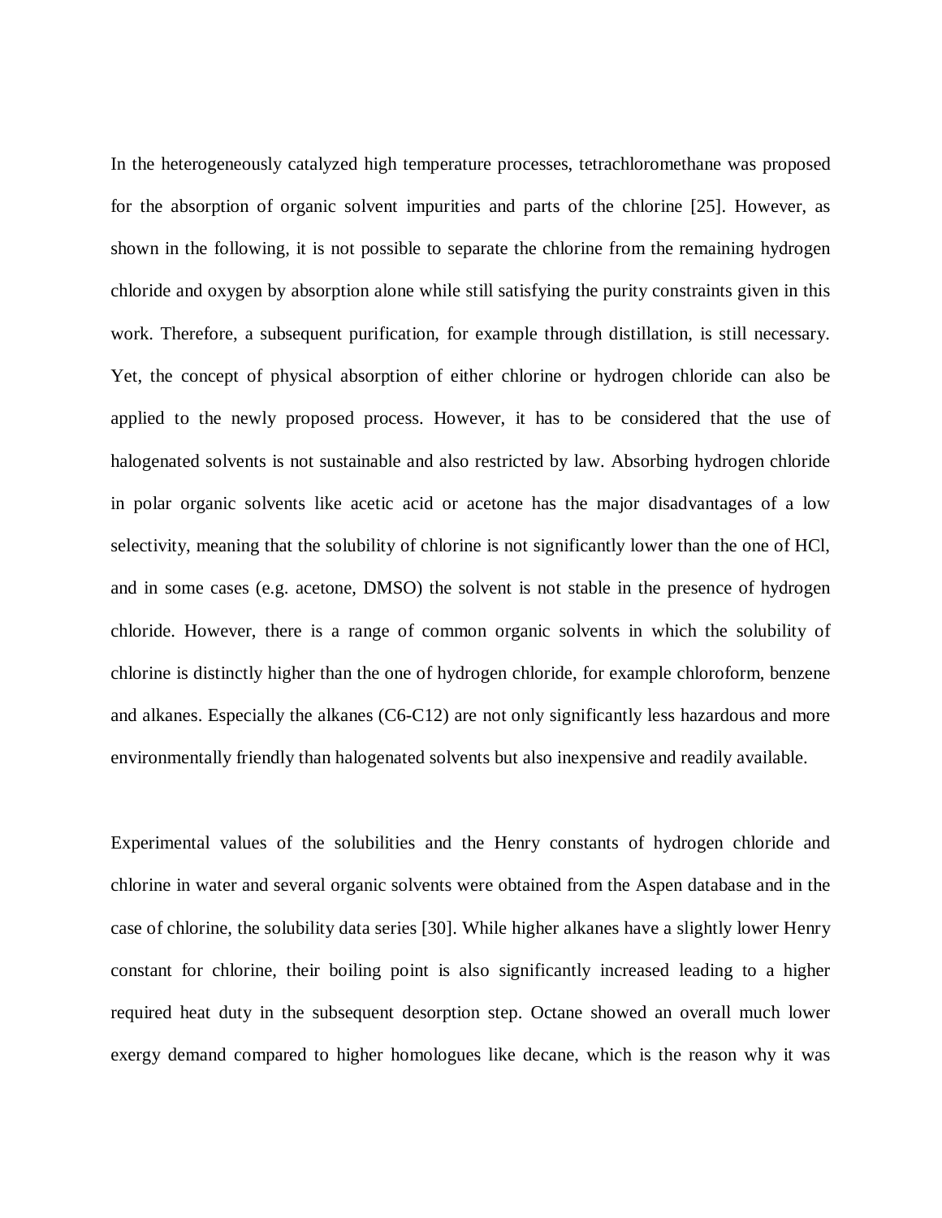In the heterogeneously catalyzed high temperature processes, tetrachloromethane was proposed for the absorption of organic solvent impurities and parts of the chlorine [25]. However, as shown in the following, it is not possible to separate the chlorine from the remaining hydrogen chloride and oxygen by absorption alone while still satisfying the purity constraints given in this work. Therefore, a subsequent purification, for example through distillation, is still necessary. Yet, the concept of physical absorption of either chlorine or hydrogen chloride can also be applied to the newly proposed process. However, it has to be considered that the use of halogenated solvents is not sustainable and also restricted by law. Absorbing hydrogen chloride in polar organic solvents like acetic acid or acetone has the major disadvantages of a low selectivity, meaning that the solubility of chlorine is not significantly lower than the one of HCl, and in some cases (e.g. acetone, DMSO) the solvent is not stable in the presence of hydrogen chloride. However, there is a range of common organic solvents in which the solubility of chlorine is distinctly higher than the one of hydrogen chloride, for example chloroform, benzene and alkanes. Especially the alkanes (C6-C12) are not only significantly less hazardous and more environmentally friendly than halogenated solvents but also inexpensive and readily available.

Experimental values of the solubilities and the Henry constants of hydrogen chloride and chlorine in water and several organic solvents were obtained from the Aspen database and in the case of chlorine, the solubility data series [30]. While higher alkanes have a slightly lower Henry constant for chlorine, their boiling point is also significantly increased leading to a higher required heat duty in the subsequent desorption step. Octane showed an overall much lower exergy demand compared to higher homologues like decane, which is the reason why it was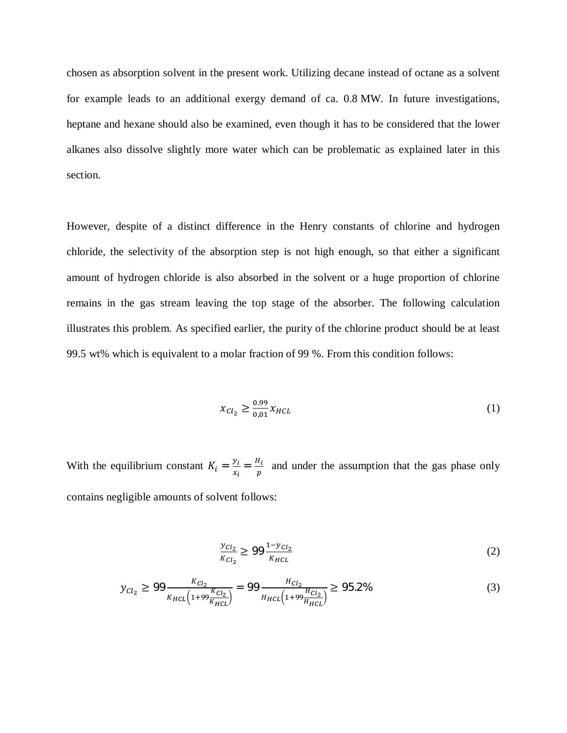chosen as absorption solvent in the present work. Utilizing decane instead of octane as a solvent for example leads to an additional exergy demand of ca. 0.8 MW. In future investigations, heptane and hexane should also be examined, even though it has to be considered that the lower alkanes also dissolve slightly more water which can be problematic as explained later in this section.

However, despite of a distinct difference in the Henry constants of chlorine and hydrogen chloride, the selectivity of the absorption step is not high enough, so that either a significant amount of hydrogen chloride is also absorbed in the solvent or a huge proportion of chlorine remains in the gas stream leaving the top stage of the absorber. The following calculation illustrates this problem. As specified earlier, the purity of the chlorine product should be at least 99.5 wt% which is equivalent to a molar fraction of 99 %. From this condition follows:

$$x_{Cl_2} \geq \frac{0.99}{0{,}01} x_{HCL} \tag{1}$$

With the equilibrium constant $K_i = \frac{y_i}{x_i} = \frac{H_i}{p}$ and under the assumption that the gas phase only contains negligible amounts of solvent follows:

$$\frac{y_{Cl_2}}{K_{Cl_2}} \geq 99 \frac{1-y_{Cl_2}}{K_{HCL}} \tag{2}$$

$$y_{Cl_2} \geq 99 \frac{K_{Cl_2}}{K_{HCL}\left(1+99\frac{K_{Cl_2}}{K_{HCL}}\right)} = 99 \frac{H_{Cl_2}}{H_{HCL}\left(1+99\frac{H_{Cl_2}}{H_{HCL}}\right)} \geq 95.2\% \tag{3}$$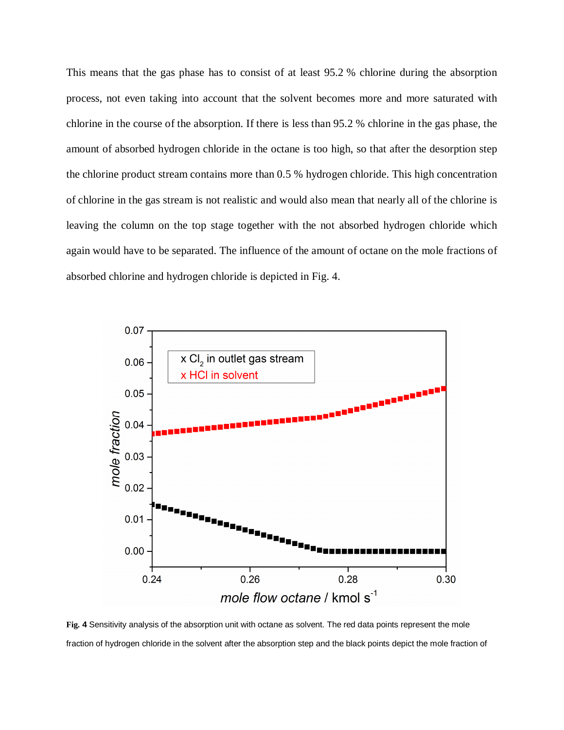This means that the gas phase has to consist of at least 95.2 % chlorine during the absorption process, not even taking into account that the solvent becomes more and more saturated with chlorine in the course of the absorption. If there is less than 95.2 % chlorine in the gas phase, the amount of absorbed hydrogen chloride in the octane is too high, so that after the desorption step the chlorine product stream contains more than 0.5 % hydrogen chloride. This high concentration of chlorine in the gas stream is not realistic and would also mean that nearly all of the chlorine is leaving the column on the top stage together with the not absorbed hydrogen chloride which again would have to be separated. The influence of the amount of octane on the mole fractions of absorbed chlorine and hydrogen chloride is depicted in Fig. 4.

**Fig. 4** Sensitivity analysis of the absorption unit with octane as solvent. The red data points represent the mole fraction of hydrogen chloride in the solvent after the absorption step and the black points depict the mole fraction of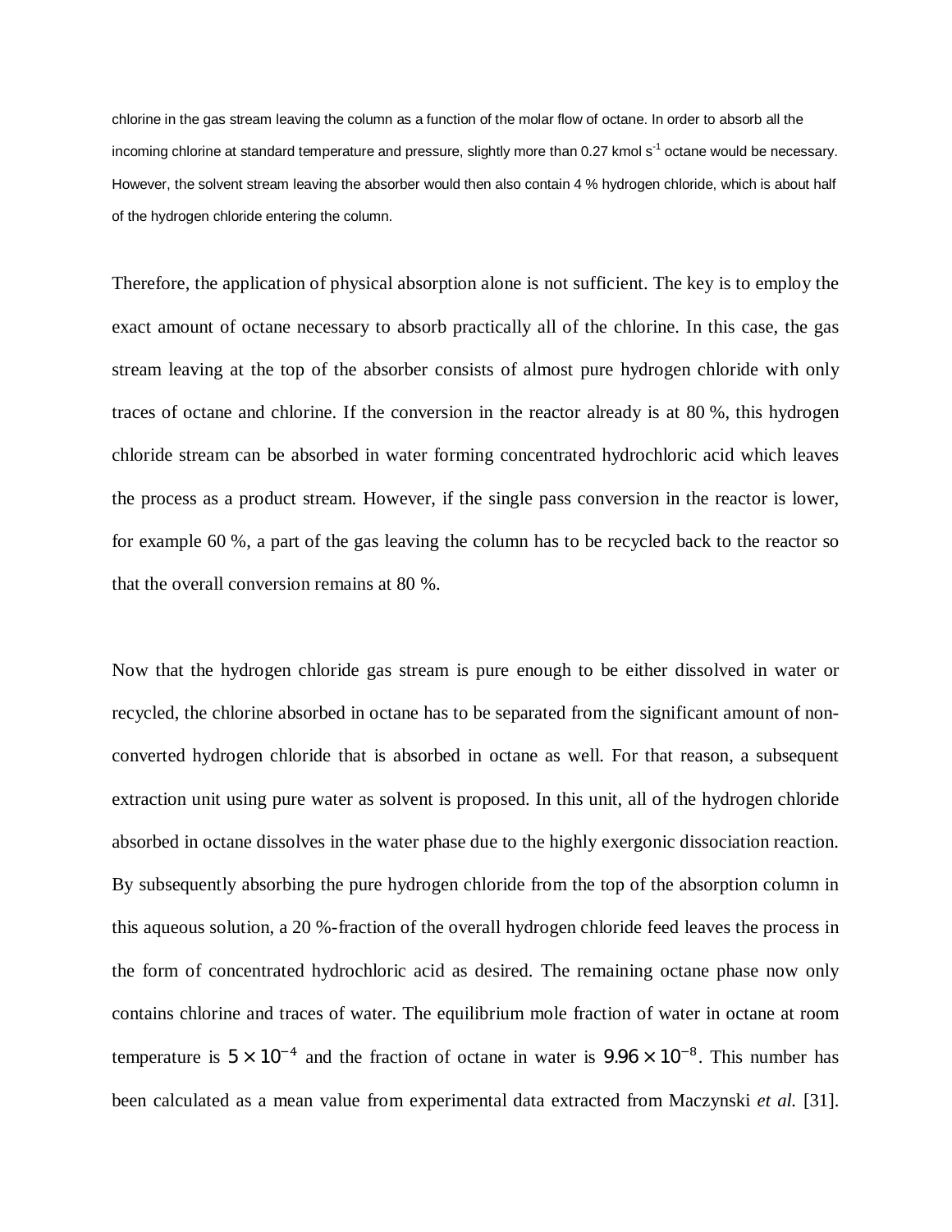chlorine in the gas stream leaving the column as a function of the molar flow of octane. In order to absorb all the incoming chlorine at standard temperature and pressure, slightly more than 0.27 kmol $s^{-1}$ octane would be necessary. However, the solvent stream leaving the absorber would then also contain 4 % hydrogen chloride, which is about half of the hydrogen chloride entering the column.

Therefore, the application of physical absorption alone is not sufficient. The key is to employ the exact amount of octane necessary to absorb practically all of the chlorine. In this case, the gas stream leaving at the top of the absorber consists of almost pure hydrogen chloride with only traces of octane and chlorine. If the conversion in the reactor already is at 80 %, this hydrogen chloride stream can be absorbed in water forming concentrated hydrochloric acid which leaves the process as a product stream. However, if the single pass conversion in the reactor is lower, for example 60 %, a part of the gas leaving the column has to be recycled back to the reactor so that the overall conversion remains at 80 %.

Now that the hydrogen chloride gas stream is pure enough to be either dissolved in water or recycled, the chlorine absorbed in octane has to be separated from the significant amount of non-converted hydrogen chloride that is absorbed in octane as well. For that reason, a subsequent extraction unit using pure water as solvent is proposed. In this unit, all of the hydrogen chloride absorbed in octane dissolves in the water phase due to the highly exergonic dissociation reaction. By subsequently absorbing the pure hydrogen chloride from the top of the absorption column in this aqueous solution, a 20 %-fraction of the overall hydrogen chloride feed leaves the process in the form of concentrated hydrochloric acid as desired. The remaining octane phase now only contains chlorine and traces of water. The equilibrium mole fraction of water in octane at room temperature is $5 \times 10^{-4}$ and the fraction of octane in water is $9.96 \times 10^{-8}$. This number has been calculated as a mean value from experimental data extracted from Maczynski *et al.* [31].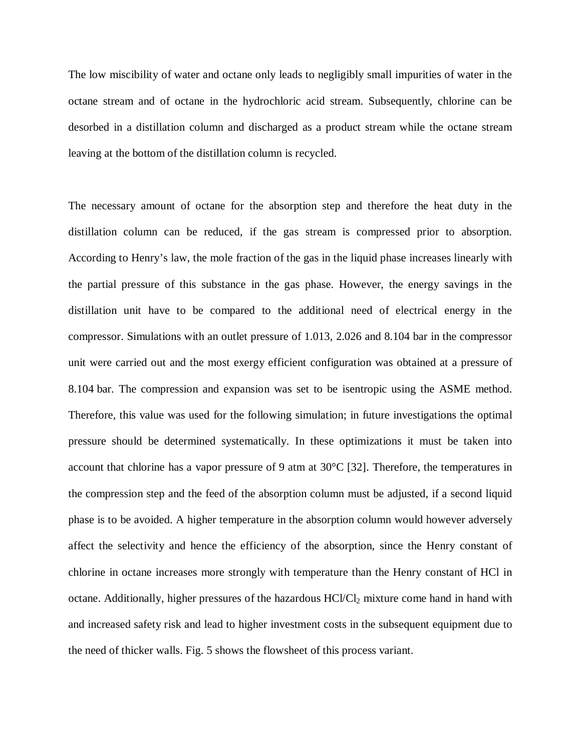The low miscibility of water and octane only leads to negligibly small impurities of water in the octane stream and of octane in the hydrochloric acid stream. Subsequently, chlorine can be desorbed in a distillation column and discharged as a product stream while the octane stream leaving at the bottom of the distillation column is recycled.

The necessary amount of octane for the absorption step and therefore the heat duty in the distillation column can be reduced, if the gas stream is compressed prior to absorption. According to Henry's law, the mole fraction of the gas in the liquid phase increases linearly with the partial pressure of this substance in the gas phase. However, the energy savings in the distillation unit have to be compared to the additional need of electrical energy in the compressor. Simulations with an outlet pressure of 1.013, 2.026 and 8.104 bar in the compressor unit were carried out and the most exergy efficient configuration was obtained at a pressure of 8.104 bar. The compression and expansion was set to be isentropic using the ASME method. Therefore, this value was used for the following simulation; in future investigations the optimal pressure should be determined systematically. In these optimizations it must be taken into account that chlorine has a vapor pressure of 9 atm at 30°C [32]. Therefore, the temperatures in the compression step and the feed of the absorption column must be adjusted, if a second liquid phase is to be avoided. A higher temperature in the absorption column would however adversely affect the selectivity and hence the efficiency of the absorption, since the Henry constant of chlorine in octane increases more strongly with temperature than the Henry constant of HCl in octane. Additionally, higher pressures of the hazardous $HCl/Cl_2$ mixture come hand in hand with and increased safety risk and lead to higher investment costs in the subsequent equipment due to the need of thicker walls. Fig. 5 shows the flowsheet of this process variant.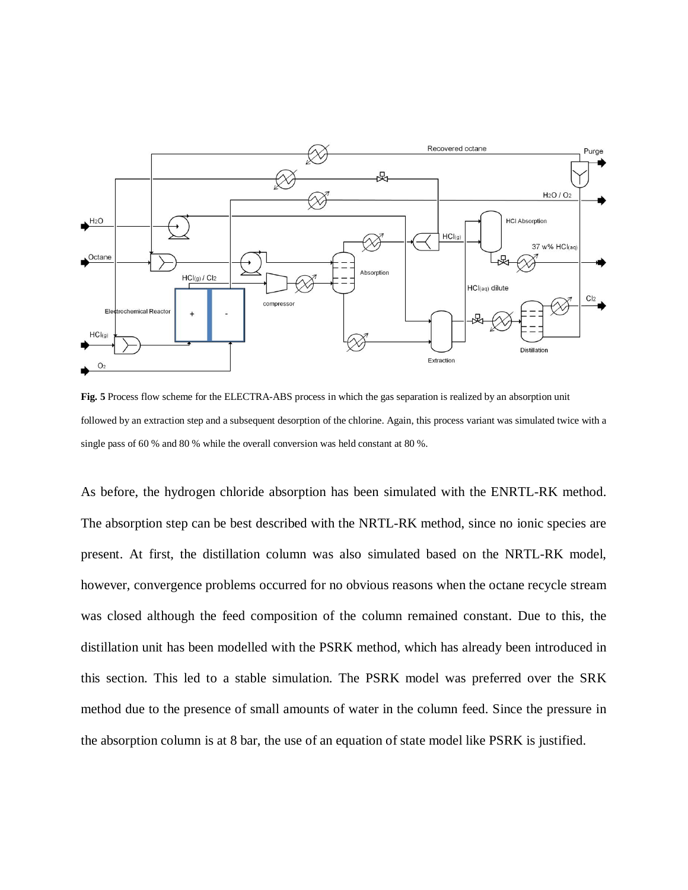**Fig. 5** Process flow scheme for the ELECTRA-ABS process in which the gas separation is realized by an absorption unit followed by an extraction step and a subsequent desorption of the chlorine. Again, this process variant was simulated twice with a single pass of 60 % and 80 % while the overall conversion was held constant at 80 %.

As before, the hydrogen chloride absorption has been simulated with the ENRTL-RK method. The absorption step can be best described with the NRTL-RK method, since no ionic species are present. At first, the distillation column was also simulated based on the NRTL-RK model, however, convergence problems occurred for no obvious reasons when the octane recycle stream was closed although the feed composition of the column remained constant. Due to this, the distillation unit has been modelled with the PSRK method, which has already been introduced in this section. This led to a stable simulation. The PSRK model was preferred over the SRK method due to the presence of small amounts of water in the column feed. Since the pressure in the absorption column is at 8 bar, the use of an equation of state model like PSRK is justified.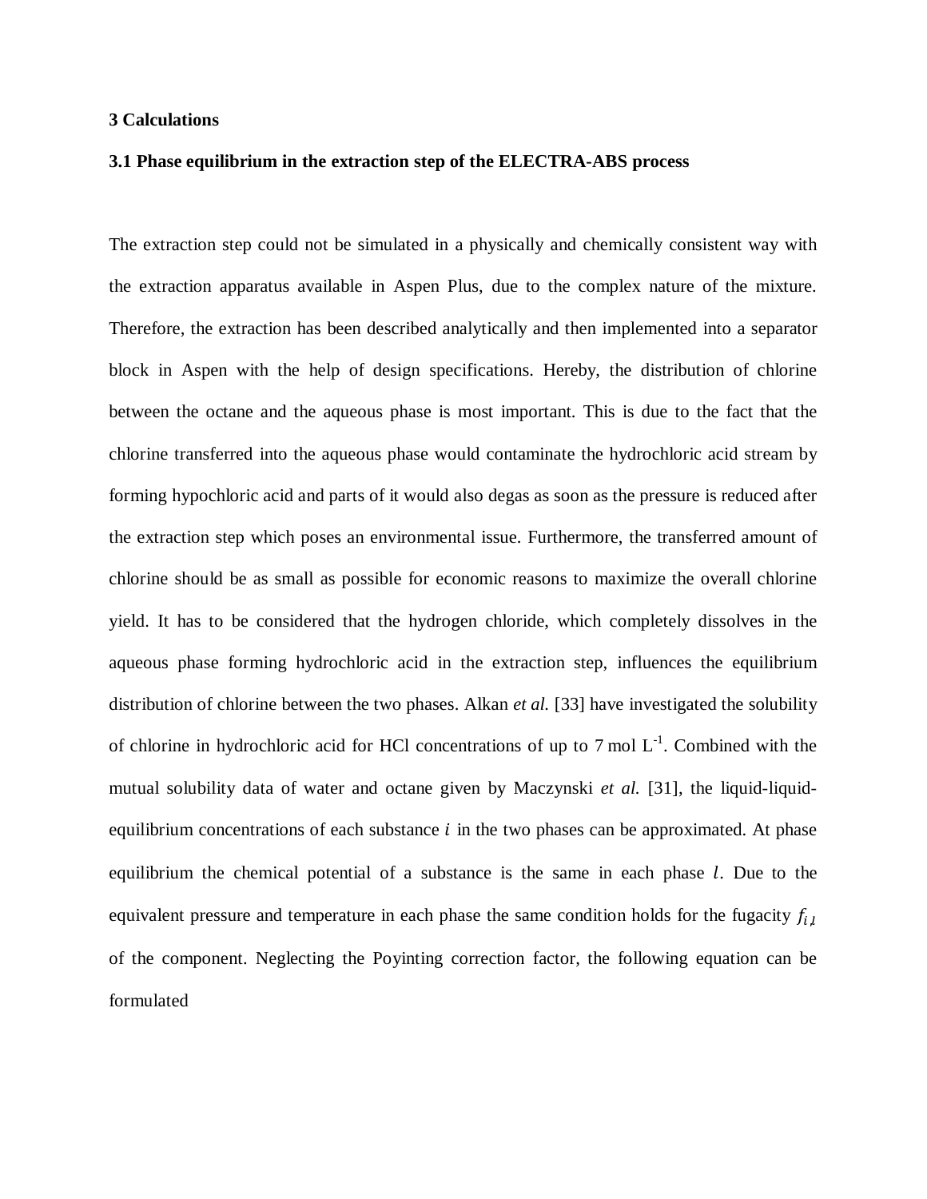## 3 Calculations

### 3.1 Phase equilibrium in the extraction step of the ELECTRA-ABS process

The extraction step could not be simulated in a physically and chemically consistent way with the extraction apparatus available in Aspen Plus, due to the complex nature of the mixture. Therefore, the extraction has been described analytically and then implemented into a separator block in Aspen with the help of design specifications. Hereby, the distribution of chlorine between the octane and the aqueous phase is most important. This is due to the fact that the chlorine transferred into the aqueous phase would contaminate the hydrochloric acid stream by forming hypochloric acid and parts of it would also degas as soon as the pressure is reduced after the extraction step which poses an environmental issue. Furthermore, the transferred amount of chlorine should be as small as possible for economic reasons to maximize the overall chlorine yield. It has to be considered that the hydrogen chloride, which completely dissolves in the aqueous phase forming hydrochloric acid in the extraction step, influences the equilibrium distribution of chlorine between the two phases. Alkan *et al.* [33] have investigated the solubility of chlorine in hydrochloric acid for HCl concentrations of up to 7 mol $L^{-1}$. Combined with the mutual solubility data of water and octane given by Maczynski *et al.* [31], the liquid-liquid-equilibrium concentrations of each substance $i$ in the two phases can be approximated. At phase equilibrium the chemical potential of a substance is the same in each phase $l$. Due to the equivalent pressure and temperature in each phase the same condition holds for the fugacity $f_{i,l}$ of the component. Neglecting the Poyinting correction factor, the following equation can be formulated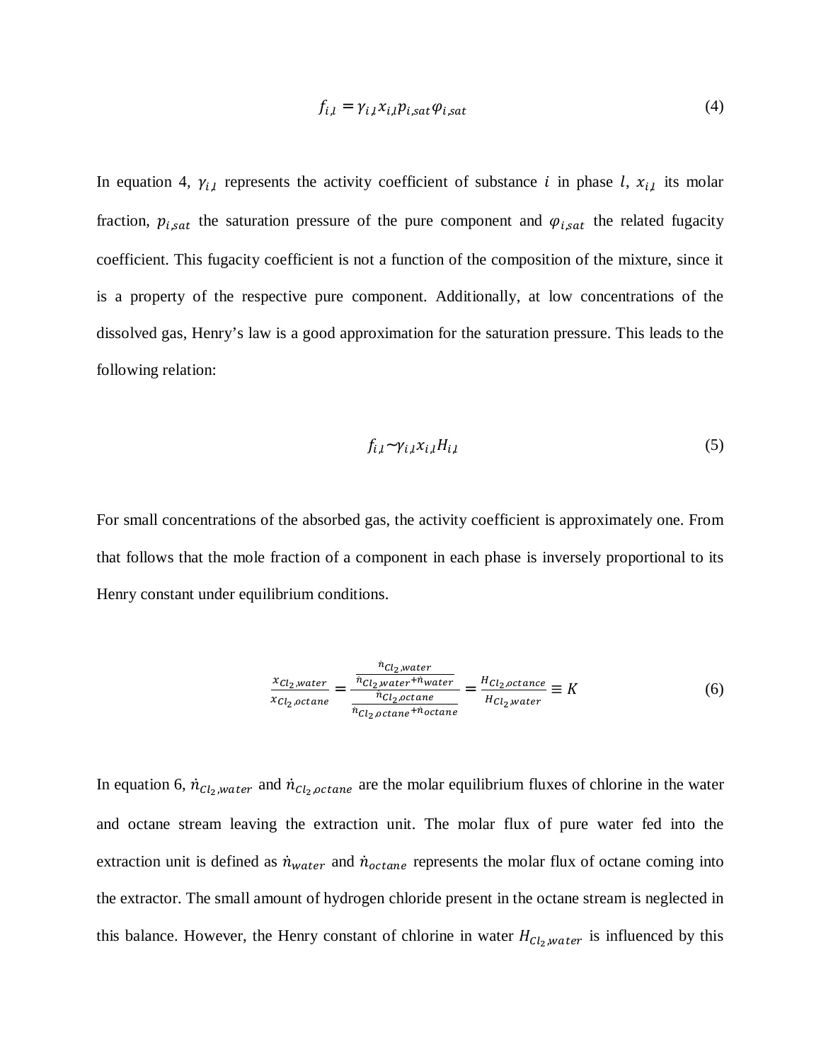$$f_{i,l} = \gamma_{i,l} x_{i,l} p_{i,sat} \varphi_{i,sat} \tag{4}$$

In equation 4, $\gamma_{i,l}$ represents the activity coefficient of substance $i$ in phase $l$, $x_{i,l}$ its molar fraction, $p_{i,sat}$ the saturation pressure of the pure component and $\varphi_{i,sat}$ the related fugacity coefficient. This fugacity coefficient is not a function of the composition of the mixture, since it is a property of the respective pure component. Additionally, at low concentrations of the dissolved gas, Henry's law is a good approximation for the saturation pressure. This leads to the following relation:

$$f_{i,l} \sim \gamma_{i,l} x_{i,l} H_{i,l} \tag{5}$$

For small concentrations of the absorbed gas, the activity coefficient is approximately one. From that follows that the mole fraction of a component in each phase is inversely proportional to its Henry constant under equilibrium conditions.

$$\frac{x_{Cl_2,water}}{x_{Cl_2,octane}} = \frac{\frac{\dot{n}_{Cl_2,water}}{\dot{n}_{Cl_2,water}+\dot{n}_{water}}}{\frac{\dot{n}_{Cl_2,octane}}{\dot{n}_{Cl_2,octane}+\dot{n}_{octane}}} = \frac{H_{Cl_2,octance}}{H_{Cl_2,water}} \equiv K \tag{6}$$

In equation 6, $\dot{n}_{Cl_2,water}$ and $\dot{n}_{Cl_2,octane}$ are the molar equilibrium fluxes of chlorine in the water and octane stream leaving the extraction unit. The molar flux of pure water fed into the extraction unit is defined as $\dot{n}_{water}$ and $\dot{n}_{octane}$ represents the molar flux of octane coming into the extractor. The small amount of hydrogen chloride present in the octane stream is neglected in this balance. However, the Henry constant of chlorine in water $H_{Cl_2,water}$ is influenced by this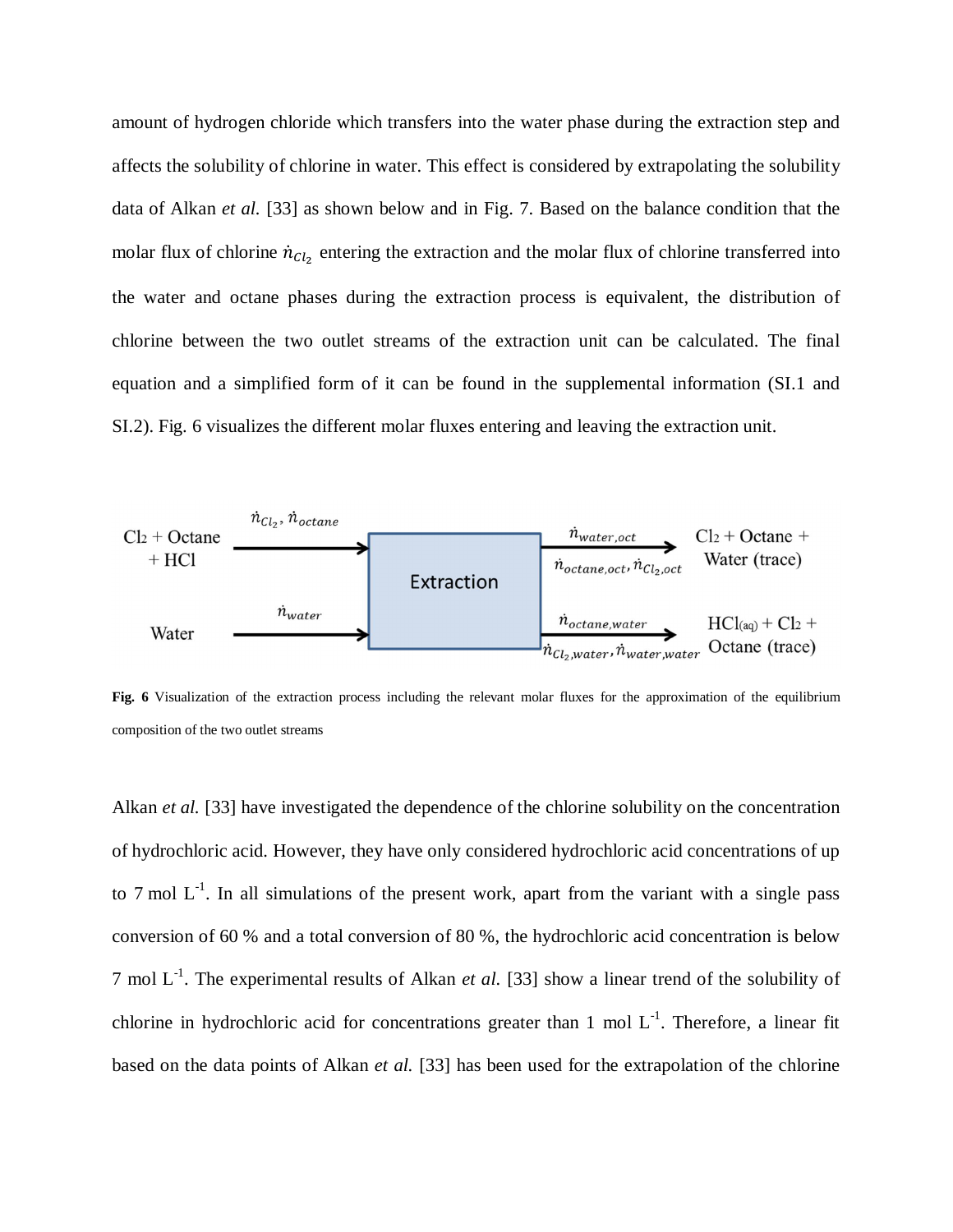amount of hydrogen chloride which transfers into the water phase during the extraction step and affects the solubility of chlorine in water. This effect is considered by extrapolating the solubility data of Alkan *et al.* [33] as shown below and in Fig. 7. Based on the balance condition that the molar flux of chlorine $\dot{n}_{Cl_2}$ entering the extraction and the molar flux of chlorine transferred into the water and octane phases during the extraction process is equivalent, the distribution of chlorine between the two outlet streams of the extraction unit can be calculated. The final equation and a simplified form of it can be found in the supplemental information (SI.1 and SI.2). Fig. 6 visualizes the different molar fluxes entering and leaving the extraction unit.

**Fig. 6** Visualization of the extraction process including the relevant molar fluxes for the approximation of the equilibrium composition of the two outlet streams

Alkan *et al.* [33] have investigated the dependence of the chlorine solubility on the concentration of hydrochloric acid. However, they have only considered hydrochloric acid concentrations of up to 7 mol $L^{-1}$. In all simulations of the present work, apart from the variant with a single pass conversion of 60 % and a total conversion of 80 %, the hydrochloric acid concentration is below 7 mol $L^{-1}$. The experimental results of Alkan *et al.* [33] show a linear trend of the solubility of chlorine in hydrochloric acid for concentrations greater than 1 mol $L^{-1}$. Therefore, a linear fit based on the data points of Alkan *et al.* [33] has been used for the extrapolation of the chlorine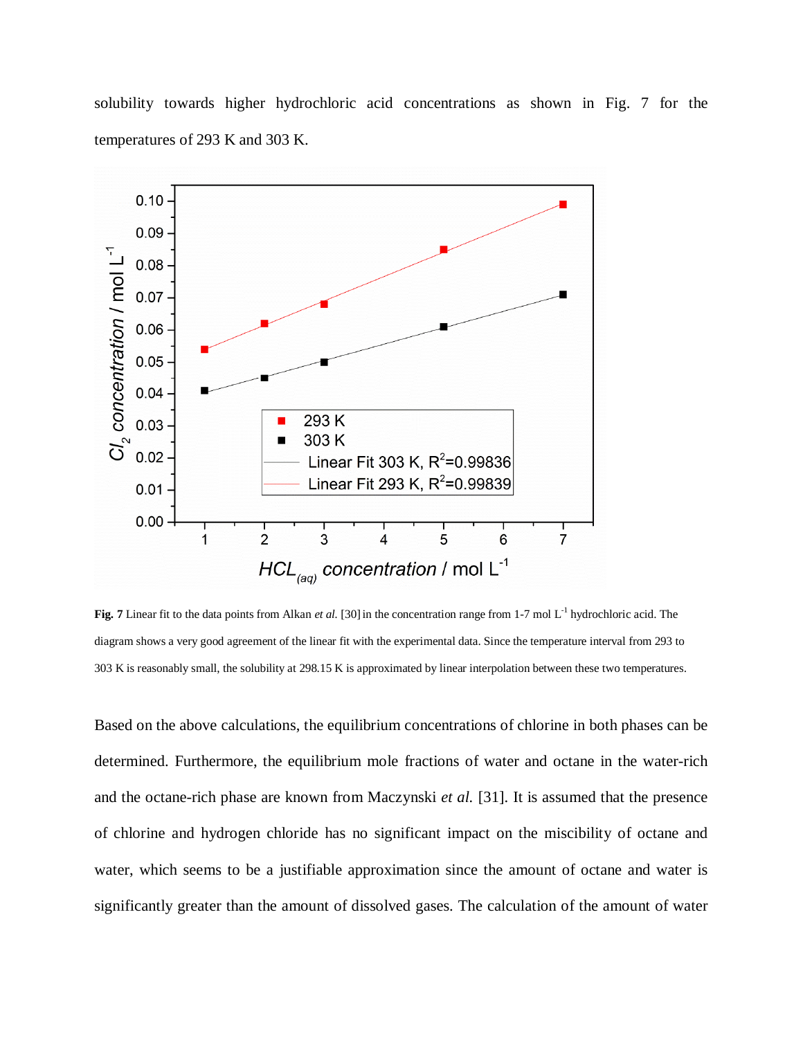solubility towards higher hydrochloric acid concentrations as shown in Fig. 7 for the temperatures of 293 K and 303 K.

**Fig. 7** Linear fit to the data points from Alkan *et al.* [30] in the concentration range from 1-7 mol $L^{-1}$ hydrochloric acid. The diagram shows a very good agreement of the linear fit with the experimental data. Since the temperature interval from 293 to 303 K is reasonably small, the solubility at 298.15 K is approximated by linear interpolation between these two temperatures.

Based on the above calculations, the equilibrium concentrations of chlorine in both phases can be determined. Furthermore, the equilibrium mole fractions of water and octane in the water-rich and the octane-rich phase are known from Maczynski *et al.* [31]. It is assumed that the presence of chlorine and hydrogen chloride has no significant impact on the miscibility of octane and water, which seems to be a justifiable approximation since the amount of octane and water is significantly greater than the amount of dissolved gases. The calculation of the amount of water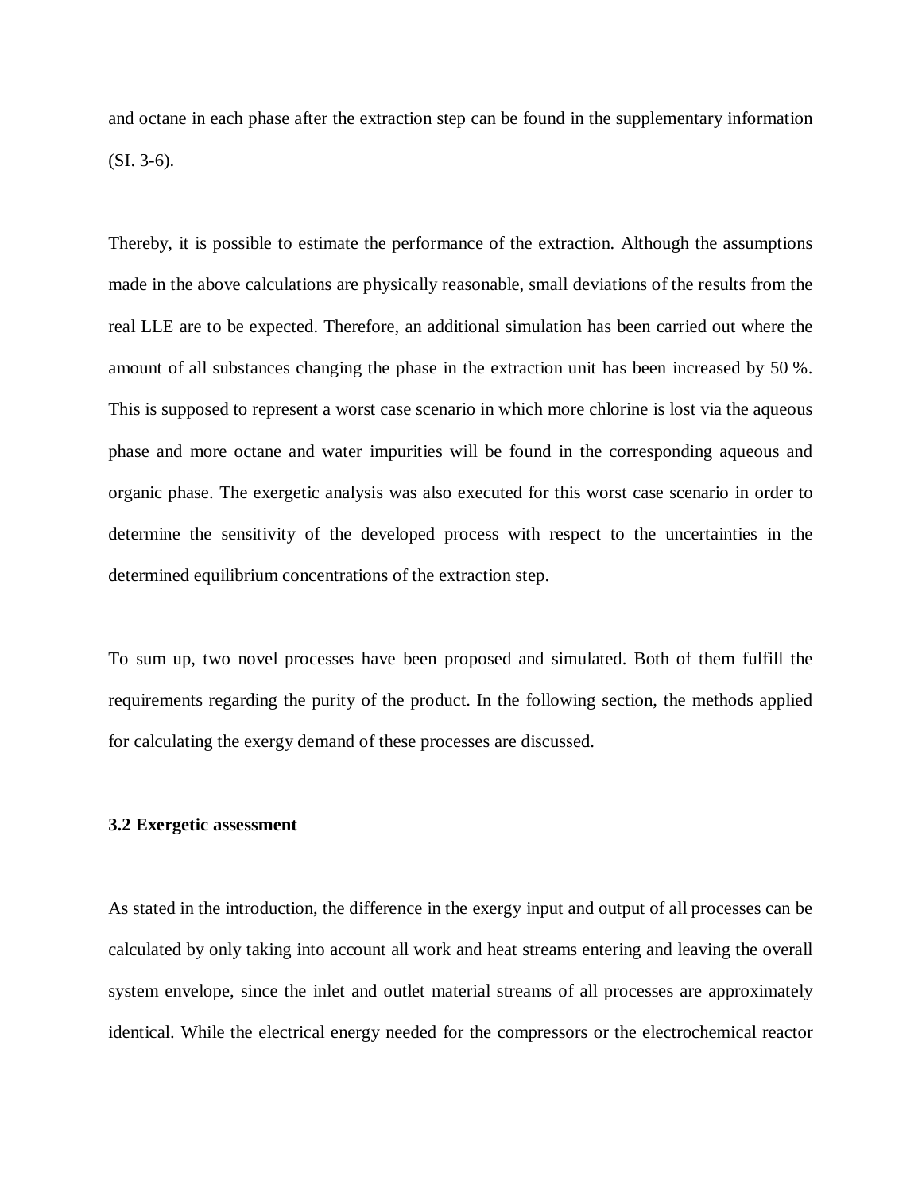and octane in each phase after the extraction step can be found in the supplementary information (SI. 3-6).

Thereby, it is possible to estimate the performance of the extraction. Although the assumptions made in the above calculations are physically reasonable, small deviations of the results from the real LLE are to be expected. Therefore, an additional simulation has been carried out where the amount of all substances changing the phase in the extraction unit has been increased by 50 %. This is supposed to represent a worst case scenario in which more chlorine is lost via the aqueous phase and more octane and water impurities will be found in the corresponding aqueous and organic phase. The exergetic analysis was also executed for this worst case scenario in order to determine the sensitivity of the developed process with respect to the uncertainties in the determined equilibrium concentrations of the extraction step.

To sum up, two novel processes have been proposed and simulated. Both of them fulfill the requirements regarding the purity of the product. In the following section, the methods applied for calculating the exergy demand of these processes are discussed.

### 3.2 Exergetic assessment

As stated in the introduction, the difference in the exergy input and output of all processes can be calculated by only taking into account all work and heat streams entering and leaving the overall system envelope, since the inlet and outlet material streams of all processes are approximately identical. While the electrical energy needed for the compressors or the electrochemical reactor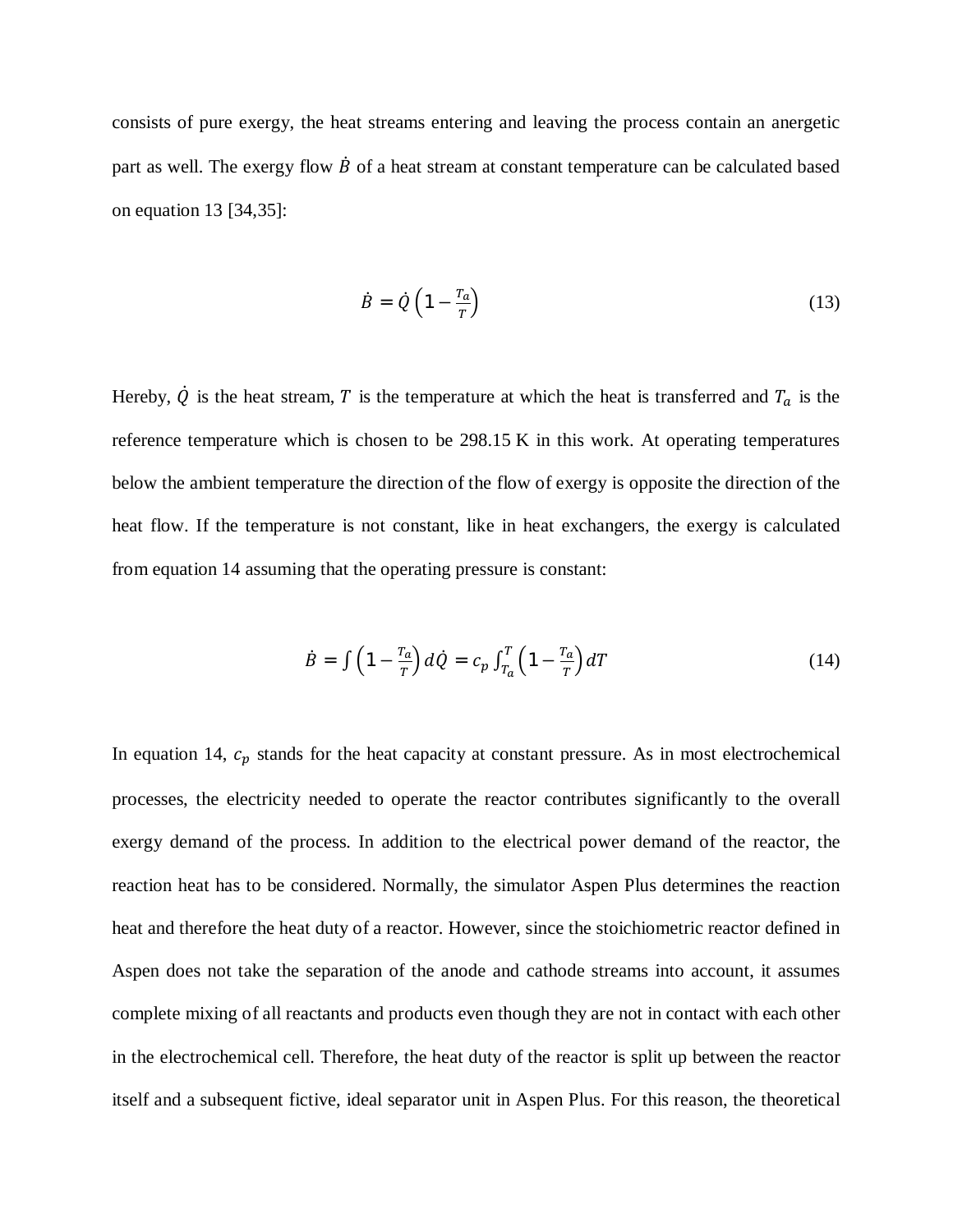consists of pure exergy, the heat streams entering and leaving the process contain an anergetic part as well. The exergy flow $\dot{B}$ of a heat stream at constant temperature can be calculated based on equation 13 [34,35]:

$$\dot{B} = \dot{Q}\left(1 - \frac{T_a}{T}\right) \tag{13}$$

Hereby, $\dot{Q}$ is the heat stream, $T$ is the temperature at which the heat is transferred and $T_a$ is the reference temperature which is chosen to be 298.15 K in this work. At operating temperatures below the ambient temperature the direction of the flow of exergy is opposite the direction of the heat flow. If the temperature is not constant, like in heat exchangers, the exergy is calculated from equation 14 assuming that the operating pressure is constant:

$$\dot{B} = \int\left(1 - \frac{T_a}{T}\right)d\dot{Q} = c_p \int_{T_a}^{T}\left(1 - \frac{T_a}{T}\right)dT \tag{14}$$

In equation 14, $c_p$ stands for the heat capacity at constant pressure. As in most electrochemical processes, the electricity needed to operate the reactor contributes significantly to the overall exergy demand of the process. In addition to the electrical power demand of the reactor, the reaction heat has to be considered. Normally, the simulator Aspen Plus determines the reaction heat and therefore the heat duty of a reactor. However, since the stoichiometric reactor defined in Aspen does not take the separation of the anode and cathode streams into account, it assumes complete mixing of all reactants and products even though they are not in contact with each other in the electrochemical cell. Therefore, the heat duty of the reactor is split up between the reactor itself and a subsequent fictive, ideal separator unit in Aspen Plus. For this reason, the theoretical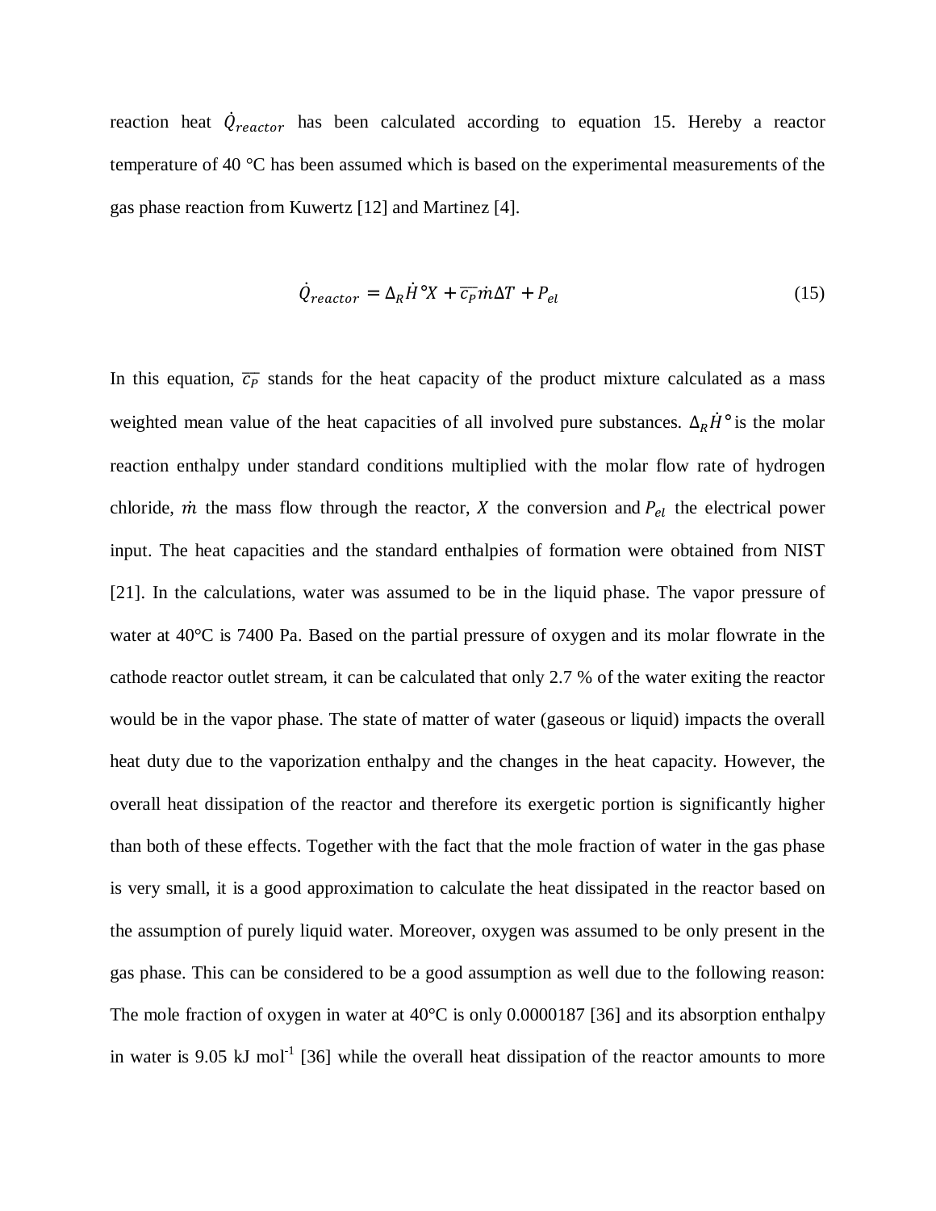reaction heat $\dot{Q}_{reactor}$ has been calculated according to equation 15. Hereby a reactor temperature of 40 °C has been assumed which is based on the experimental measurements of the gas phase reaction from Kuwertz [12] and Martinez [4].

$$\dot{Q}_{reactor} = \Delta_R \dot{H}^{\circ} X + \overline{c_P} \dot{m} \Delta T + P_{el} \tag{15}$$

In this equation, $\overline{c_P}$ stands for the heat capacity of the product mixture calculated as a mass weighted mean value of the heat capacities of all involved pure substances. $\Delta_R \dot{H}^{\circ}$ is the molar reaction enthalpy under standard conditions multiplied with the molar flow rate of hydrogen chloride, $\dot{m}$ the mass flow through the reactor, $X$ the conversion and $P_{el}$ the electrical power input. The heat capacities and the standard enthalpies of formation were obtained from NIST [21]. In the calculations, water was assumed to be in the liquid phase. The vapor pressure of water at 40°C is 7400 Pa. Based on the partial pressure of oxygen and its molar flowrate in the cathode reactor outlet stream, it can be calculated that only 2.7 % of the water exiting the reactor would be in the vapor phase. The state of matter of water (gaseous or liquid) impacts the overall heat duty due to the vaporization enthalpy and the changes in the heat capacity. However, the overall heat dissipation of the reactor and therefore its exergetic portion is significantly higher than both of these effects. Together with the fact that the mole fraction of water in the gas phase is very small, it is a good approximation to calculate the heat dissipated in the reactor based on the assumption of purely liquid water. Moreover, oxygen was assumed to be only present in the gas phase. This can be considered to be a good assumption as well due to the following reason: The mole fraction of oxygen in water at 40°C is only 0.0000187 [36] and its absorption enthalpy in water is 9.05 kJ mol$^{-1}$ [36] while the overall heat dissipation of the reactor amounts to more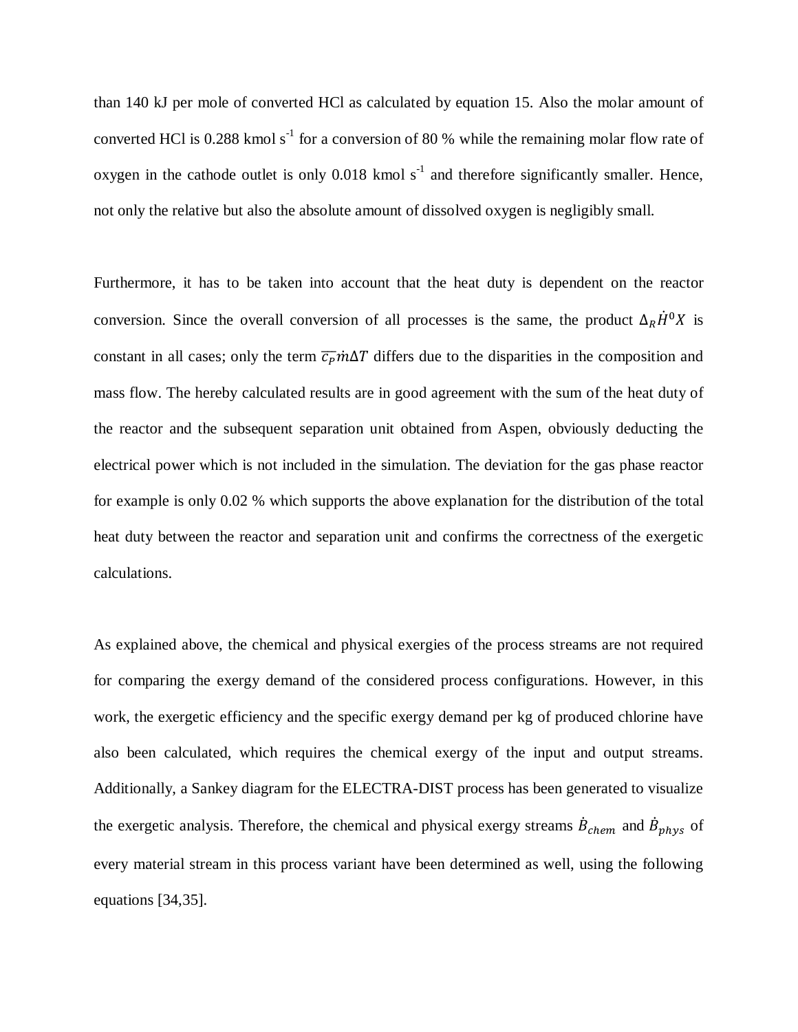than 140 kJ per mole of converted HCl as calculated by equation 15. Also the molar amount of converted HCl is 0.288 kmol $s^{-1}$ for a conversion of 80 % while the remaining molar flow rate of oxygen in the cathode outlet is only 0.018 kmol $s^{-1}$ and therefore significantly smaller. Hence, not only the relative but also the absolute amount of dissolved oxygen is negligibly small.

Furthermore, it has to be taken into account that the heat duty is dependent on the reactor conversion. Since the overall conversion of all processes is the same, the product $\Delta_R \dot{H}^0 X$ is constant in all cases; only the term $\overline{c_P} \dot{m} \Delta T$ differs due to the disparities in the composition and mass flow. The hereby calculated results are in good agreement with the sum of the heat duty of the reactor and the subsequent separation unit obtained from Aspen, obviously deducting the electrical power which is not included in the simulation. The deviation for the gas phase reactor for example is only 0.02 % which supports the above explanation for the distribution of the total heat duty between the reactor and separation unit and confirms the correctness of the exergetic calculations.

As explained above, the chemical and physical exergies of the process streams are not required for comparing the exergy demand of the considered process configurations. However, in this work, the exergetic efficiency and the specific exergy demand per kg of produced chlorine have also been calculated, which requires the chemical exergy of the input and output streams. Additionally, a Sankey diagram for the ELECTRA-DIST process has been generated to visualize the exergetic analysis. Therefore, the chemical and physical exergy streams $\dot{B}_{chem}$ and $\dot{B}_{phys}$ of every material stream in this process variant have been determined as well, using the following equations [34,35].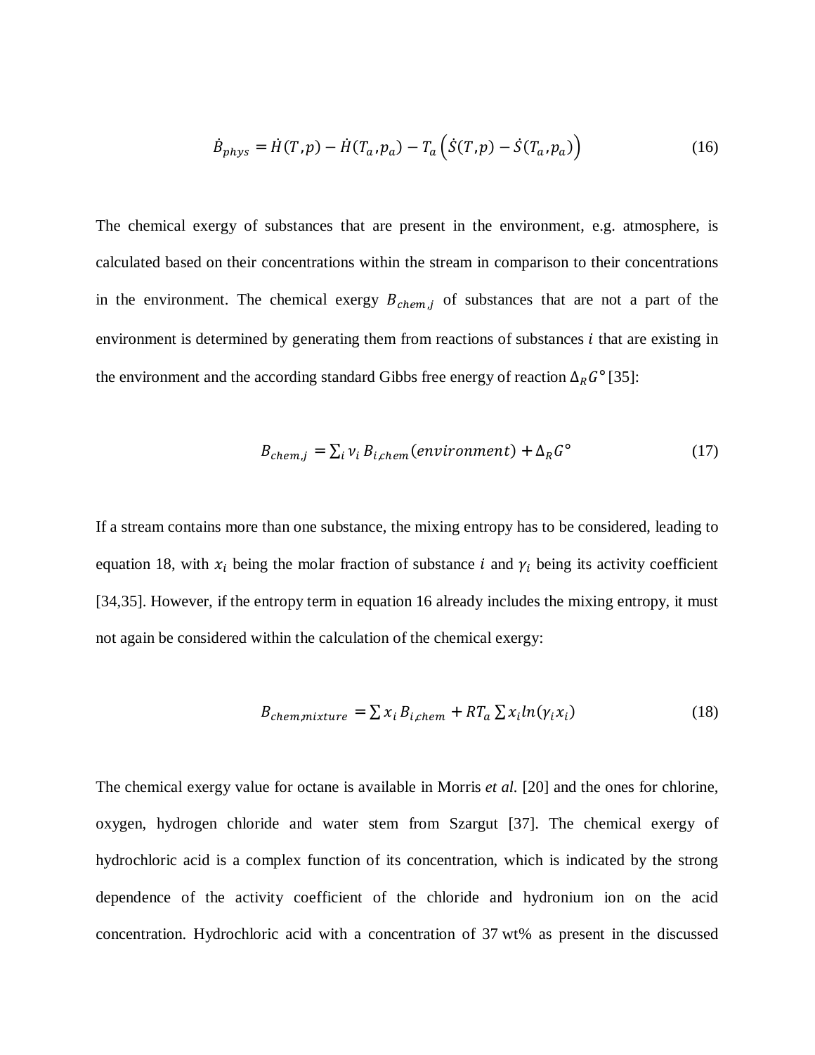$$\dot{B}_{phys} = \dot{H}(T, p) - \dot{H}(T_a, p_a) - T_a \left( \dot{S}(T, p) - \dot{S}(T_a, p_a) \right) \tag{16}$$

The chemical exergy of substances that are present in the environment, e.g. atmosphere, is calculated based on their concentrations within the stream in comparison to their concentrations in the environment. The chemical exergy $B_{chem,j}$ of substances that are not a part of the environment is determined by generating them from reactions of substances $i$ that are existing in the environment and the according standard Gibbs free energy of reaction $\Delta_R G°$ [35]:

$$B_{chem,j} = \sum_i \nu_i \, B_{i,chem}(environment) + \Delta_R G° \tag{17}$$

If a stream contains more than one substance, the mixing entropy has to be considered, leading to equation 18, with $x_i$ being the molar fraction of substance $i$ and $\gamma_i$ being its activity coefficient [34,35]. However, if the entropy term in equation 16 already includes the mixing entropy, it must not again be considered within the calculation of the chemical exergy:

$$B_{chem,mixture} = \sum x_i \, B_{i,chem} + RT_a \sum x_i ln(\gamma_i x_i) \tag{18}$$

The chemical exergy value for octane is available in Morris *et al.* [20] and the ones for chlorine, oxygen, hydrogen chloride and water stem from Szargut [37]. The chemical exergy of hydrochloric acid is a complex function of its concentration, which is indicated by the strong dependence of the activity coefficient of the chloride and hydronium ion on the acid concentration. Hydrochloric acid with a concentration of 37 wt% as present in the discussed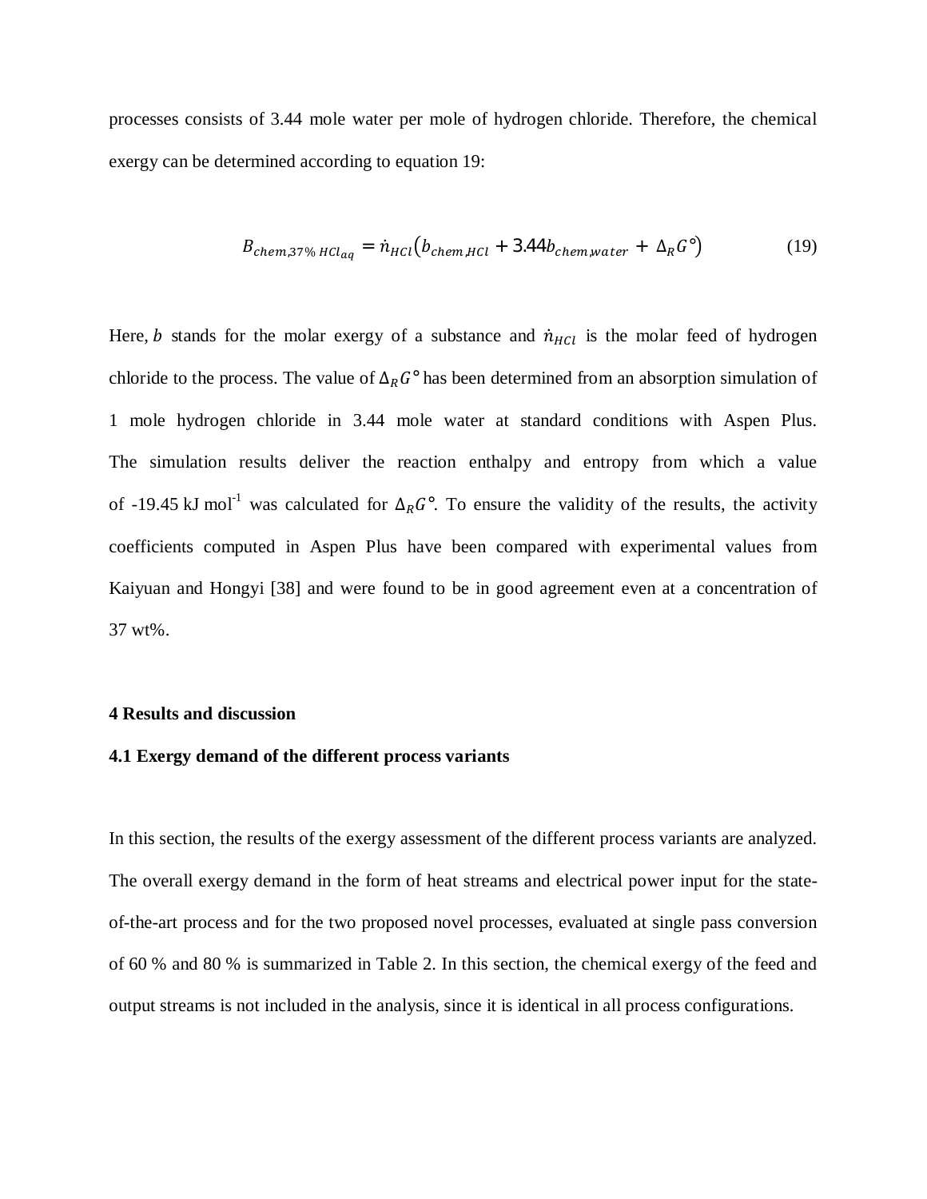processes consists of 3.44 mole water per mole of hydrogen chloride. Therefore, the chemical exergy can be determined according to equation 19:

$$B_{chem,37\%\,HCl_{aq}} = \dot{n}_{HCl}\left(b_{chem,HCl} + 3.44 b_{chem,water} + \Delta_R G°\right) \qquad (19)$$

Here, $b$ stands for the molar exergy of a substance and $\dot{n}_{HCl}$ is the molar feed of hydrogen chloride to the process. The value of $\Delta_R G°$ has been determined from an absorption simulation of 1 mole hydrogen chloride in 3.44 mole water at standard conditions with Aspen Plus. The simulation results deliver the reaction enthalpy and entropy from which a value of -19.45 kJ mol$^{-1}$ was calculated for $\Delta_R G°$. To ensure the validity of the results, the activity coefficients computed in Aspen Plus have been compared with experimental values from Kaiyuan and Hongyi [38] and were found to be in good agreement even at a concentration of 37 wt%.

## 4 Results and discussion

### 4.1 Exergy demand of the different process variants

In this section, the results of the exergy assessment of the different process variants are analyzed. The overall exergy demand in the form of heat streams and electrical power input for the state-of-the-art process and for the two proposed novel processes, evaluated at single pass conversion of 60 % and 80 % is summarized in Table 2. In this section, the chemical exergy of the feed and output streams is not included in the analysis, since it is identical in all process configurations.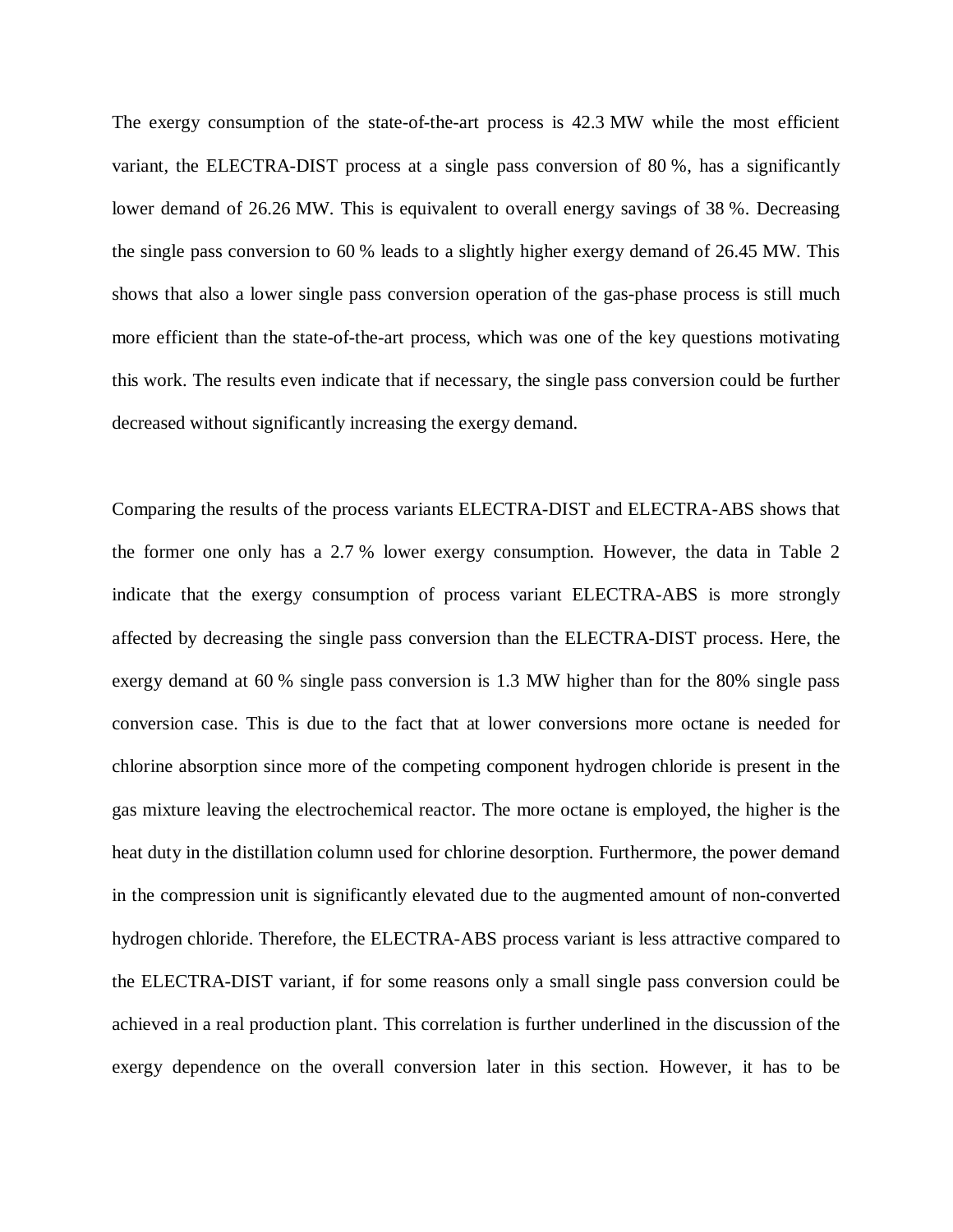The exergy consumption of the state-of-the-art process is 42.3 MW while the most efficient variant, the ELECTRA-DIST process at a single pass conversion of 80 %, has a significantly lower demand of 26.26 MW. This is equivalent to overall energy savings of 38 %. Decreasing the single pass conversion to 60 % leads to a slightly higher exergy demand of 26.45 MW. This shows that also a lower single pass conversion operation of the gas-phase process is still much more efficient than the state-of-the-art process, which was one of the key questions motivating this work. The results even indicate that if necessary, the single pass conversion could be further decreased without significantly increasing the exergy demand.

Comparing the results of the process variants ELECTRA-DIST and ELECTRA-ABS shows that the former one only has a 2.7 % lower exergy consumption. However, the data in Table 2 indicate that the exergy consumption of process variant ELECTRA-ABS is more strongly affected by decreasing the single pass conversion than the ELECTRA-DIST process. Here, the exergy demand at 60 % single pass conversion is 1.3 MW higher than for the 80% single pass conversion case. This is due to the fact that at lower conversions more octane is needed for chlorine absorption since more of the competing component hydrogen chloride is present in the gas mixture leaving the electrochemical reactor. The more octane is employed, the higher is the heat duty in the distillation column used for chlorine desorption. Furthermore, the power demand in the compression unit is significantly elevated due to the augmented amount of non-converted hydrogen chloride. Therefore, the ELECTRA-ABS process variant is less attractive compared to the ELECTRA-DIST variant, if for some reasons only a small single pass conversion could be achieved in a real production plant. This correlation is further underlined in the discussion of the exergy dependence on the overall conversion later in this section. However, it has to be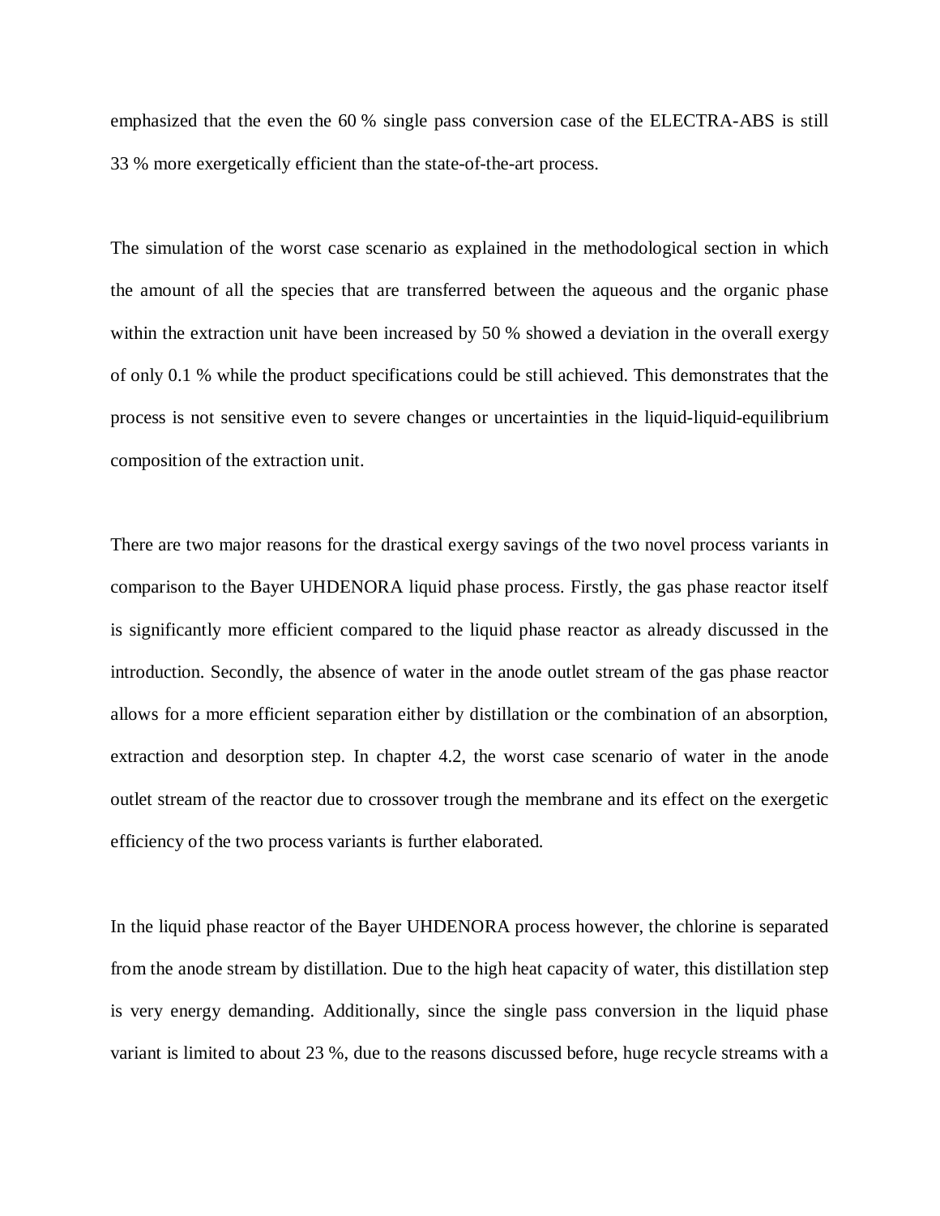emphasized that the even the 60 % single pass conversion case of the ELECTRA-ABS is still 33 % more exergetically efficient than the state-of-the-art process.

The simulation of the worst case scenario as explained in the methodological section in which the amount of all the species that are transferred between the aqueous and the organic phase within the extraction unit have been increased by 50 % showed a deviation in the overall exergy of only 0.1 % while the product specifications could be still achieved. This demonstrates that the process is not sensitive even to severe changes or uncertainties in the liquid-liquid-equilibrium composition of the extraction unit.

There are two major reasons for the drastical exergy savings of the two novel process variants in comparison to the Bayer UHDENORA liquid phase process. Firstly, the gas phase reactor itself is significantly more efficient compared to the liquid phase reactor as already discussed in the introduction. Secondly, the absence of water in the anode outlet stream of the gas phase reactor allows for a more efficient separation either by distillation or the combination of an absorption, extraction and desorption step. In chapter 4.2, the worst case scenario of water in the anode outlet stream of the reactor due to crossover trough the membrane and its effect on the exergetic efficiency of the two process variants is further elaborated.

In the liquid phase reactor of the Bayer UHDENORA process however, the chlorine is separated from the anode stream by distillation. Due to the high heat capacity of water, this distillation step is very energy demanding. Additionally, since the single pass conversion in the liquid phase variant is limited to about 23 %, due to the reasons discussed before, huge recycle streams with a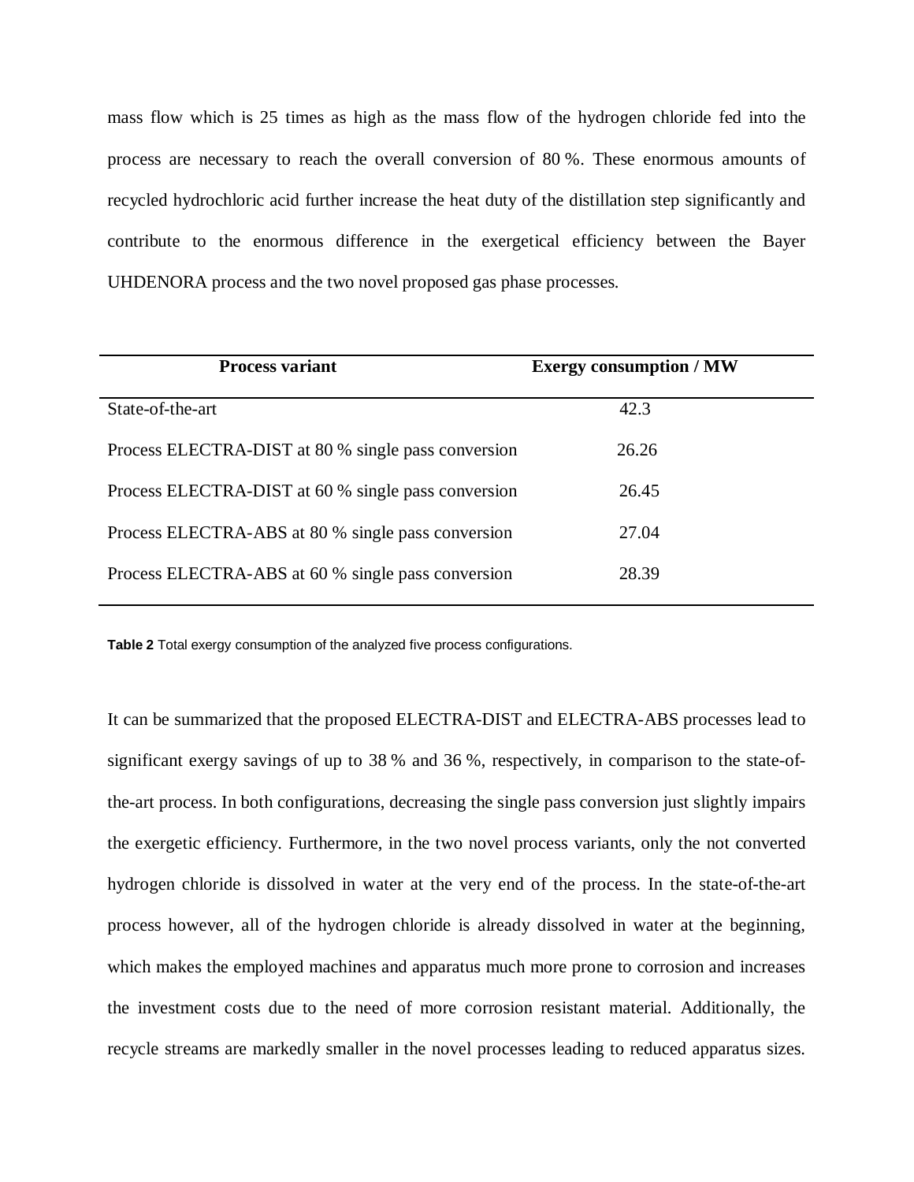mass flow which is 25 times as high as the mass flow of the hydrogen chloride fed into the process are necessary to reach the overall conversion of 80 %. These enormous amounts of recycled hydrochloric acid further increase the heat duty of the distillation step significantly and contribute to the enormous difference in the exergetical efficiency between the Bayer UHDENORA process and the two novel proposed gas phase processes.

| **Process variant** | **Exergy consumption / MW** |
|---|---|
| State-of-the-art | 42.3 |
| Process ELECTRA-DIST at 80 % single pass conversion | 26.26 |
| Process ELECTRA-DIST at 60 % single pass conversion | 26.45 |
| Process ELECTRA-ABS at 80 % single pass conversion | 27.04 |
| Process ELECTRA-ABS at 60 % single pass conversion | 28.39 |

**Table 2** Total exergy consumption of the analyzed five process configurations.

It can be summarized that the proposed ELECTRA-DIST and ELECTRA-ABS processes lead to significant exergy savings of up to 38 % and 36 %, respectively, in comparison to the state-of-the-art process. In both configurations, decreasing the single pass conversion just slightly impairs the exergetic efficiency. Furthermore, in the two novel process variants, only the not converted hydrogen chloride is dissolved in water at the very end of the process. In the state-of-the-art process however, all of the hydrogen chloride is already dissolved in water at the beginning, which makes the employed machines and apparatus much more prone to corrosion and increases the investment costs due to the need of more corrosion resistant material. Additionally, the recycle streams are markedly smaller in the novel processes leading to reduced apparatus sizes.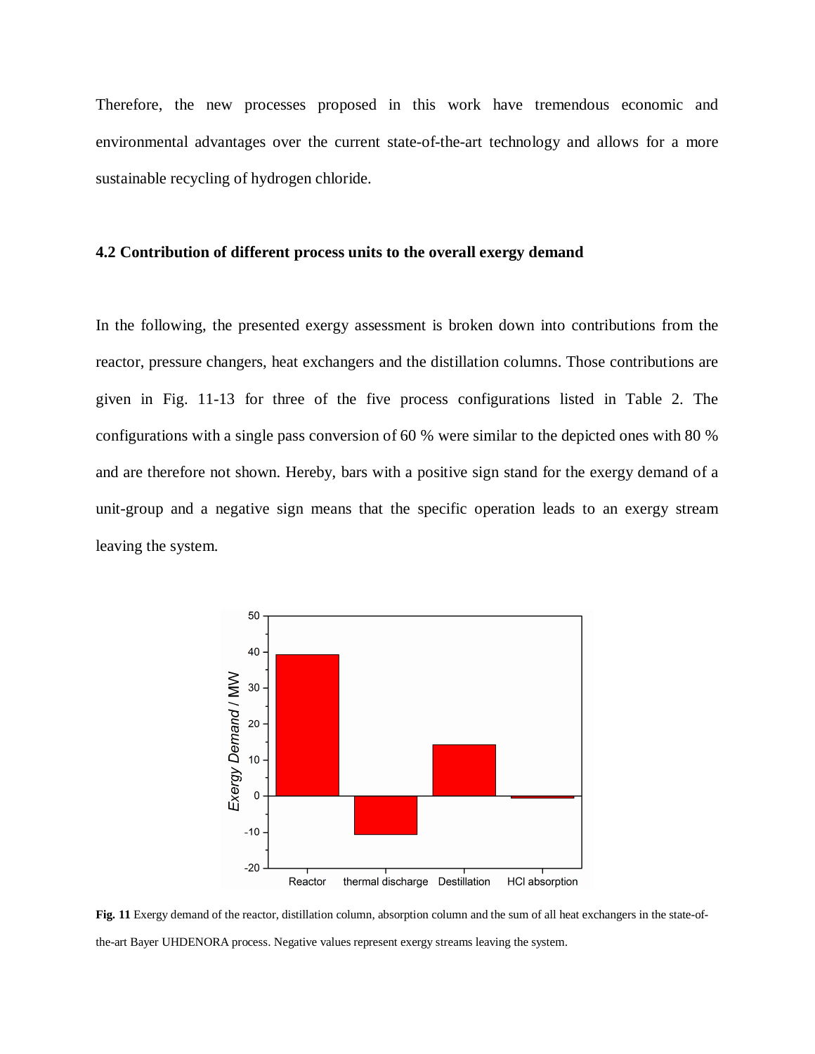Therefore, the new processes proposed in this work have tremendous economic and environmental advantages over the current state-of-the-art technology and allows for a more sustainable recycling of hydrogen chloride.

### 4.2 Contribution of different process units to the overall exergy demand

In the following, the presented exergy assessment is broken down into contributions from the reactor, pressure changers, heat exchangers and the distillation columns. Those contributions are given in Fig. 11-13 for three of the five process configurations listed in Table 2. The configurations with a single pass conversion of 60 % were similar to the depicted ones with 80 % and are therefore not shown. Hereby, bars with a positive sign stand for the exergy demand of a unit-group and a negative sign means that the specific operation leads to an exergy stream leaving the system.

**Fig. 11** Exergy demand of the reactor, distillation column, absorption column and the sum of all heat exchangers in the state-of-the-art Bayer UHDENORA process. Negative values represent exergy streams leaving the system.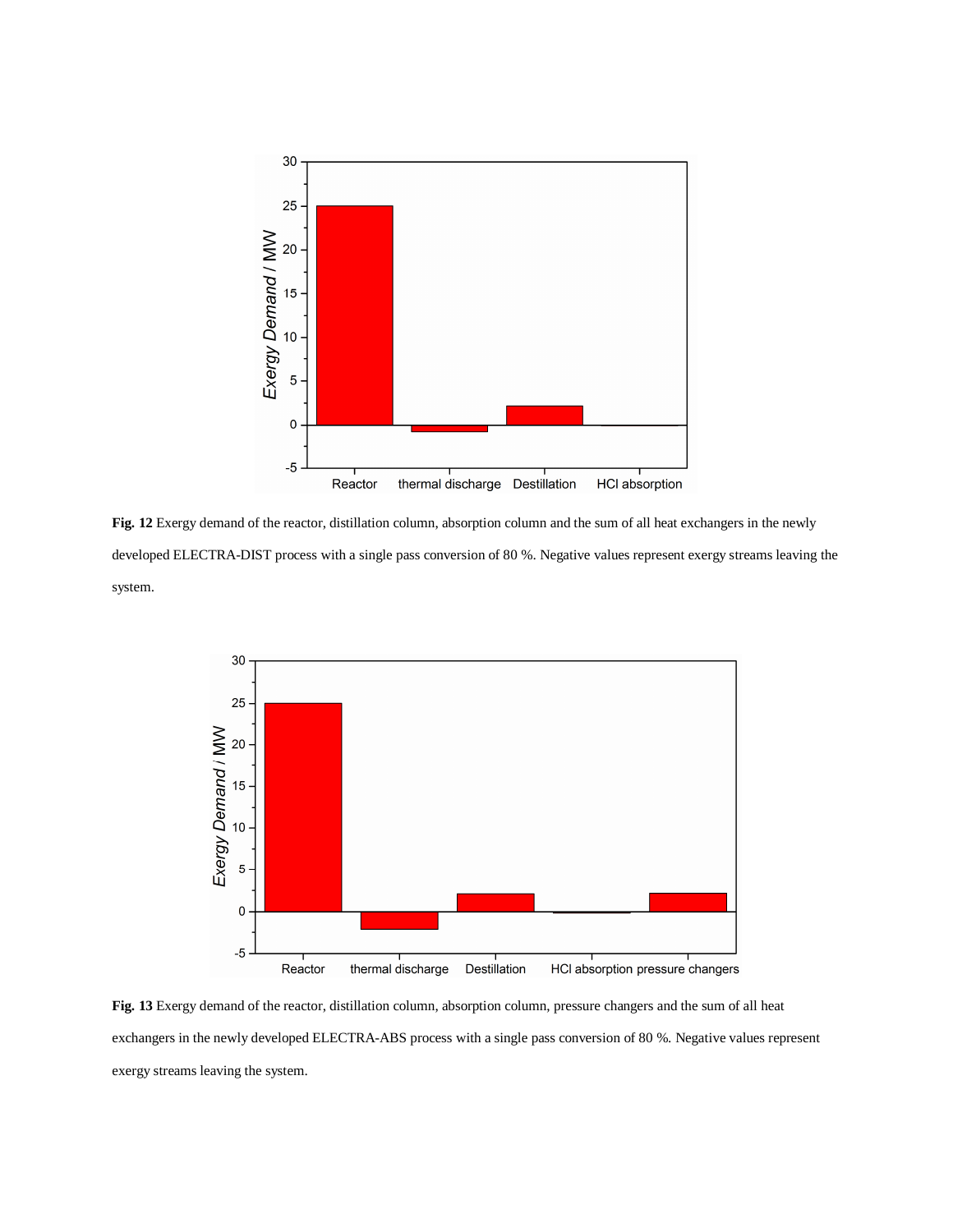**Fig. 12** Exergy demand of the reactor, distillation column, absorption column and the sum of all heat exchangers in the newly developed ELECTRA-DIST process with a single pass conversion of 80 %. Negative values represent exergy streams leaving the system.

**Fig. 13** Exergy demand of the reactor, distillation column, absorption column, pressure changers and the sum of all heat exchangers in the newly developed ELECTRA-ABS process with a single pass conversion of 80 %. Negative values represent exergy streams leaving the system.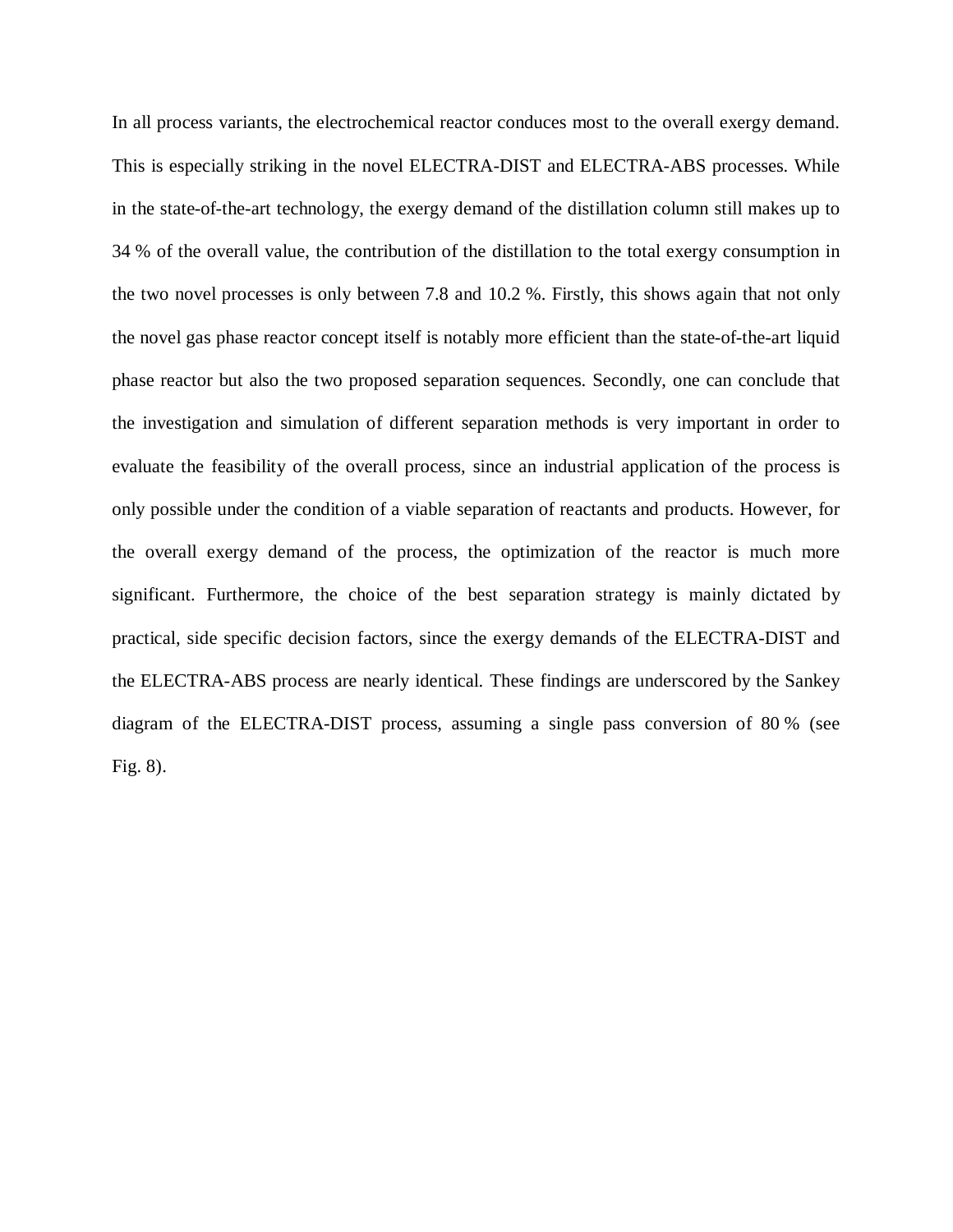In all process variants, the electrochemical reactor conduces most to the overall exergy demand. This is especially striking in the novel ELECTRA-DIST and ELECTRA-ABS processes. While in the state-of-the-art technology, the exergy demand of the distillation column still makes up to 34 % of the overall value, the contribution of the distillation to the total exergy consumption in the two novel processes is only between 7.8 and 10.2 %. Firstly, this shows again that not only the novel gas phase reactor concept itself is notably more efficient than the state-of-the-art liquid phase reactor but also the two proposed separation sequences. Secondly, one can conclude that the investigation and simulation of different separation methods is very important in order to evaluate the feasibility of the overall process, since an industrial application of the process is only possible under the condition of a viable separation of reactants and products. However, for the overall exergy demand of the process, the optimization of the reactor is much more significant. Furthermore, the choice of the best separation strategy is mainly dictated by practical, side specific decision factors, since the exergy demands of the ELECTRA-DIST and the ELECTRA-ABS process are nearly identical. These findings are underscored by the Sankey diagram of the ELECTRA-DIST process, assuming a single pass conversion of 80 % (see Fig. 8).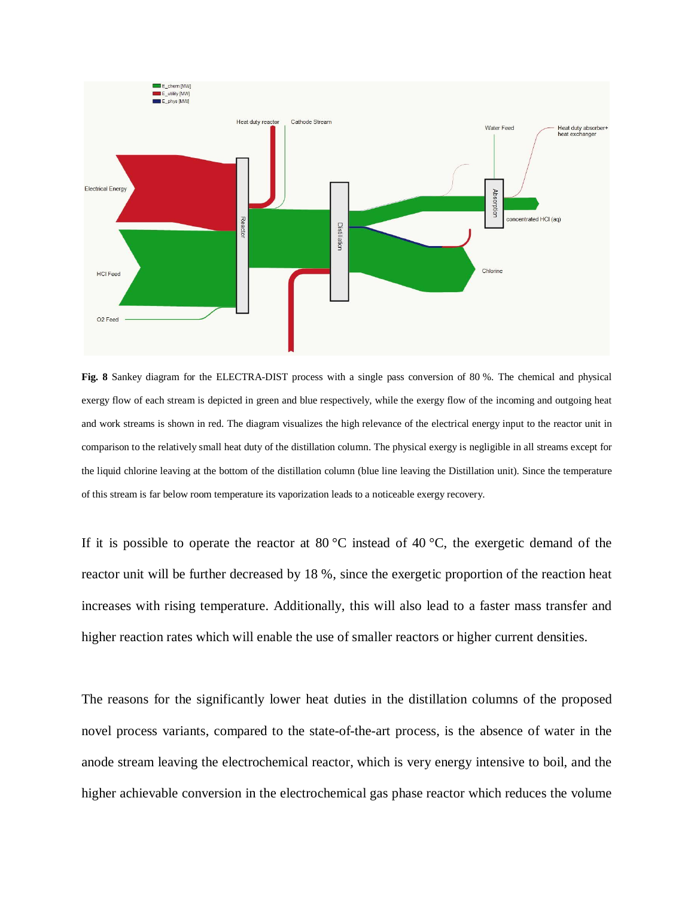**Fig. 8** Sankey diagram for the ELECTRA-DIST process with a single pass conversion of 80 %. The chemical and physical exergy flow of each stream is depicted in green and blue respectively, while the exergy flow of the incoming and outgoing heat and work streams is shown in red. The diagram visualizes the high relevance of the electrical energy input to the reactor unit in comparison to the relatively small heat duty of the distillation column. The physical exergy is negligible in all streams except for the liquid chlorine leaving at the bottom of the distillation column (blue line leaving the Distillation unit). Since the temperature of this stream is far below room temperature its vaporization leads to a noticeable exergy recovery.

If it is possible to operate the reactor at 80 °C instead of 40 °C, the exergetic demand of the reactor unit will be further decreased by 18 %, since the exergetic proportion of the reaction heat increases with rising temperature. Additionally, this will also lead to a faster mass transfer and higher reaction rates which will enable the use of smaller reactors or higher current densities.

The reasons for the significantly lower heat duties in the distillation columns of the proposed novel process variants, compared to the state-of-the-art process, is the absence of water in the anode stream leaving the electrochemical reactor, which is very energy intensive to boil, and the higher achievable conversion in the electrochemical gas phase reactor which reduces the volume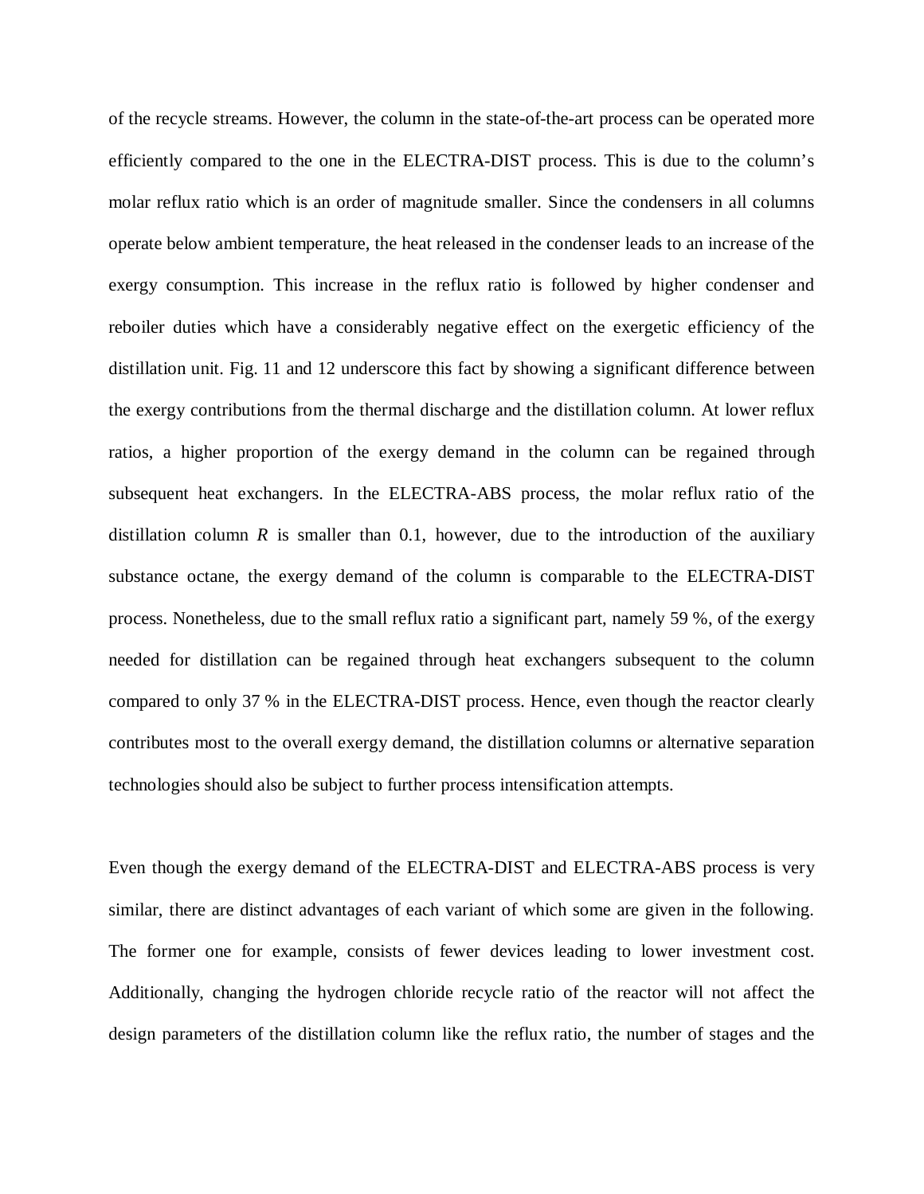of the recycle streams. However, the column in the state-of-the-art process can be operated more efficiently compared to the one in the ELECTRA-DIST process. This is due to the column's molar reflux ratio which is an order of magnitude smaller. Since the condensers in all columns operate below ambient temperature, the heat released in the condenser leads to an increase of the exergy consumption. This increase in the reflux ratio is followed by higher condenser and reboiler duties which have a considerably negative effect on the exergetic efficiency of the distillation unit. Fig. 11 and 12 underscore this fact by showing a significant difference between the exergy contributions from the thermal discharge and the distillation column. At lower reflux ratios, a higher proportion of the exergy demand in the column can be regained through subsequent heat exchangers. In the ELECTRA-ABS process, the molar reflux ratio of the distillation column $R$ is smaller than 0.1, however, due to the introduction of the auxiliary substance octane, the exergy demand of the column is comparable to the ELECTRA-DIST process. Nonetheless, due to the small reflux ratio a significant part, namely 59 %, of the exergy needed for distillation can be regained through heat exchangers subsequent to the column compared to only 37 % in the ELECTRA-DIST process. Hence, even though the reactor clearly contributes most to the overall exergy demand, the distillation columns or alternative separation technologies should also be subject to further process intensification attempts.

Even though the exergy demand of the ELECTRA-DIST and ELECTRA-ABS process is very similar, there are distinct advantages of each variant of which some are given in the following. The former one for example, consists of fewer devices leading to lower investment cost. Additionally, changing the hydrogen chloride recycle ratio of the reactor will not affect the design parameters of the distillation column like the reflux ratio, the number of stages and the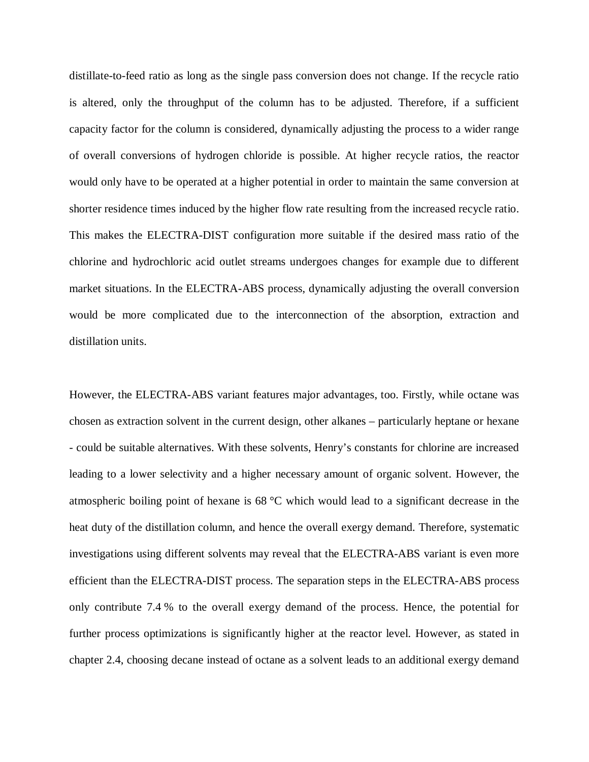distillate-to-feed ratio as long as the single pass conversion does not change. If the recycle ratio is altered, only the throughput of the column has to be adjusted. Therefore, if a sufficient capacity factor for the column is considered, dynamically adjusting the process to a wider range of overall conversions of hydrogen chloride is possible. At higher recycle ratios, the reactor would only have to be operated at a higher potential in order to maintain the same conversion at shorter residence times induced by the higher flow rate resulting from the increased recycle ratio. This makes the ELECTRA-DIST configuration more suitable if the desired mass ratio of the chlorine and hydrochloric acid outlet streams undergoes changes for example due to different market situations. In the ELECTRA-ABS process, dynamically adjusting the overall conversion would be more complicated due to the interconnection of the absorption, extraction and distillation units.

However, the ELECTRA-ABS variant features major advantages, too. Firstly, while octane was chosen as extraction solvent in the current design, other alkanes – particularly heptane or hexane - could be suitable alternatives. With these solvents, Henry's constants for chlorine are increased leading to a lower selectivity and a higher necessary amount of organic solvent. However, the atmospheric boiling point of hexane is 68 °C which would lead to a significant decrease in the heat duty of the distillation column, and hence the overall exergy demand. Therefore, systematic investigations using different solvents may reveal that the ELECTRA-ABS variant is even more efficient than the ELECTRA-DIST process. The separation steps in the ELECTRA-ABS process only contribute 7.4 % to the overall exergy demand of the process. Hence, the potential for further process optimizations is significantly higher at the reactor level. However, as stated in chapter 2.4, choosing decane instead of octane as a solvent leads to an additional exergy demand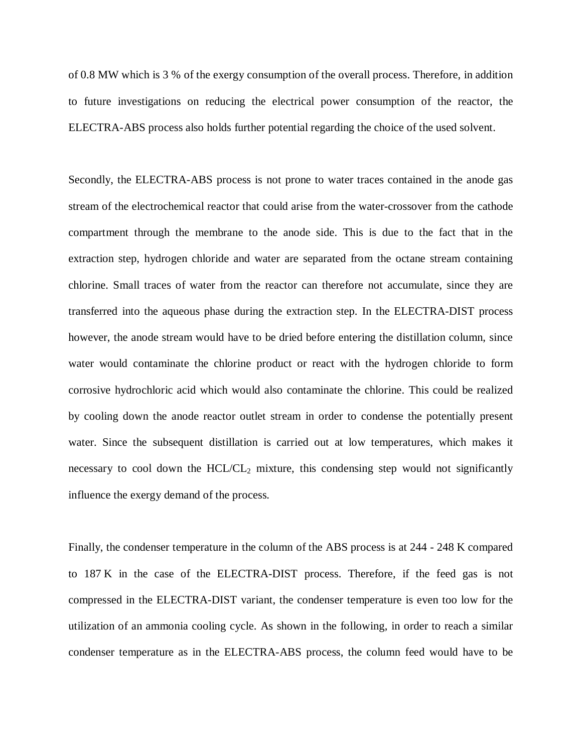of 0.8 MW which is 3 % of the exergy consumption of the overall process. Therefore, in addition to future investigations on reducing the electrical power consumption of the reactor, the ELECTRA-ABS process also holds further potential regarding the choice of the used solvent.

Secondly, the ELECTRA-ABS process is not prone to water traces contained in the anode gas stream of the electrochemical reactor that could arise from the water-crossover from the cathode compartment through the membrane to the anode side. This is due to the fact that in the extraction step, hydrogen chloride and water are separated from the octane stream containing chlorine. Small traces of water from the reactor can therefore not accumulate, since they are transferred into the aqueous phase during the extraction step. In the ELECTRA-DIST process however, the anode stream would have to be dried before entering the distillation column, since water would contaminate the chlorine product or react with the hydrogen chloride to form corrosive hydrochloric acid which would also contaminate the chlorine. This could be realized by cooling down the anode reactor outlet stream in order to condense the potentially present water. Since the subsequent distillation is carried out at low temperatures, which makes it necessary to cool down the $HCL/CL_2$ mixture, this condensing step would not significantly influence the exergy demand of the process.

Finally, the condenser temperature in the column of the ABS process is at 244 - 248 K compared to 187 K in the case of the ELECTRA-DIST process. Therefore, if the feed gas is not compressed in the ELECTRA-DIST variant, the condenser temperature is even too low for the utilization of an ammonia cooling cycle. As shown in the following, in order to reach a similar condenser temperature as in the ELECTRA-ABS process, the column feed would have to be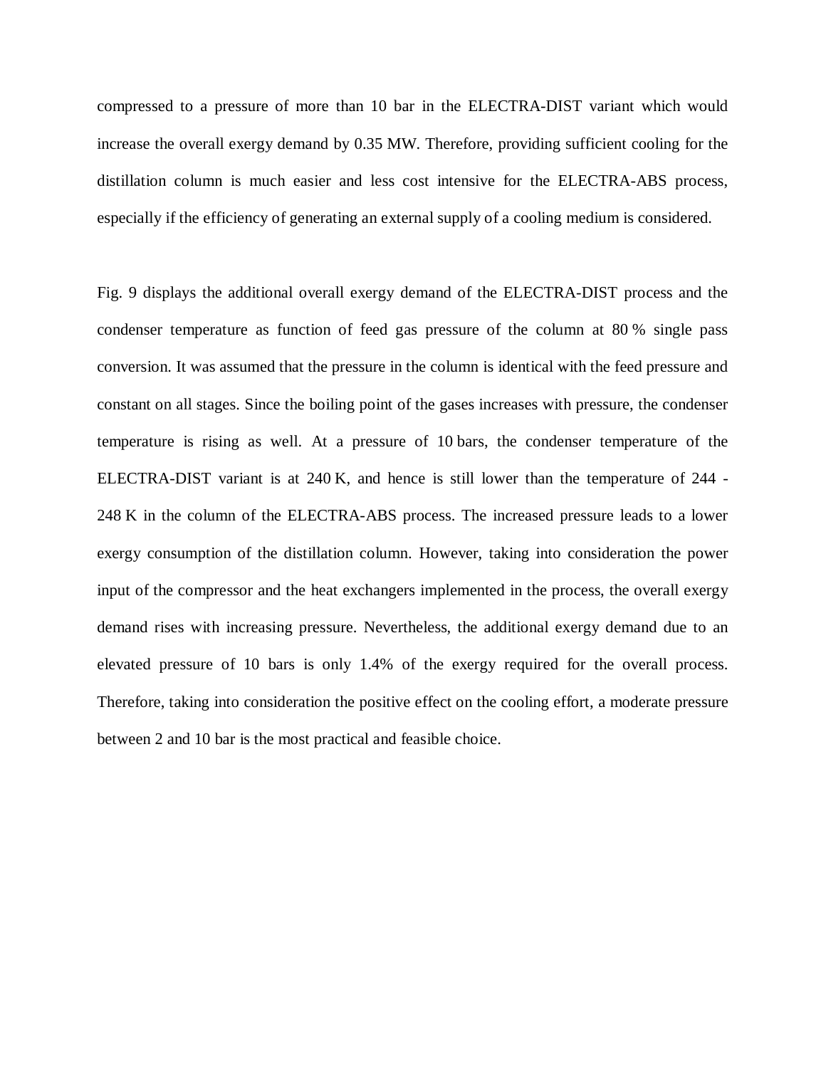compressed to a pressure of more than 10 bar in the ELECTRA-DIST variant which would increase the overall exergy demand by 0.35 MW. Therefore, providing sufficient cooling for the distillation column is much easier and less cost intensive for the ELECTRA-ABS process, especially if the efficiency of generating an external supply of a cooling medium is considered.

Fig. 9 displays the additional overall exergy demand of the ELECTRA-DIST process and the condenser temperature as function of feed gas pressure of the column at 80 % single pass conversion. It was assumed that the pressure in the column is identical with the feed pressure and constant on all stages. Since the boiling point of the gases increases with pressure, the condenser temperature is rising as well. At a pressure of 10 bars, the condenser temperature of the ELECTRA-DIST variant is at 240 K, and hence is still lower than the temperature of 244 - 248 K in the column of the ELECTRA-ABS process. The increased pressure leads to a lower exergy consumption of the distillation column. However, taking into consideration the power input of the compressor and the heat exchangers implemented in the process, the overall exergy demand rises with increasing pressure. Nevertheless, the additional exergy demand due to an elevated pressure of 10 bars is only 1.4% of the exergy required for the overall process. Therefore, taking into consideration the positive effect on the cooling effort, a moderate pressure between 2 and 10 bar is the most practical and feasible choice.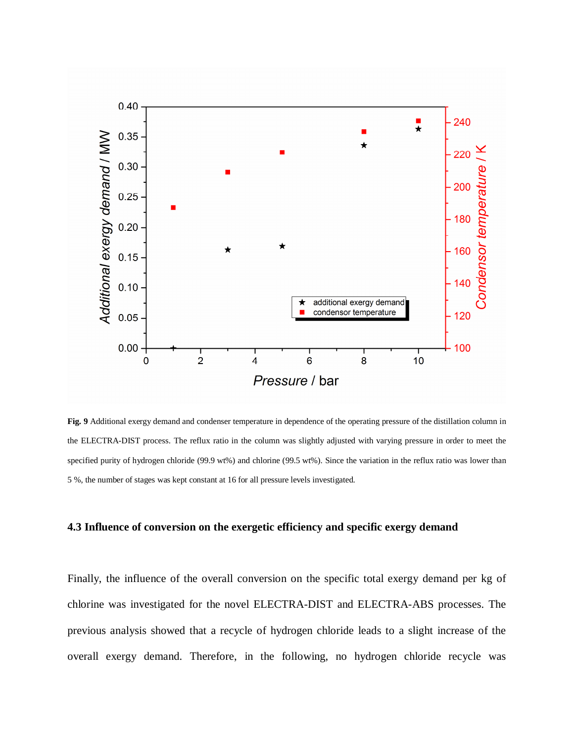**Fig. 9** Additional exergy demand and condenser temperature in dependence of the operating pressure of the distillation column in the ELECTRA-DIST process. The reflux ratio in the column was slightly adjusted with varying pressure in order to meet the specified purity of hydrogen chloride (99.9 wt%) and chlorine (99.5 wt%). Since the variation in the reflux ratio was lower than 5 %, the number of stages was kept constant at 16 for all pressure levels investigated.

### 4.3 Influence of conversion on the exergetic efficiency and specific exergy demand

Finally, the influence of the overall conversion on the specific total exergy demand per kg of chlorine was investigated for the novel ELECTRA-DIST and ELECTRA-ABS processes. The previous analysis showed that a recycle of hydrogen chloride leads to a slight increase of the overall exergy demand. Therefore, in the following, no hydrogen chloride recycle was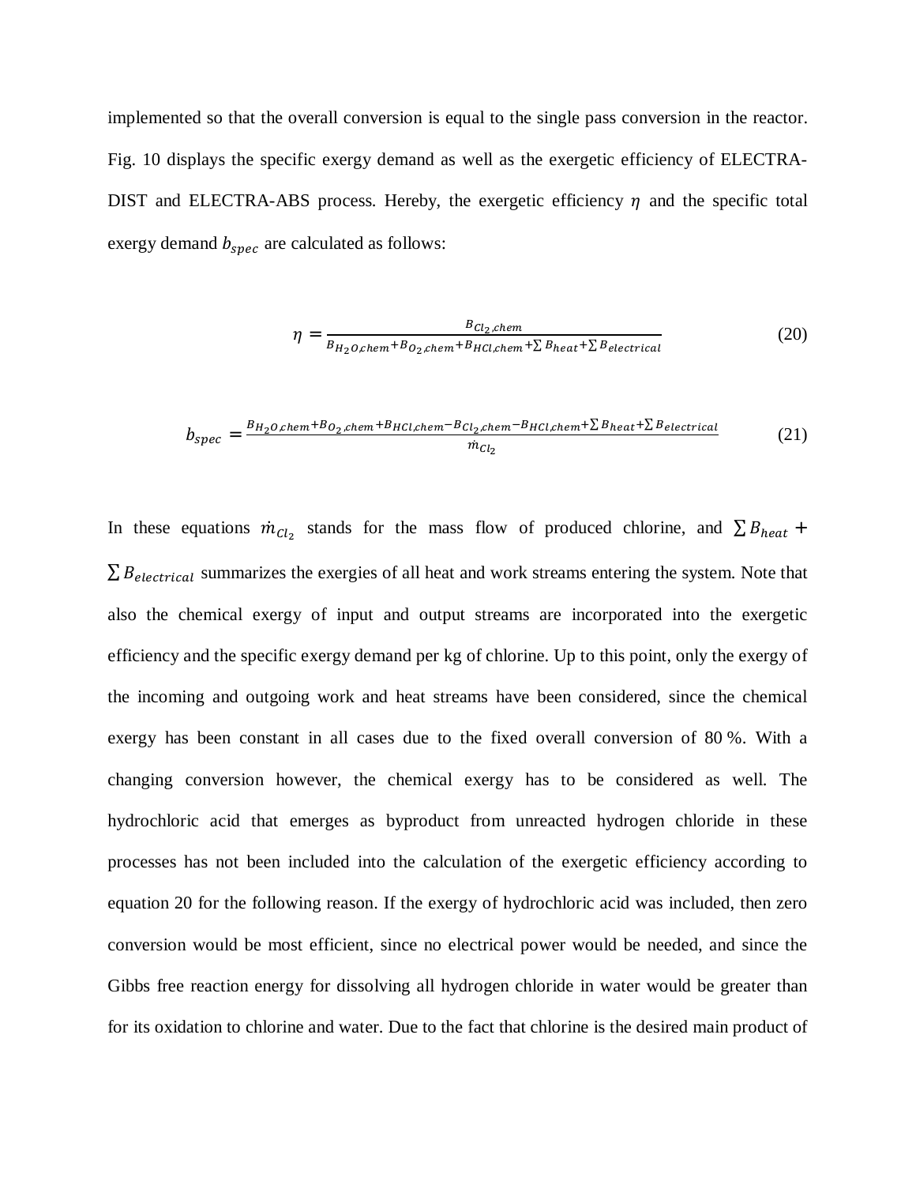implemented so that the overall conversion is equal to the single pass conversion in the reactor. Fig. 10 displays the specific exergy demand as well as the exergetic efficiency of ELECTRA-DIST and ELECTRA-ABS process. Hereby, the exergetic efficiency $\eta$ and the specific total exergy demand $b_{spec}$ are calculated as follows:

$$\eta = \frac{B_{Cl_2,chem}}{B_{H_2O,chem}+B_{O_2,chem}+B_{HCl,chem}+\sum B_{heat}+\sum B_{electrical}} \tag{20}$$

$$b_{spec} = \frac{B_{H_2O,chem}+B_{O_2,chem}+B_{HCl,chem}-B_{Cl_2,chem}-B_{HCl,chem}+\sum B_{heat}+\sum B_{electrical}}{\dot{m}_{Cl_2}} \tag{21}$$

In these equations $\dot{m}_{Cl_2}$ stands for the mass flow of produced chlorine, and $\sum B_{heat} + \sum B_{electrical}$ summarizes the exergies of all heat and work streams entering the system. Note that also the chemical exergy of input and output streams are incorporated into the exergetic efficiency and the specific exergy demand per kg of chlorine. Up to this point, only the exergy of the incoming and outgoing work and heat streams have been considered, since the chemical exergy has been constant in all cases due to the fixed overall conversion of 80 %. With a changing conversion however, the chemical exergy has to be considered as well. The hydrochloric acid that emerges as byproduct from unreacted hydrogen chloride in these processes has not been included into the calculation of the exergetic efficiency according to equation 20 for the following reason. If the exergy of hydrochloric acid was included, then zero conversion would be most efficient, since no electrical power would be needed, and since the Gibbs free reaction energy for dissolving all hydrogen chloride in water would be greater than for its oxidation to chlorine and water. Due to the fact that chlorine is the desired main product of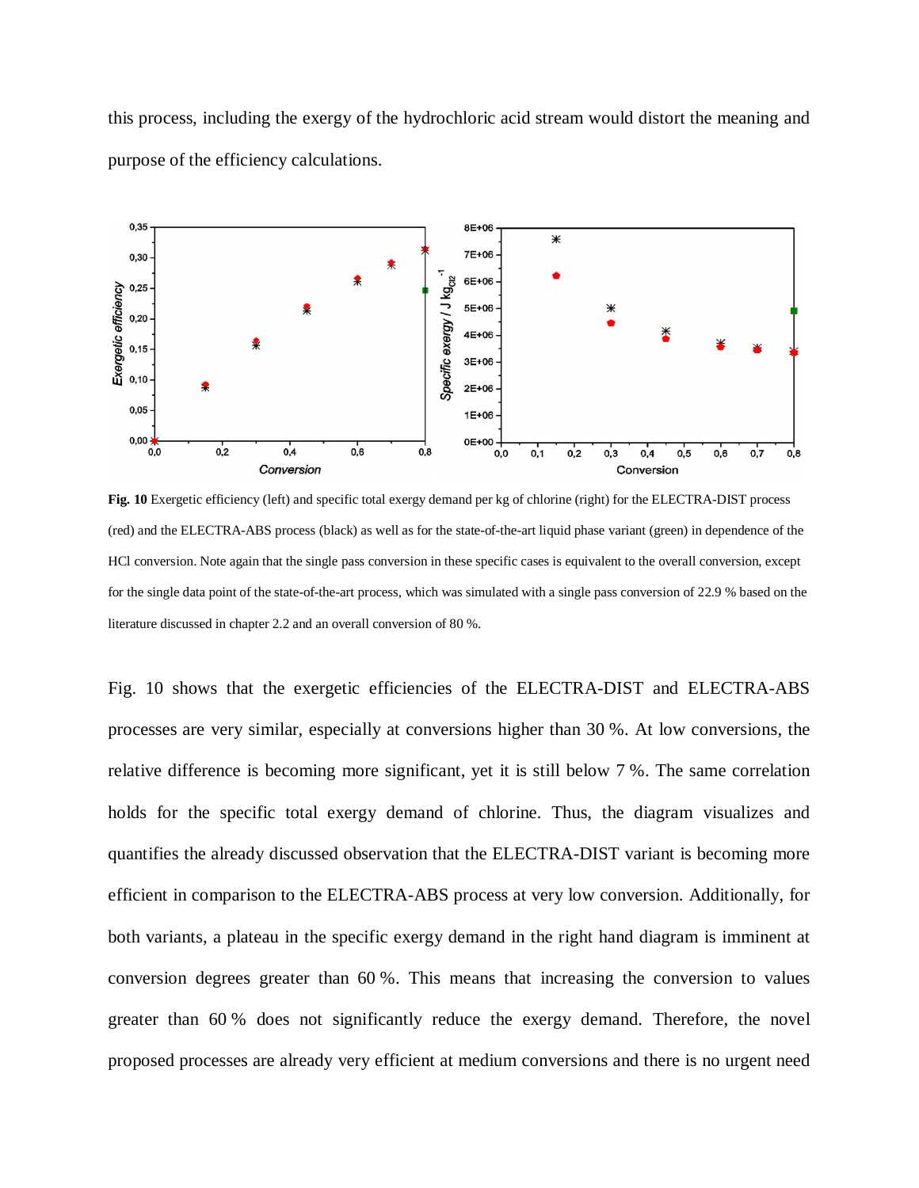this process, including the exergy of the hydrochloric acid stream would distort the meaning and purpose of the efficiency calculations.

**Fig. 10** Exergetic efficiency (left) and specific total exergy demand per kg of chlorine (right) for the ELECTRA-DIST process (red) and the ELECTRA-ABS process (black) as well as for the state-of-the-art liquid phase variant (green) in dependence of the HCl conversion. Note again that the single pass conversion in these specific cases is equivalent to the overall conversion, except for the single data point of the state-of-the-art process, which was simulated with a single pass conversion of 22.9 % based on the literature discussed in chapter 2.2 and an overall conversion of 80 %.

Fig. 10 shows that the exergetic efficiencies of the ELECTRA-DIST and ELECTRA-ABS processes are very similar, especially at conversions higher than 30 %. At low conversions, the relative difference is becoming more significant, yet it is still below 7 %. The same correlation holds for the specific total exergy demand of chlorine. Thus, the diagram visualizes and quantifies the already discussed observation that the ELECTRA-DIST variant is becoming more efficient in comparison to the ELECTRA-ABS process at very low conversion. Additionally, for both variants, a plateau in the specific exergy demand in the right hand diagram is imminent at conversion degrees greater than 60 %. This means that increasing the conversion to values greater than 60 % does not significantly reduce the exergy demand. Therefore, the novel proposed processes are already very efficient at medium conversions and there is no urgent need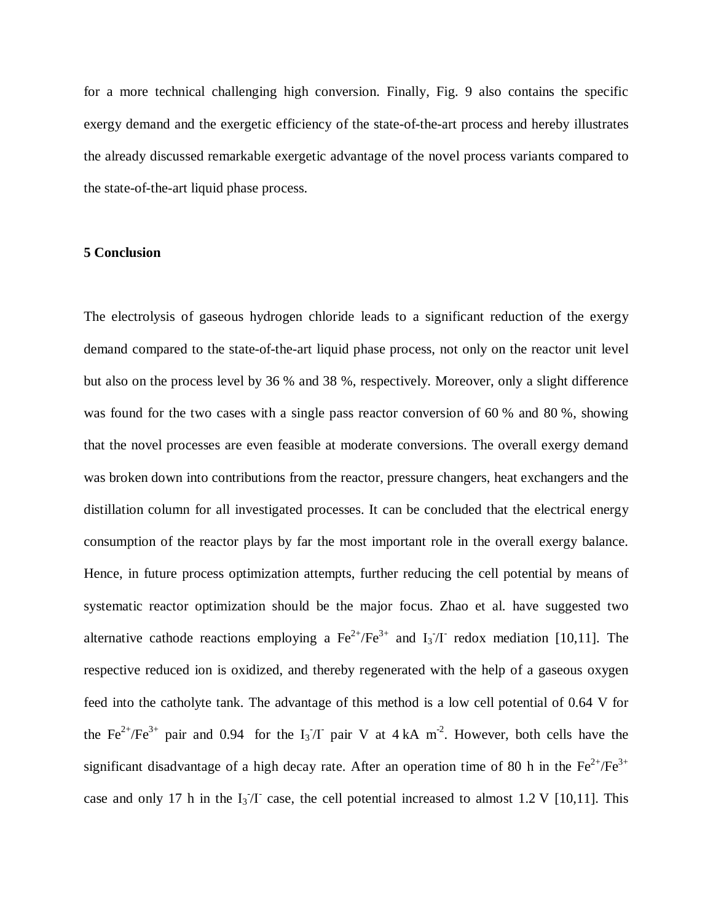for a more technical challenging high conversion. Finally, Fig. 9 also contains the specific exergy demand and the exergetic efficiency of the state-of-the-art process and hereby illustrates the already discussed remarkable exergetic advantage of the novel process variants compared to the state-of-the-art liquid phase process.

## 5 Conclusion

The electrolysis of gaseous hydrogen chloride leads to a significant reduction of the exergy demand compared to the state-of-the-art liquid phase process, not only on the reactor unit level but also on the process level by 36 % and 38 %, respectively. Moreover, only a slight difference was found for the two cases with a single pass reactor conversion of 60 % and 80 %, showing that the novel processes are even feasible at moderate conversions. The overall exergy demand was broken down into contributions from the reactor, pressure changers, heat exchangers and the distillation column for all investigated processes. It can be concluded that the electrical energy consumption of the reactor plays by far the most important role in the overall exergy balance. Hence, in future process optimization attempts, further reducing the cell potential by means of systematic reactor optimization should be the major focus. Zhao et al. have suggested two alternative cathode reactions employing a $Fe^{2+}/Fe^{3+}$ and $I_3^-/I^-$ redox mediation [10,11]. The respective reduced ion is oxidized, and thereby regenerated with the help of a gaseous oxygen feed into the catholyte tank. The advantage of this method is a low cell potential of 0.64 V for the $Fe^{2+}/Fe^{3+}$ pair and 0.94 for the $I_3^-/I^-$ pair V at 4 kA m$^{-2}$. However, both cells have the significant disadvantage of a high decay rate. After an operation time of 80 h in the $Fe^{2+}/Fe^{3+}$ case and only 17 h in the $I_3^-/I^-$ case, the cell potential increased to almost 1.2 V [10,11]. This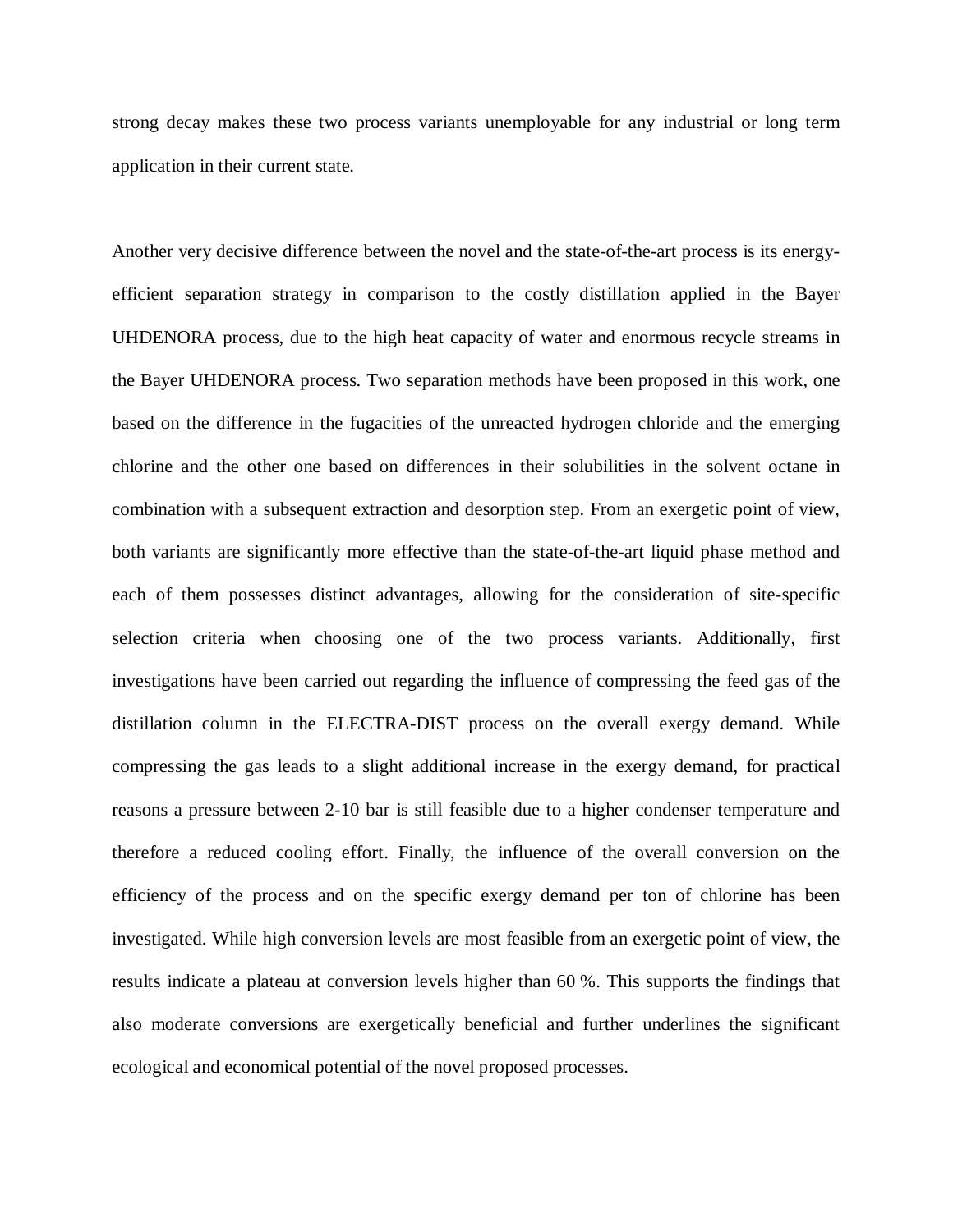strong decay makes these two process variants unemployable for any industrial or long term application in their current state.

Another very decisive difference between the novel and the state-of-the-art process is its energy-efficient separation strategy in comparison to the costly distillation applied in the Bayer UHDENORA process, due to the high heat capacity of water and enormous recycle streams in the Bayer UHDENORA process. Two separation methods have been proposed in this work, one based on the difference in the fugacities of the unreacted hydrogen chloride and the emerging chlorine and the other one based on differences in their solubilities in the solvent octane in combination with a subsequent extraction and desorption step. From an exergetic point of view, both variants are significantly more effective than the state-of-the-art liquid phase method and each of them possesses distinct advantages, allowing for the consideration of site-specific selection criteria when choosing one of the two process variants. Additionally, first investigations have been carried out regarding the influence of compressing the feed gas of the distillation column in the ELECTRA-DIST process on the overall exergy demand. While compressing the gas leads to a slight additional increase in the exergy demand, for practical reasons a pressure between 2-10 bar is still feasible due to a higher condenser temperature and therefore a reduced cooling effort. Finally, the influence of the overall conversion on the efficiency of the process and on the specific exergy demand per ton of chlorine has been investigated. While high conversion levels are most feasible from an exergetic point of view, the results indicate a plateau at conversion levels higher than 60 %. This supports the findings that also moderate conversions are exergetically beneficial and further underlines the significant ecological and economical potential of the novel proposed processes.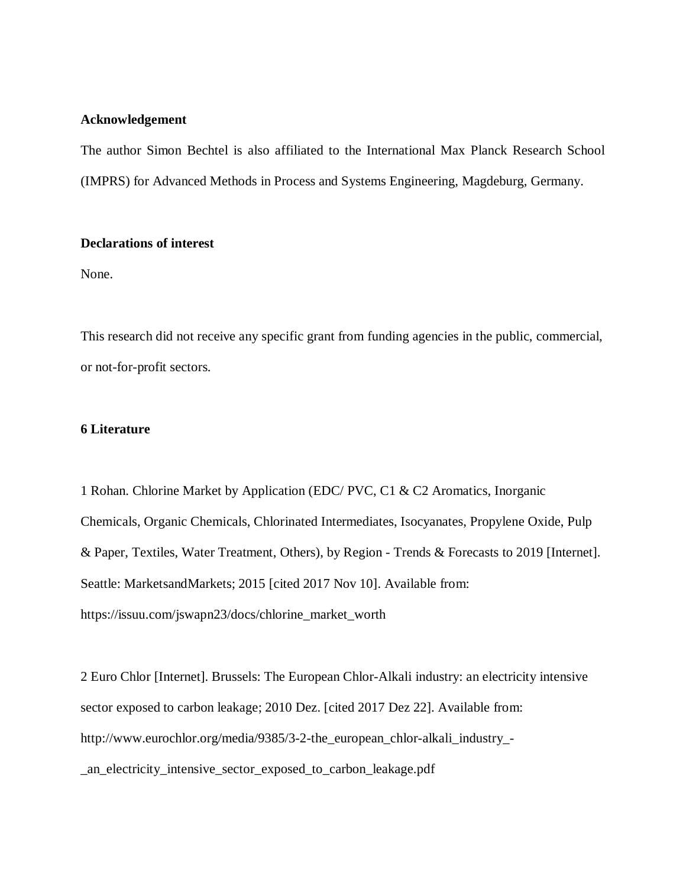**Acknowledgement**

The author Simon Bechtel is also affiliated to the International Max Planck Research School (IMPRS) for Advanced Methods in Process and Systems Engineering, Magdeburg, Germany.

**Declarations of interest**

None.

This research did not receive any specific grant from funding agencies in the public, commercial, or not-for-profit sectors.

## 6 Literature

1 Rohan. Chlorine Market by Application (EDC/ PVC, C1 & C2 Aromatics, Inorganic Chemicals, Organic Chemicals, Chlorinated Intermediates, Isocyanates, Propylene Oxide, Pulp & Paper, Textiles, Water Treatment, Others), by Region - Trends & Forecasts to 2019 [Internet]. Seattle: MarketsandMarkets; 2015 [cited 2017 Nov 10]. Available from: https://issuu.com/jswapn23/docs/chlorine_market_worth

2 Euro Chlor [Internet]. Brussels: The European Chlor-Alkali industry: an electricity intensive sector exposed to carbon leakage; 2010 Dez. [cited 2017 Dez 22]. Available from: http://www.eurochlor.org/media/9385/3-2-the_european_chlor-alkali_industry_-_an_electricity_intensive_sector_exposed_to_carbon_leakage.pdf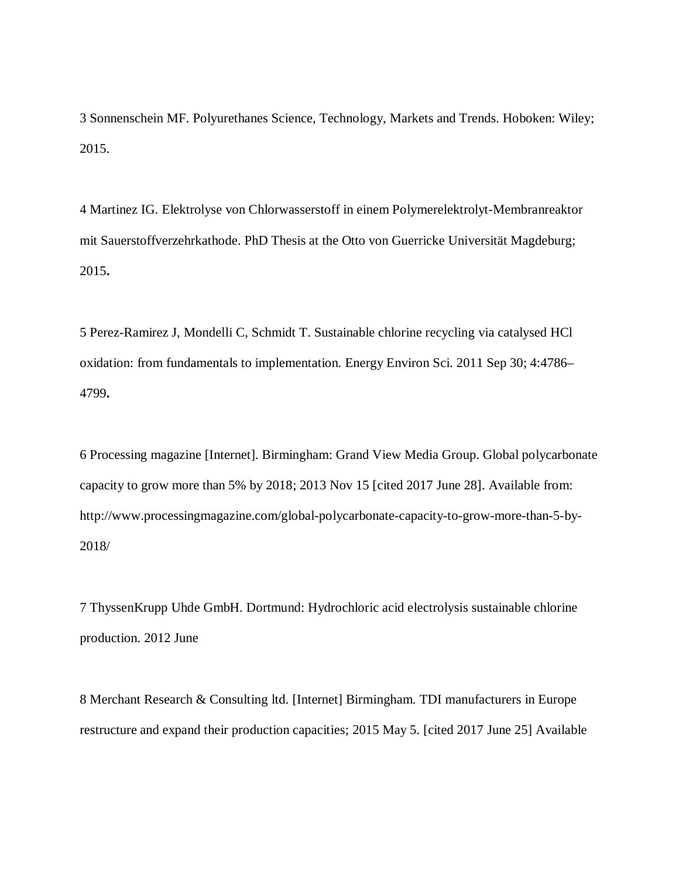3 Sonnenschein MF. Polyurethanes Science, Technology, Markets and Trends. Hoboken: Wiley; 2015.

4 Martinez IG. Elektrolyse von Chlorwasserstoff in einem Polymerelektrolyt-Membranreaktor mit Sauerstoffverzehrkathode. PhD Thesis at the Otto von Guerricke Universität Magdeburg; 2015**.**

5 Perez-Ramirez J, Mondelli C, Schmidt T. Sustainable chlorine recycling via catalysed HCl oxidation: from fundamentals to implementation. Energy Environ Sci. 2011 Sep 30; 4:4786–4799**.**

6 Processing magazine [Internet]. Birmingham: Grand View Media Group. Global polycarbonate capacity to grow more than 5% by 2018; 2013 Nov 15 [cited 2017 June 28]. Available from: http://www.processingmagazine.com/global-polycarbonate-capacity-to-grow-more-than-5-by-2018/

7 ThyssenKrupp Uhde GmbH. Dortmund: Hydrochloric acid electrolysis sustainable chlorine production. 2012 June

8 Merchant Research & Consulting ltd. [Internet] Birmingham. TDI manufacturers in Europe restructure and expand their production capacities; 2015 May 5. [cited 2017 June 25] Available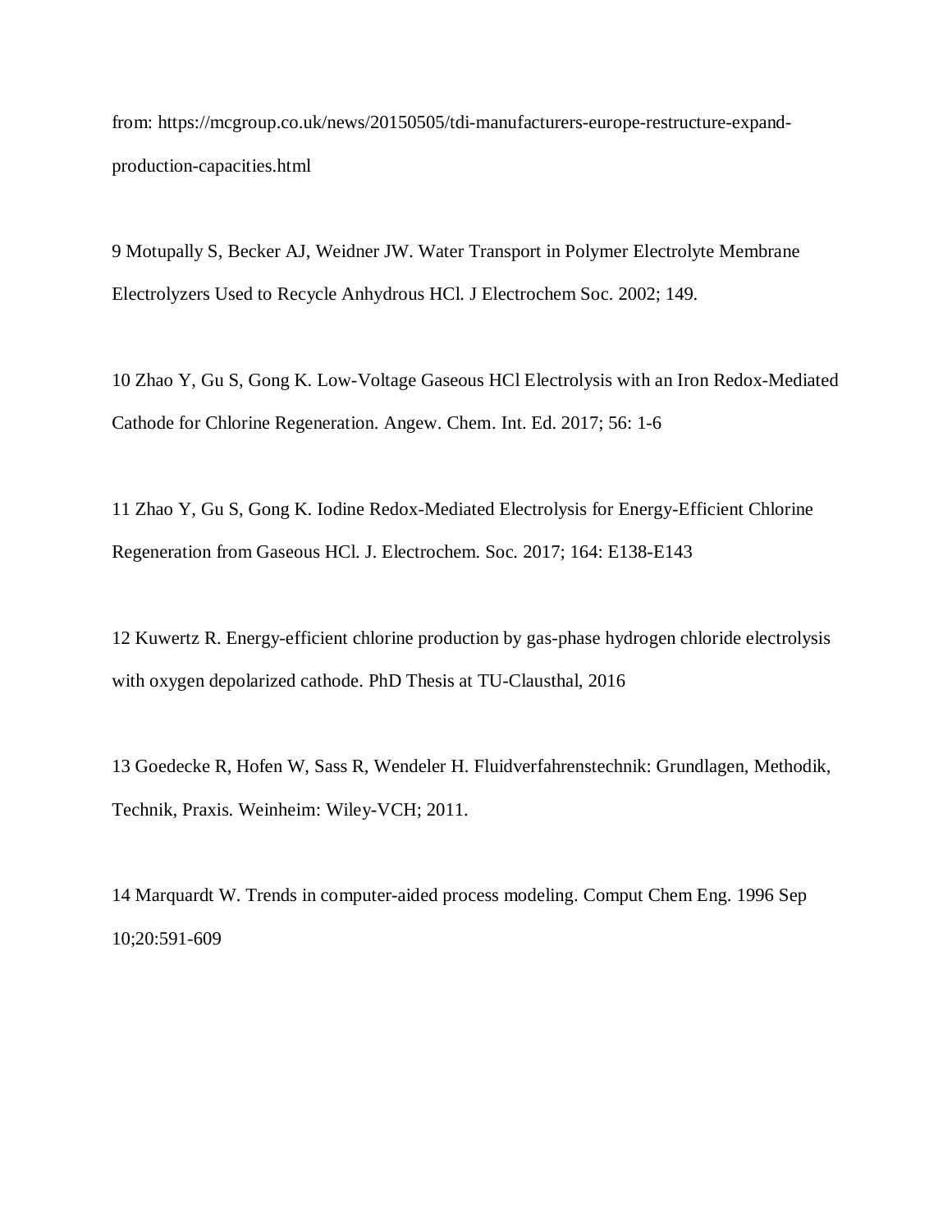from: https://mcgroup.co.uk/news/20150505/tdi-manufacturers-europe-restructure-expand-production-capacities.html

9 Motupally S, Becker AJ, Weidner JW. Water Transport in Polymer Electrolyte Membrane Electrolyzers Used to Recycle Anhydrous HCl. J Electrochem Soc. 2002; 149.

10 Zhao Y, Gu S, Gong K. Low-Voltage Gaseous HCl Electrolysis with an Iron Redox-Mediated Cathode for Chlorine Regeneration. Angew. Chem. Int. Ed. 2017; 56: 1-6

11 Zhao Y, Gu S, Gong K. Iodine Redox-Mediated Electrolysis for Energy-Efficient Chlorine Regeneration from Gaseous HCl. J. Electrochem. Soc. 2017; 164: E138-E143

12 Kuwertz R. Energy-efficient chlorine production by gas-phase hydrogen chloride electrolysis with oxygen depolarized cathode. PhD Thesis at TU-Clausthal, 2016

13 Goedecke R, Hofen W, Sass R, Wendeler H. Fluidverfahrenstechnik: Grundlagen, Methodik, Technik, Praxis. Weinheim: Wiley-VCH; 2011.

14 Marquardt W. Trends in computer-aided process modeling. Comput Chem Eng. 1996 Sep 10;20:591-609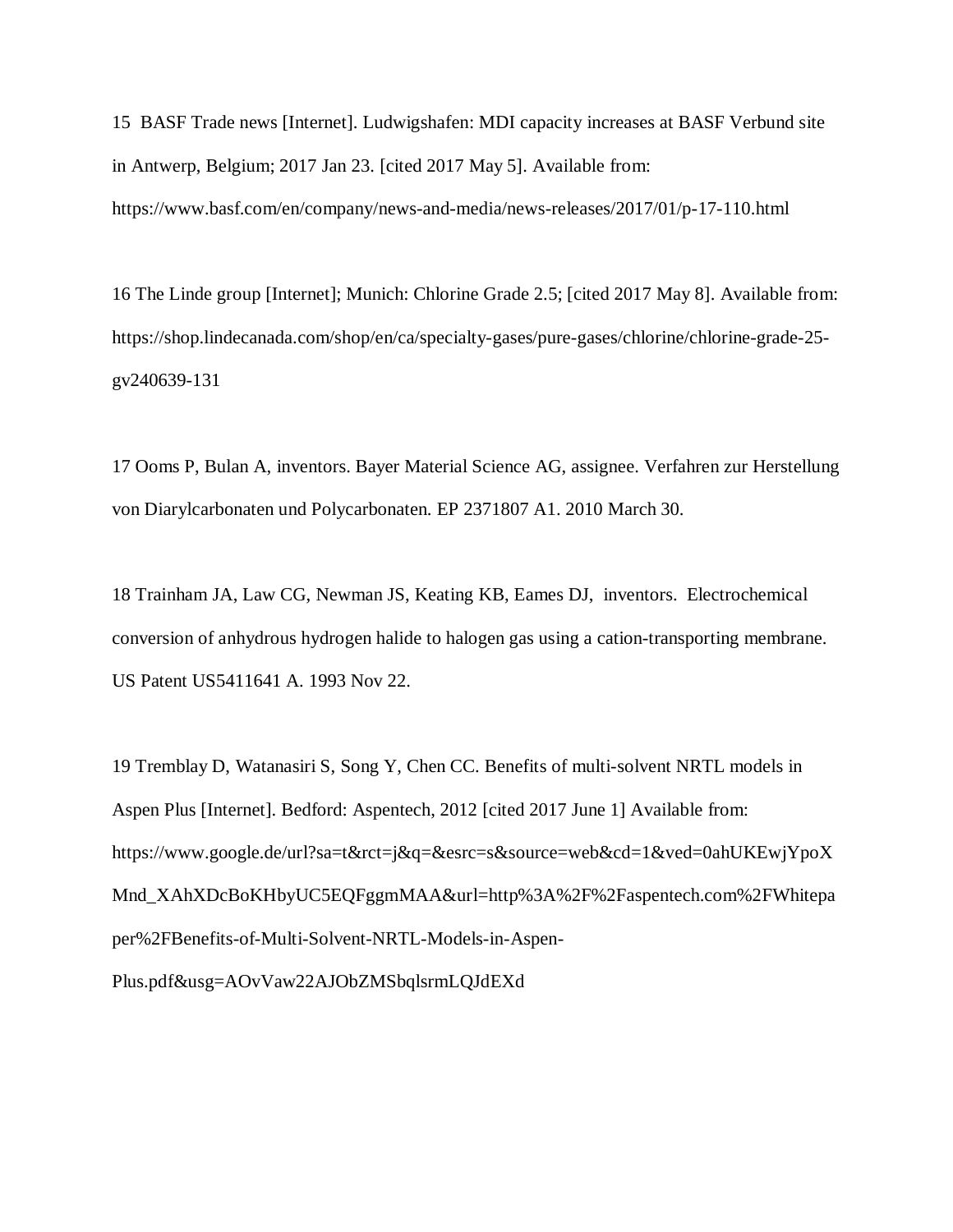15 BASF Trade news [Internet]. Ludwigshafen: MDI capacity increases at BASF Verbund site in Antwerp, Belgium; 2017 Jan 23. [cited 2017 May 5]. Available from: https://www.basf.com/en/company/news-and-media/news-releases/2017/01/p-17-110.html

16 The Linde group [Internet]; Munich: Chlorine Grade 2.5; [cited 2017 May 8]. Available from: https://shop.lindecanada.com/shop/en/ca/specialty-gases/pure-gases/chlorine/chlorine-grade-25-gv240639-131

17 Ooms P, Bulan A, inventors. Bayer Material Science AG, assignee. Verfahren zur Herstellung von Diarylcarbonaten und Polycarbonaten. EP 2371807 A1. 2010 March 30.

18 Trainham JA, Law CG, Newman JS, Keating KB, Eames DJ, inventors. Electrochemical conversion of anhydrous hydrogen halide to halogen gas using a cation-transporting membrane. US Patent US5411641 A. 1993 Nov 22.

19 Tremblay D, Watanasiri S, Song Y, Chen CC. Benefits of multi-solvent NRTL models in Aspen Plus [Internet]. Bedford: Aspentech, 2012 [cited 2017 June 1] Available from: https://www.google.de/url?sa=t&rct=j&q=&esrc=s&source=web&cd=1&ved=0ahUKEwjYpoXMnd_XAhXDcBoKHbyUC5EQFggmMAA&url=http%3A%2F%2Faspentech.com%2FWhitepaper%2FBenefits-of-Multi-Solvent-NRTL-Models-in-Aspen-Plus.pdf&usg=AOvVaw22AJObZMSbqlsrmLQJdEXd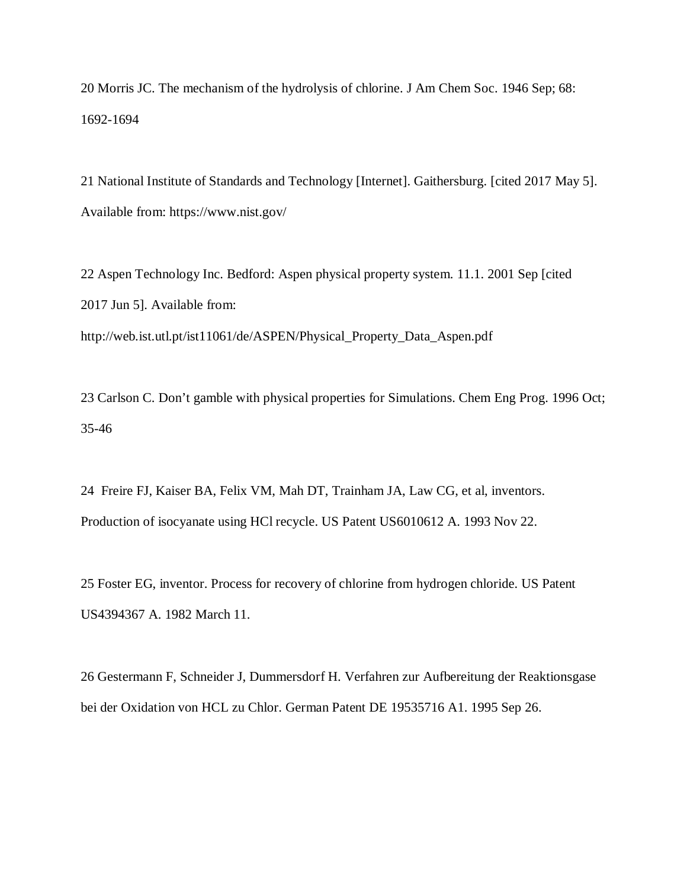20 Morris JC. The mechanism of the hydrolysis of chlorine. J Am Chem Soc. 1946 Sep; 68: 1692-1694

21 National Institute of Standards and Technology [Internet]. Gaithersburg. [cited 2017 May 5]. Available from: https://www.nist.gov/

22 Aspen Technology Inc. Bedford: Aspen physical property system. 11.1. 2001 Sep [cited 2017 Jun 5]. Available from: http://web.ist.utl.pt/ist11061/de/ASPEN/Physical_Property_Data_Aspen.pdf

23 Carlson C. Don't gamble with physical properties for Simulations. Chem Eng Prog. 1996 Oct; 35-46

24 Freire FJ, Kaiser BA, Felix VM, Mah DT, Trainham JA, Law CG, et al, inventors. Production of isocyanate using HCl recycle. US Patent US6010612 A. 1993 Nov 22.

25 Foster EG, inventor. Process for recovery of chlorine from hydrogen chloride. US Patent US4394367 A. 1982 March 11.

26 Gestermann F, Schneider J, Dummersdorf H. Verfahren zur Aufbereitung der Reaktionsgase bei der Oxidation von HCL zu Chlor. German Patent DE 19535716 A1. 1995 Sep 26.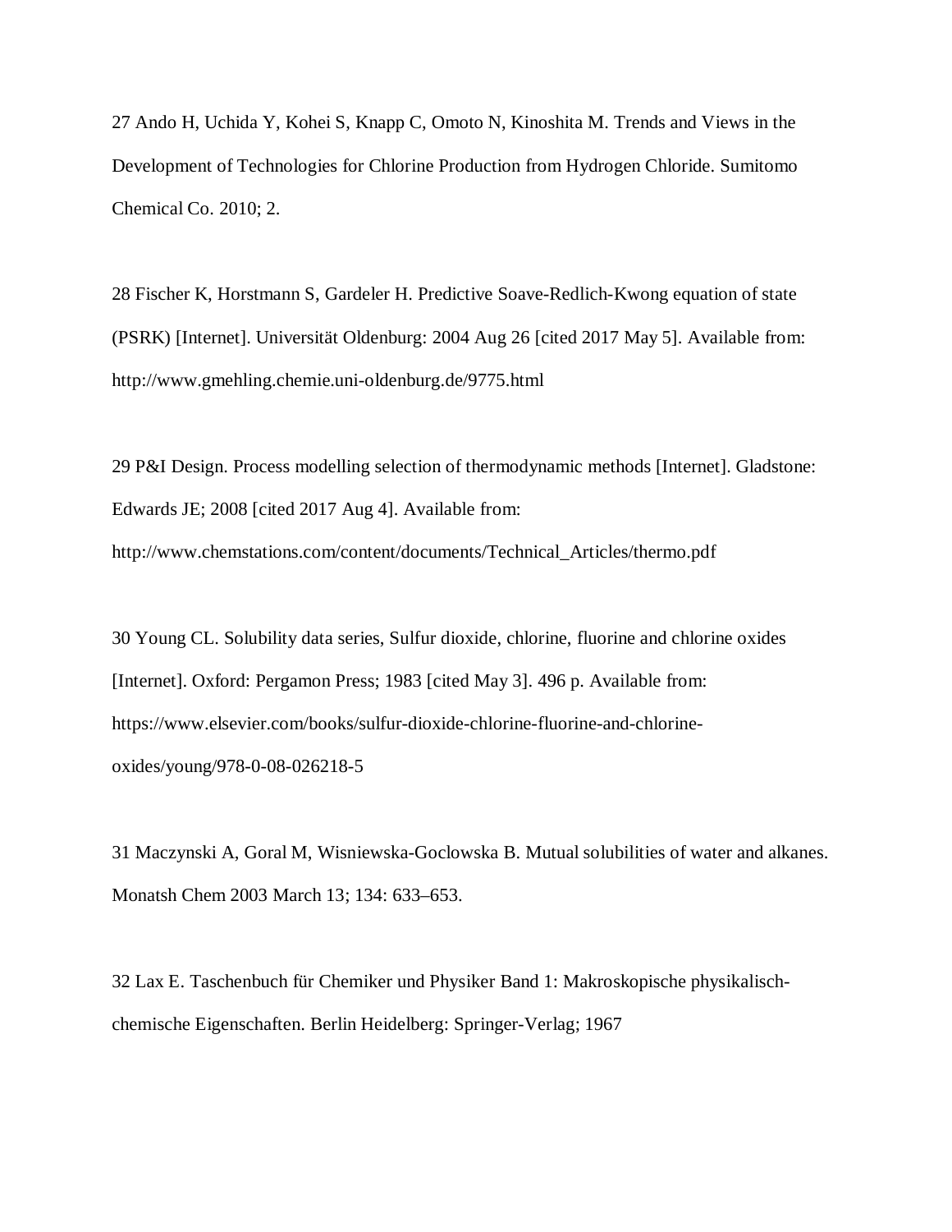27 Ando H, Uchida Y, Kohei S, Knapp C, Omoto N, Kinoshita M. Trends and Views in the Development of Technologies for Chlorine Production from Hydrogen Chloride. Sumitomo Chemical Co. 2010; 2.

28 Fischer K, Horstmann S, Gardeler H. Predictive Soave-Redlich-Kwong equation of state (PSRK) [Internet]. Universität Oldenburg: 2004 Aug 26 [cited 2017 May 5]. Available from: http://www.gmehling.chemie.uni-oldenburg.de/9775.html

29 P&I Design. Process modelling selection of thermodynamic methods [Internet]. Gladstone: Edwards JE; 2008 [cited 2017 Aug 4]. Available from: http://www.chemstations.com/content/documents/Technical_Articles/thermo.pdf

30 Young CL. Solubility data series, Sulfur dioxide, chlorine, fluorine and chlorine oxides [Internet]. Oxford: Pergamon Press; 1983 [cited May 3]. 496 p. Available from: https://www.elsevier.com/books/sulfur-dioxide-chlorine-fluorine-and-chlorine-oxides/young/978-0-08-026218-5

31 Maczynski A, Goral M, Wisniewska-Goclowska B. Mutual solubilities of water and alkanes. Monatsh Chem 2003 March 13; 134: 633–653.

32 Lax E. Taschenbuch für Chemiker und Physiker Band 1: Makroskopische physikalisch-chemische Eigenschaften. Berlin Heidelberg: Springer-Verlag; 1967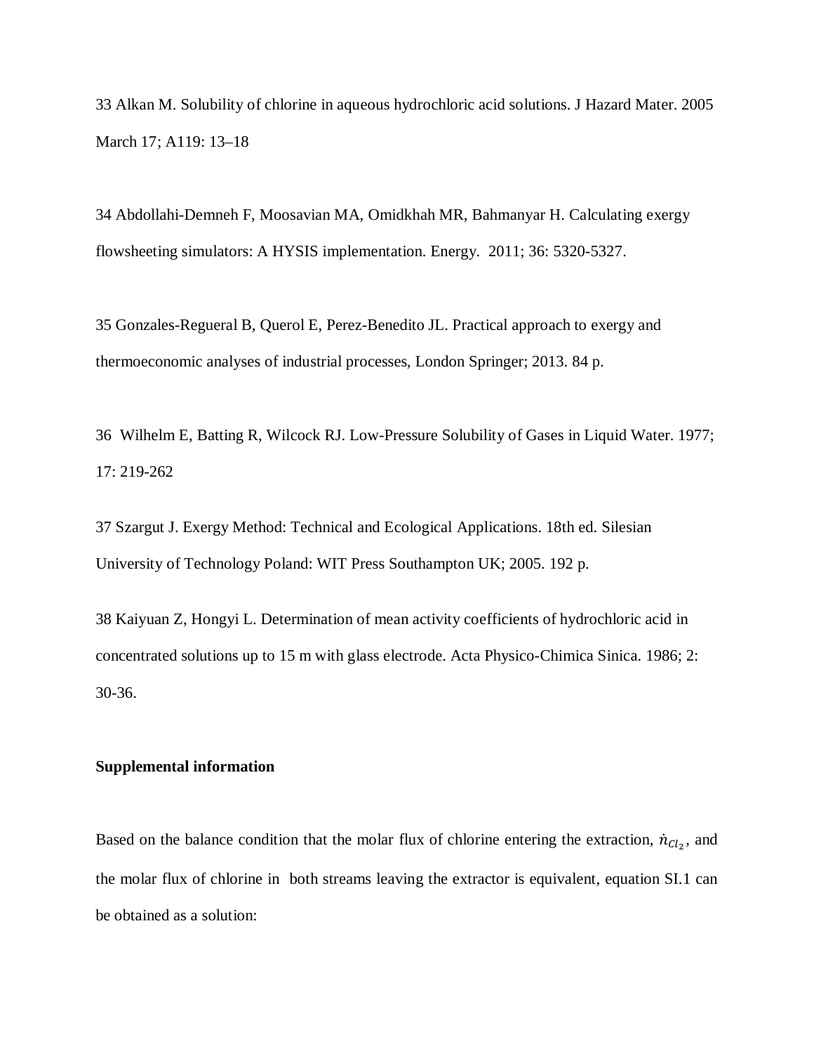33 Alkan M. Solubility of chlorine in aqueous hydrochloric acid solutions. J Hazard Mater. 2005 March 17; A119: 13–18

34 Abdollahi-Demneh F, Moosavian MA, Omidkhah MR, Bahmanyar H. Calculating exergy flowsheeting simulators: A HYSIS implementation. Energy. 2011; 36: 5320-5327.

35 Gonzales-Regueral B, Querol E, Perez-Benedito JL. Practical approach to exergy and thermoeconomic analyses of industrial processes, London Springer; 2013. 84 p.

36 Wilhelm E, Batting R, Wilcock RJ. Low-Pressure Solubility of Gases in Liquid Water. 1977; 17: 219-262

37 Szargut J. Exergy Method: Technical and Ecological Applications. 18th ed. Silesian University of Technology Poland: WIT Press Southampton UK; 2005. 192 p.

38 Kaiyuan Z, Hongyi L. Determination of mean activity coefficients of hydrochloric acid in concentrated solutions up to 15 m with glass electrode. Acta Physico-Chimica Sinica. 1986; 2: 30-36.

**Supplemental information**

Based on the balance condition that the molar flux of chlorine entering the extraction, $\dot{n}_{Cl_2}$, and the molar flux of chlorine in both streams leaving the extractor is equivalent, equation SI.1 can be obtained as a solution: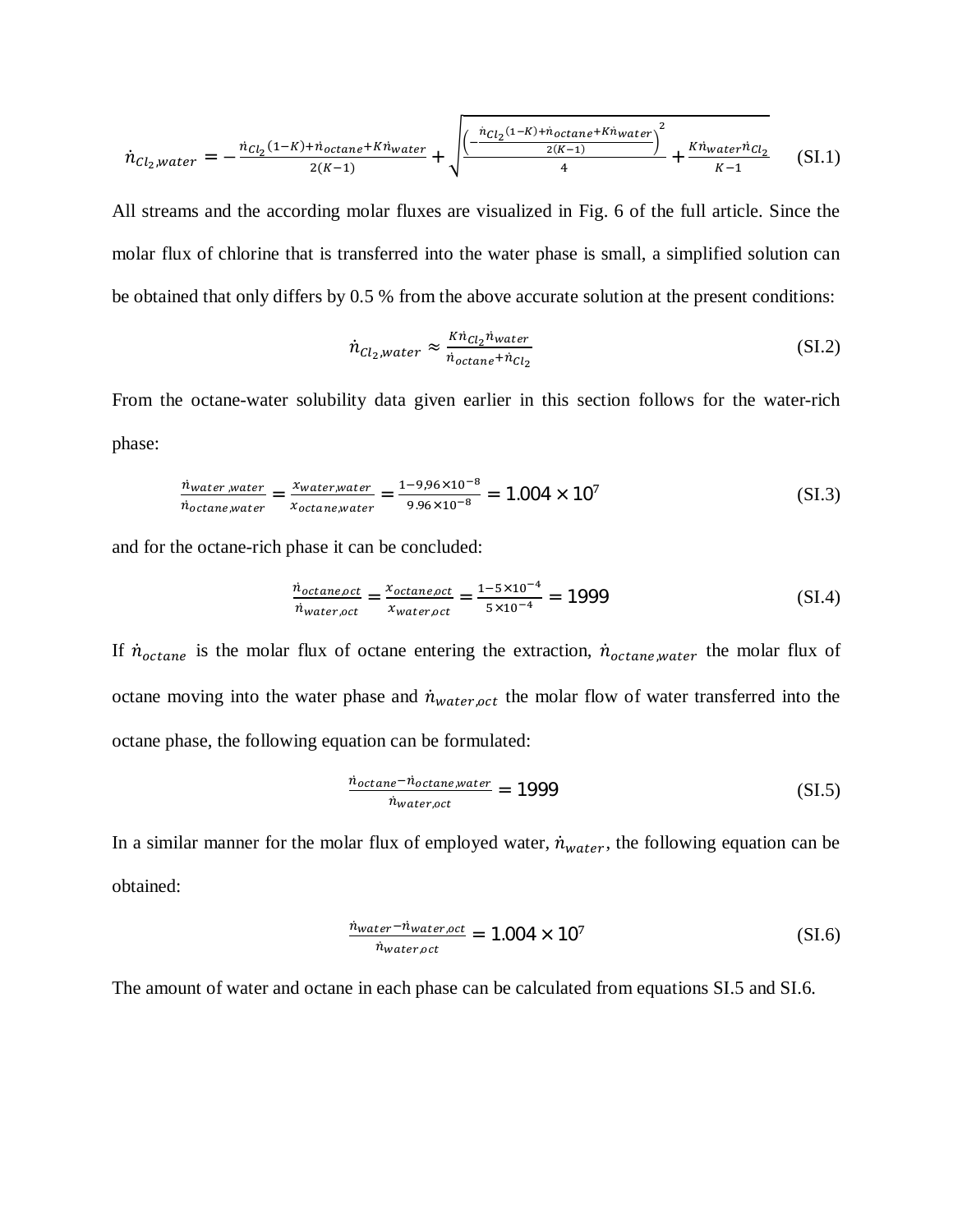$$\dot{n}_{Cl_2,water} = -\frac{\dot{n}_{Cl_2}(1-K)+\dot{n}_{octane}+K\dot{n}_{water}}{2(K-1)} + \sqrt{\frac{\left(-\frac{\dot{n}_{Cl_2}(1-K)+\dot{n}_{octane}+K\dot{n}_{water}}{2(K-1)}\right)^2}{4} + \frac{K\dot{n}_{water}\dot{n}_{Cl_2}}{K-1}} \qquad \text{(SI.1)}$$

All streams and the according molar fluxes are visualized in Fig. 6 of the full article. Since the molar flux of chlorine that is transferred into the water phase is small, a simplified solution can be obtained that only differs by 0.5 % from the above accurate solution at the present conditions:

$$\dot{n}_{Cl_2,water} \approx \frac{K\dot{n}_{Cl_2}\dot{n}_{water}}{\dot{n}_{octane}+\dot{n}_{Cl_2}} \qquad \text{(SI.2)}$$

From the octane-water solubility data given earlier in this section follows for the water-rich phase:

$$\frac{\dot{n}_{water,water}}{\dot{n}_{octane,water}} = \frac{x_{water,water}}{x_{octane,water}} = \frac{1-9{,}96\times10^{-8}}{9.96\times10^{-8}} = 1.004\times10^{7} \qquad \text{(SI.3)}$$

and for the octane-rich phase it can be concluded:

$$\frac{\dot{n}_{octane,oct}}{\dot{n}_{water,oct}} = \frac{x_{octane,oct}}{x_{water,oct}} = \frac{1-5\times10^{-4}}{5\times10^{-4}} = 1999 \qquad \text{(SI.4)}$$

If $\dot{n}_{octane}$ is the molar flux of octane entering the extraction, $\dot{n}_{octane,water}$ the molar flux of octane moving into the water phase and $\dot{n}_{water,oct}$ the molar flow of water transferred into the octane phase, the following equation can be formulated:

$$\frac{\dot{n}_{octane}-\dot{n}_{octane,water}}{\dot{n}_{water,oct}} = 1999 \qquad \text{(SI.5)}$$

In a similar manner for the molar flux of employed water, $\dot{n}_{water}$, the following equation can be obtained:

$$\frac{\dot{n}_{water}-\dot{n}_{water,oct}}{\dot{n}_{water,oct}} = 1.004\times10^{7} \qquad \text{(SI.6)}$$

The amount of water and octane in each phase can be calculated from equations SI.5 and SI.6.